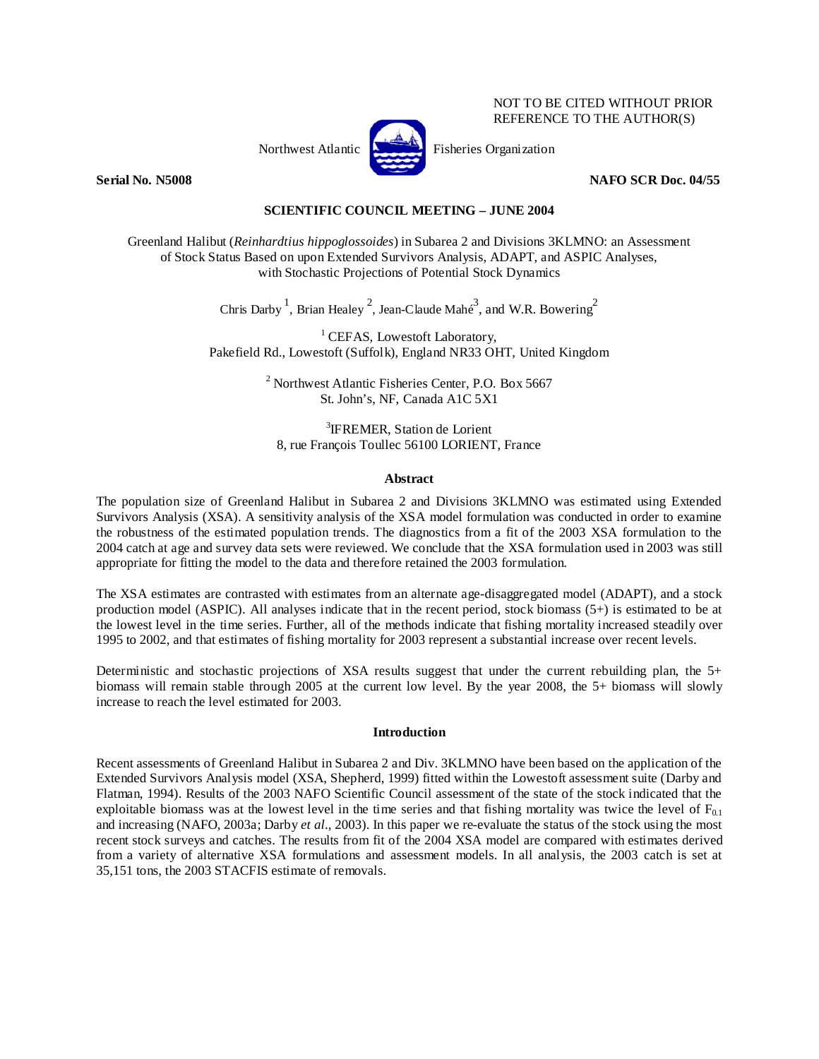NOT TO BE CITED WITHOUT PRIOR REFERENCE TO THE AUTHOR(S)

Northwest Atlantic Fisheries Organization

**Serial No. N5008** **NAFO SCR Doc. 04/55**

**SCIENTIFIC COUNCIL MEETING – JUNE 2004**

Greenland Halibut (*Reinhardtius hippoglossoides*) in Subarea 2 and Divisions 3KLMNO: an Assessment of Stock Status Based on upon Extended Survivors Analysis, ADAPT, and ASPIC Analyses, with Stochastic Projections of Potential Stock Dynamics

Chris Darby [1], Brian Healey [2], Jean-Claude Mahé[3], and W.R. Bowering[2]

[1] CEFAS, Lowestoft Laboratory, Pakefield Rd., Lowestoft (Suffolk), England NR33 OHT, United Kingdom

[2] Northwest Atlantic Fisheries Center, P.O. Box 5667 St. John's, NF, Canada A1C 5X1

[3]IFREMER, Station de Lorient 8, rue François Toullec 56100 LORIENT, France

## Abstract

The population size of Greenland Halibut in Subarea 2 and Divisions 3KLMNO was estimated using Extended Survivors Analysis (XSA). A sensitivity analysis of the XSA model formulation was conducted in order to examine the robustness of the estimated population trends. The diagnostics from a fit of the 2003 XSA formulation to the 2004 catch at age and survey data sets were reviewed. We conclude that the XSA formulation used in 2003 was still appropriate for fitting the model to the data and therefore retained the 2003 formulation.

The XSA estimates are contrasted with estimates from an alternate age-disaggregated model (ADAPT), and a stock production model (ASPIC). All analyses indicate that in the recent period, stock biomass (5+) is estimated to be at the lowest level in the time series. Further, all of the methods indicate that fishing mortality increased steadily over 1995 to 2002, and that estimates of fishing mortality for 2003 represent a substantial increase over recent levels.

Deterministic and stochastic projections of XSA results suggest that under the current rebuilding plan, the 5+ biomass will remain stable through 2005 at the current low level. By the year 2008, the 5+ biomass will slowly increase to reach the level estimated for 2003.

## Introduction

Recent assessments of Greenland Halibut in Subarea 2 and Div. 3KLMNO have been based on the application of the Extended Survivors Analysis model (XSA, Shepherd, 1999) fitted within the Lowestoft assessment suite (Darby and Flatman, 1994). Results of the 2003 NAFO Scientific Council assessment of the state of the stock indicated that the exploitable biomass was at the lowest level in the time series and that fishing mortality was twice the level of $F_{0.1}$ and increasing (NAFO, 2003a; Darby *et al*., 2003). In this paper we re-evaluate the status of the stock using the most recent stock surveys and catches. The results from fit of the 2004 XSA model are compared with estimates derived from a variety of alternative XSA formulations and assessment models. In all analysis, the 2003 catch is set at 35,151 tons, the 2003 STACFIS estimate of removals.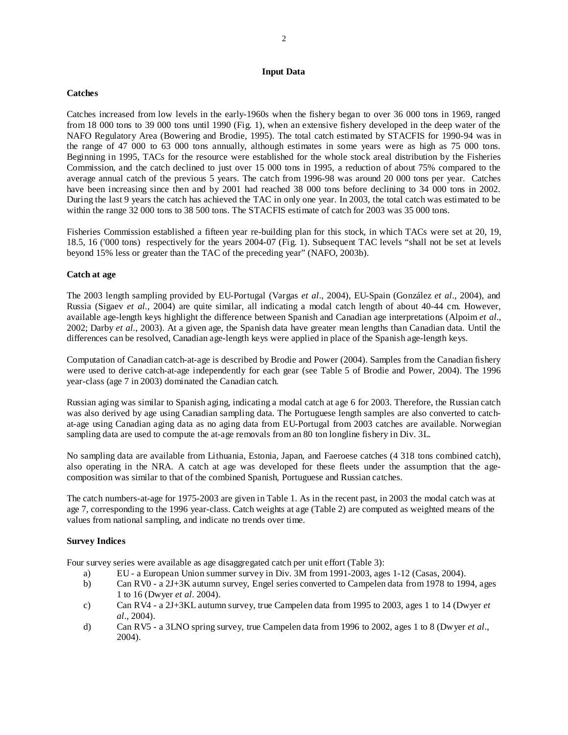## Input Data

### Catches

Catches increased from low levels in the early-1960s when the fishery began to over 36 000 tons in 1969, ranged from 18 000 tons to 39 000 tons until 1990 (Fig. 1), when an extensive fishery developed in the deep water of the NAFO Regulatory Area (Bowering and Brodie, 1995). The total catch estimated by STACFIS for 1990-94 was in the range of 47 000 to 63 000 tons annually, although estimates in some years were as high as 75 000 tons. Beginning in 1995, TACs for the resource were established for the whole stock areal distribution by the Fisheries Commission, and the catch declined to just over 15 000 tons in 1995, a reduction of about 75% compared to the average annual catch of the previous 5 years. The catch from 1996-98 was around 20 000 tons per year. Catches have been increasing since then and by 2001 had reached 38 000 tons before declining to 34 000 tons in 2002. During the last 9 years the catch has achieved the TAC in only one year. In 2003, the total catch was estimated to be within the range 32 000 tons to 38 500 tons. The STACFIS estimate of catch for 2003 was 35 000 tons.

Fisheries Commission established a fifteen year re-building plan for this stock, in which TACs were set at 20, 19, 18.5, 16 ('000 tons) respectively for the years 2004-07 (Fig. 1). Subsequent TAC levels "shall not be set at levels beyond 15% less or greater than the TAC of the preceding year" (NAFO, 2003b).

### Catch at age

The 2003 length sampling provided by EU-Portugal (Vargas *et al*., 2004), EU-Spain (González *et al*., 2004), and Russia (Sigaev *et al*., 2004) are quite similar, all indicating a modal catch length of about 40-44 cm. However, available age-length keys highlight the difference between Spanish and Canadian age interpretations (Alpoim *et al*., 2002; Darby *et al*., 2003). At a given age, the Spanish data have greater mean lengths than Canadian data. Until the differences can be resolved, Canadian age-length keys were applied in place of the Spanish age-length keys.

Computation of Canadian catch-at-age is described by Brodie and Power (2004). Samples from the Canadian fishery were used to derive catch-at-age independently for each gear (see Table 5 of Brodie and Power, 2004). The 1996 year-class (age 7 in 2003) dominated the Canadian catch.

Russian aging was similar to Spanish aging, indicating a modal catch at age 6 for 2003. Therefore, the Russian catch was also derived by age using Canadian sampling data. The Portuguese length samples are also converted to catch-at-age using Canadian aging data as no aging data from EU-Portugal from 2003 catches are available. Norwegian sampling data are used to compute the at-age removals from an 80 ton longline fishery in Div. 3L.

No sampling data are available from Lithuania, Estonia, Japan, and Faeroese catches (4 318 tons combined catch), also operating in the NRA. A catch at age was developed for these fleets under the assumption that the age-composition was similar to that of the combined Spanish, Portuguese and Russian catches.

The catch numbers-at-age for 1975-2003 are given in Table 1. As in the recent past, in 2003 the modal catch was at age 7, corresponding to the 1996 year-class. Catch weights at age (Table 2) are computed as weighted means of the values from national sampling, and indicate no trends over time.

### Survey Indices

Four survey series were available as age disaggregated catch per unit effort (Table 3):

a) EU - a European Union summer survey in Div. 3M from 1991-2003, ages 1-12 (Casas, 2004).
b) Can RV0 - a 2J+3K autumn survey, Engel series converted to Campelen data from 1978 to 1994, ages 1 to 16 (Dwyer *et al*. 2004).
c) Can RV4 - a 2J+3KL autumn survey, true Campelen data from 1995 to 2003, ages 1 to 14 (Dwyer *et al*., 2004).
d) Can RV5 - a 3LNO spring survey, true Campelen data from 1996 to 2002, ages 1 to 8 (Dwyer *et al*., 2004).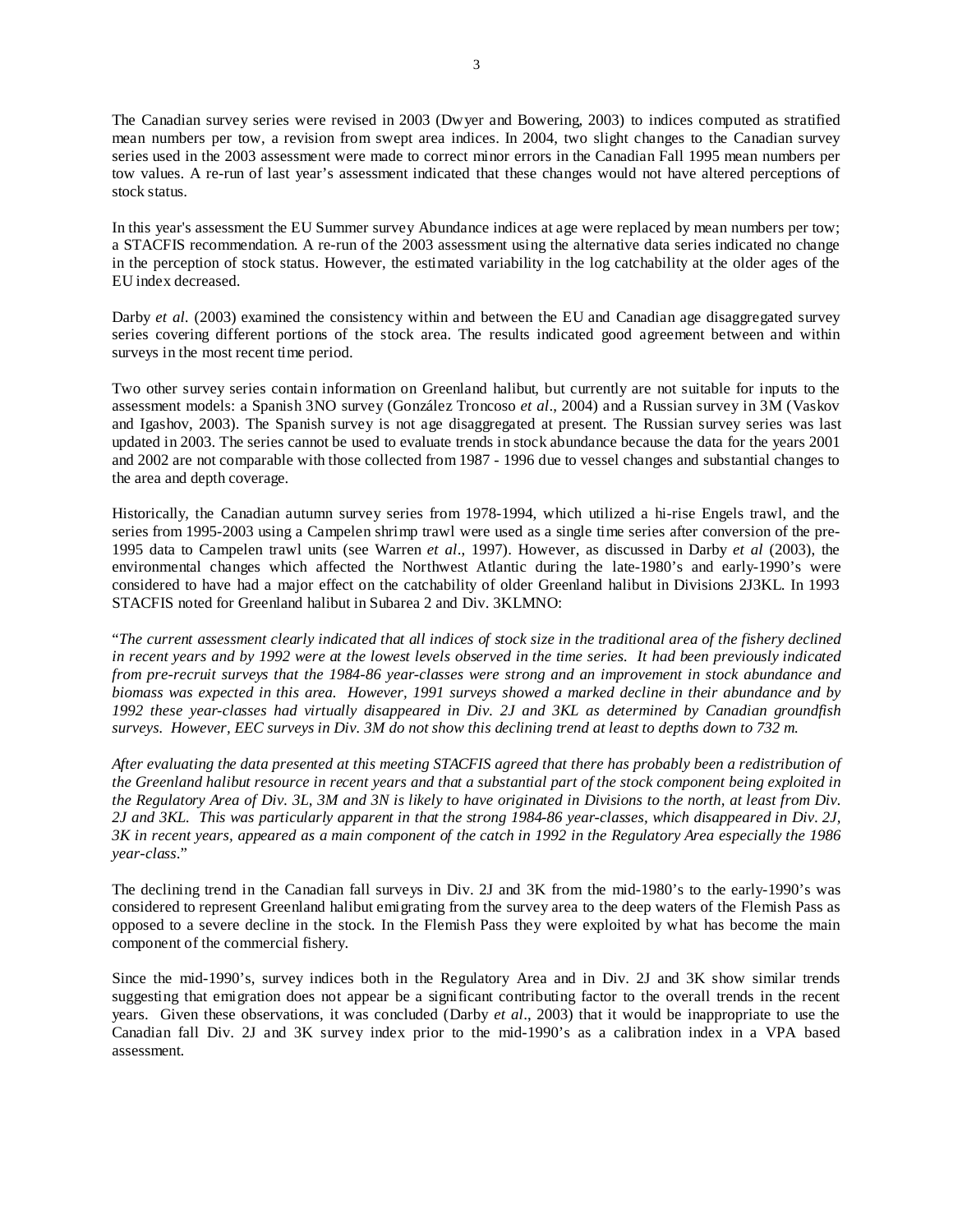The Canadian survey series were revised in 2003 (Dwyer and Bowering, 2003) to indices computed as stratified mean numbers per tow, a revision from swept area indices. In 2004, two slight changes to the Canadian survey series used in the 2003 assessment were made to correct minor errors in the Canadian Fall 1995 mean numbers per tow values. A re-run of last year's assessment indicated that these changes would not have altered perceptions of stock status.

In this year's assessment the EU Summer survey Abundance indices at age were replaced by mean numbers per tow; a STACFIS recommendation. A re-run of the 2003 assessment using the alternative data series indicated no change in the perception of stock status. However, the estimated variability in the log catchability at the older ages of the EU index decreased.

Darby *et al.* (2003) examined the consistency within and between the EU and Canadian age disaggregated survey series covering different portions of the stock area. The results indicated good agreement between and within surveys in the most recent time period.

Two other survey series contain information on Greenland halibut, but currently are not suitable for inputs to the assessment models: a Spanish 3NO survey (González Troncoso *et al*., 2004) and a Russian survey in 3M (Vaskov and Igashov, 2003). The Spanish survey is not age disaggregated at present. The Russian survey series was last updated in 2003. The series cannot be used to evaluate trends in stock abundance because the data for the years 2001 and 2002 are not comparable with those collected from 1987 - 1996 due to vessel changes and substantial changes to the area and depth coverage.

Historically, the Canadian autumn survey series from 1978-1994, which utilized a hi-rise Engels trawl, and the series from 1995-2003 using a Campelen shrimp trawl were used as a single time series after conversion of the pre-1995 data to Campelen trawl units (see Warren *et al*., 1997). However, as discussed in Darby *et al* (2003), the environmental changes which affected the Northwest Atlantic during the late-1980's and early-1990's were considered to have had a major effect on the catchability of older Greenland halibut in Divisions 2J3KL. In 1993 STACFIS noted for Greenland halibut in Subarea 2 and Div. 3KLMNO:

"*The current assessment clearly indicated that all indices of stock size in the traditional area of the fishery declined in recent years and by 1992 were at the lowest levels observed in the time series. It had been previously indicated from pre-recruit surveys that the 1984-86 year-classes were strong and an improvement in stock abundance and biomass was expected in this area. However, 1991 surveys showed a marked decline in their abundance and by 1992 these year-classes had virtually disappeared in Div. 2J and 3KL as determined by Canadian groundfish surveys. However, EEC surveys in Div. 3M do not show this declining trend at least to depths down to 732 m.*

*After evaluating the data presented at this meeting STACFIS agreed that there has probably been a redistribution of the Greenland halibut resource in recent years and that a substantial part of the stock component being exploited in the Regulatory Area of Div. 3L, 3M and 3N is likely to have originated in Divisions to the north, at least from Div. 2J and 3KL. This was particularly apparent in that the strong 1984-86 year-classes, which disappeared in Div. 2J, 3K in recent years, appeared as a main component of the catch in 1992 in the Regulatory Area especially the 1986 year-class*."

The declining trend in the Canadian fall surveys in Div. 2J and 3K from the mid-1980's to the early-1990's was considered to represent Greenland halibut emigrating from the survey area to the deep waters of the Flemish Pass as opposed to a severe decline in the stock. In the Flemish Pass they were exploited by what has become the main component of the commercial fishery.

Since the mid-1990's, survey indices both in the Regulatory Area and in Div. 2J and 3K show similar trends suggesting that emigration does not appear be a significant contributing factor to the overall trends in the recent years. Given these observations, it was concluded (Darby *et al*., 2003) that it would be inappropriate to use the Canadian fall Div. 2J and 3K survey index prior to the mid-1990's as a calibration index in a VPA based assessment.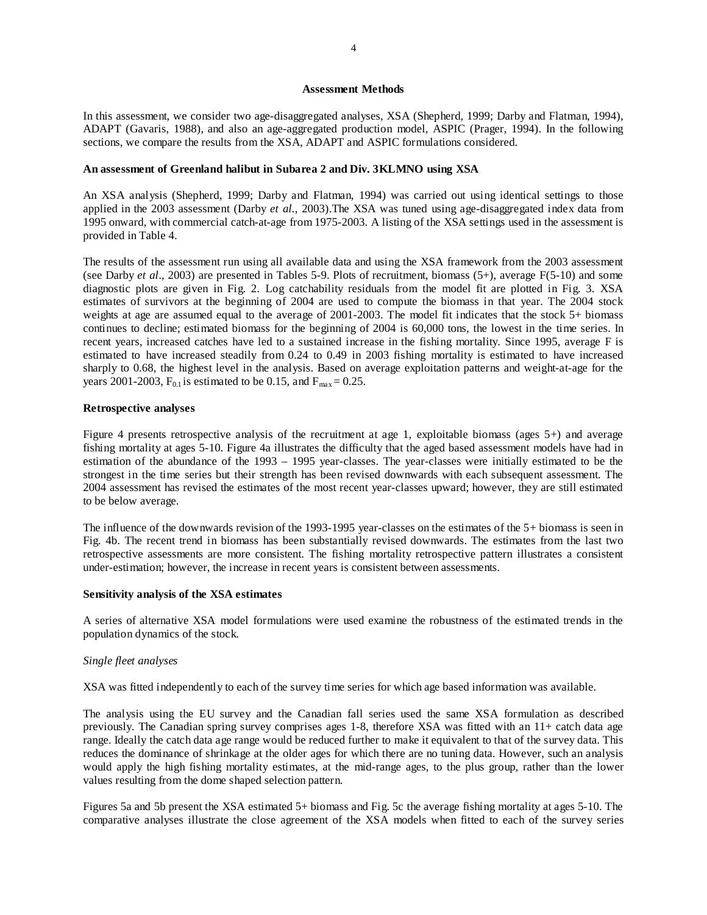## Assessment Methods

In this assessment, we consider two age-disaggregated analyses, XSA (Shepherd, 1999; Darby and Flatman, 1994), ADAPT (Gavaris, 1988), and also an age-aggregated production model, ASPIC (Prager, 1994). In the following sections, we compare the results from the XSA, ADAPT and ASPIC formulations considered.

### An assessment of Greenland halibut in Subarea 2 and Div. 3KLMNO using XSA

An XSA analysis (Shepherd, 1999; Darby and Flatman, 1994) was carried out using identical settings to those applied in the 2003 assessment (Darby *et al*., 2003).The XSA was tuned using age-disaggregated index data from 1995 onward, with commercial catch-at-age from 1975-2003. A listing of the XSA settings used in the assessment is provided in Table 4.

The results of the assessment run using all available data and using the XSA framework from the 2003 assessment (see Darby *et al*., 2003) are presented in Tables 5-9. Plots of recruitment, biomass (5+), average F(5-10) and some diagnostic plots are given in Fig. 2. Log catchability residuals from the model fit are plotted in Fig. 3. XSA estimates of survivors at the beginning of 2004 are used to compute the biomass in that year. The 2004 stock weights at age are assumed equal to the average of 2001-2003. The model fit indicates that the stock 5+ biomass continues to decline; estimated biomass for the beginning of 2004 is 60,000 tons, the lowest in the time series. In recent years, increased catches have led to a sustained increase in the fishing mortality. Since 1995, average F is estimated to have increased steadily from 0.24 to 0.49 in 2003 fishing mortality is estimated to have increased sharply to 0.68, the highest level in the analysis. Based on average exploitation patterns and weight-at-age for the years 2001-2003, $F_{0.1}$ is estimated to be 0.15, and $F_{max} = 0.25$.

### Retrospective analyses

Figure 4 presents retrospective analysis of the recruitment at age 1, exploitable biomass (ages 5+) and average fishing mortality at ages 5-10. Figure 4a illustrates the difficulty that the aged based assessment models have had in estimation of the abundance of the 1993 – 1995 year-classes. The year-classes were initially estimated to be the strongest in the time series but their strength has been revised downwards with each subsequent assessment. The 2004 assessment has revised the estimates of the most recent year-classes upward; however, they are still estimated to be below average.

The influence of the downwards revision of the 1993-1995 year-classes on the estimates of the 5+ biomass is seen in Fig. 4b. The recent trend in biomass has been substantially revised downwards. The estimates from the last two retrospective assessments are more consistent. The fishing mortality retrospective pattern illustrates a consistent under-estimation; however, the increase in recent years is consistent between assessments.

### Sensitivity analysis of the XSA estimates

A series of alternative XSA model formulations were used examine the robustness of the estimated trends in the population dynamics of the stock.

*Single fleet analyses*

XSA was fitted independently to each of the survey time series for which age based information was available.

The analysis using the EU survey and the Canadian fall series used the same XSA formulation as described previously. The Canadian spring survey comprises ages 1-8, therefore XSA was fitted with an 11+ catch data age range. Ideally the catch data age range would be reduced further to make it equivalent to that of the survey data. This reduces the dominance of shrinkage at the older ages for which there are no tuning data. However, such an analysis would apply the high fishing mortality estimates, at the mid-range ages, to the plus group, rather than the lower values resulting from the dome shaped selection pattern.

Figures 5a and 5b present the XSA estimated 5+ biomass and Fig. 5c the average fishing mortality at ages 5-10. The comparative analyses illustrate the close agreement of the XSA models when fitted to each of the survey series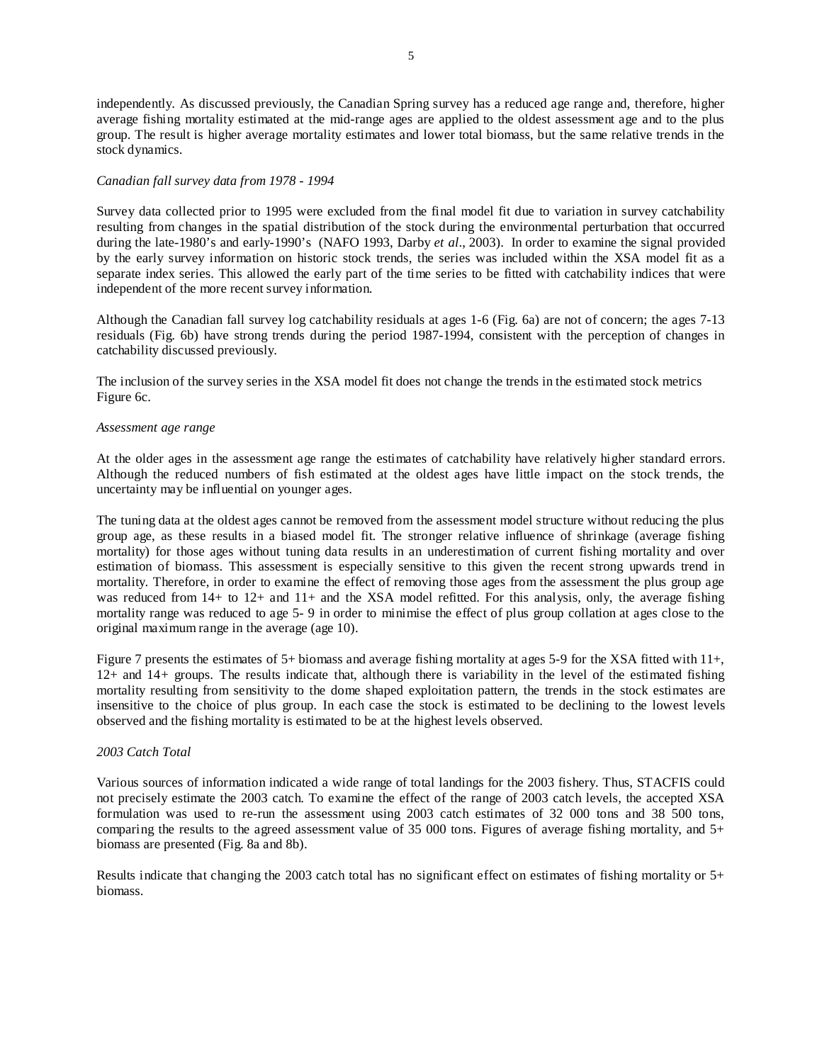independently. As discussed previously, the Canadian Spring survey has a reduced age range and, therefore, higher average fishing mortality estimated at the mid-range ages are applied to the oldest assessment age and to the plus group. The result is higher average mortality estimates and lower total biomass, but the same relative trends in the stock dynamics.

*Canadian fall survey data from 1978 - 1994*

Survey data collected prior to 1995 were excluded from the final model fit due to variation in survey catchability resulting from changes in the spatial distribution of the stock during the environmental perturbation that occurred during the late-1980's and early-1990's (NAFO 1993, Darby *et al*., 2003). In order to examine the signal provided by the early survey information on historic stock trends, the series was included within the XSA model fit as a separate index series. This allowed the early part of the time series to be fitted with catchability indices that were independent of the more recent survey information.

Although the Canadian fall survey log catchability residuals at ages 1-6 (Fig. 6a) are not of concern; the ages 7-13 residuals (Fig. 6b) have strong trends during the period 1987-1994, consistent with the perception of changes in catchability discussed previously.

The inclusion of the survey series in the XSA model fit does not change the trends in the estimated stock metrics Figure 6c.

*Assessment age range*

At the older ages in the assessment age range the estimates of catchability have relatively higher standard errors. Although the reduced numbers of fish estimated at the oldest ages have little impact on the stock trends, the uncertainty may be influential on younger ages.

The tuning data at the oldest ages cannot be removed from the assessment model structure without reducing the plus group age, as these results in a biased model fit. The stronger relative influence of shrinkage (average fishing mortality) for those ages without tuning data results in an underestimation of current fishing mortality and over estimation of biomass. This assessment is especially sensitive to this given the recent strong upwards trend in mortality. Therefore, in order to examine the effect of removing those ages from the assessment the plus group age was reduced from 14+ to 12+ and 11+ and the XSA model refitted. For this analysis, only, the average fishing mortality range was reduced to age 5- 9 in order to minimise the effect of plus group collation at ages close to the original maximum range in the average (age 10).

Figure 7 presents the estimates of 5+ biomass and average fishing mortality at ages 5-9 for the XSA fitted with 11+, 12+ and 14+ groups. The results indicate that, although there is variability in the level of the estimated fishing mortality resulting from sensitivity to the dome shaped exploitation pattern, the trends in the stock estimates are insensitive to the choice of plus group. In each case the stock is estimated to be declining to the lowest levels observed and the fishing mortality is estimated to be at the highest levels observed.

*2003 Catch Total*

Various sources of information indicated a wide range of total landings for the 2003 fishery. Thus, STACFIS could not precisely estimate the 2003 catch. To examine the effect of the range of 2003 catch levels, the accepted XSA formulation was used to re-run the assessment using 2003 catch estimates of 32 000 tons and 38 500 tons, comparing the results to the agreed assessment value of 35 000 tons. Figures of average fishing mortality, and 5+ biomass are presented (Fig. 8a and 8b).

Results indicate that changing the 2003 catch total has no significant effect on estimates of fishing mortality or 5+ biomass.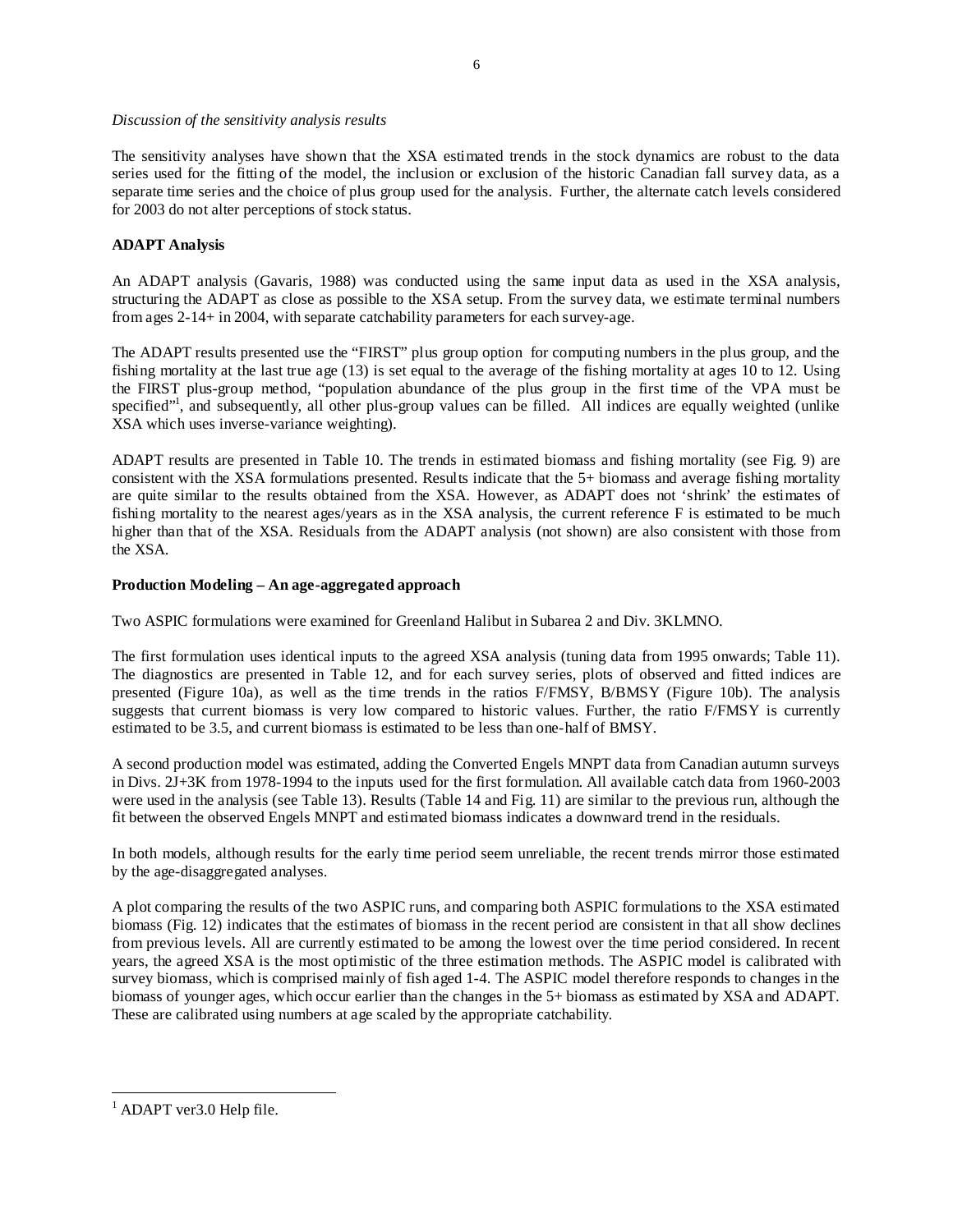*Discussion of the sensitivity analysis results*

The sensitivity analyses have shown that the XSA estimated trends in the stock dynamics are robust to the data series used for the fitting of the model, the inclusion or exclusion of the historic Canadian fall survey data, as a separate time series and the choice of plus group used for the analysis. Further, the alternate catch levels considered for 2003 do not alter perceptions of stock status.

**ADAPT Analysis**

An ADAPT analysis (Gavaris, 1988) was conducted using the same input data as used in the XSA analysis, structuring the ADAPT as close as possible to the XSA setup. From the survey data, we estimate terminal numbers from ages 2-14+ in 2004, with separate catchability parameters for each survey-age.

The ADAPT results presented use the "FIRST" plus group option for computing numbers in the plus group, and the fishing mortality at the last true age (13) is set equal to the average of the fishing mortality at ages 10 to 12. Using the FIRST plus-group method, "population abundance of the plus group in the first time of the VPA must be specified"[1], and subsequently, all other plus-group values can be filled. All indices are equally weighted (unlike XSA which uses inverse-variance weighting).

ADAPT results are presented in Table 10. The trends in estimated biomass and fishing mortality (see Fig. 9) are consistent with the XSA formulations presented. Results indicate that the 5+ biomass and average fishing mortality are quite similar to the results obtained from the XSA. However, as ADAPT does not 'shrink' the estimates of fishing mortality to the nearest ages/years as in the XSA analysis, the current reference F is estimated to be much higher than that of the XSA. Residuals from the ADAPT analysis (not shown) are also consistent with those from the XSA.

**Production Modeling – An age-aggregated approach**

Two ASPIC formulations were examined for Greenland Halibut in Subarea 2 and Div. 3KLMNO.

The first formulation uses identical inputs to the agreed XSA analysis (tuning data from 1995 onwards; Table 11). The diagnostics are presented in Table 12, and for each survey series, plots of observed and fitted indices are presented (Figure 10a), as well as the time trends in the ratios F/FMSY, B/BMSY (Figure 10b). The analysis suggests that current biomass is very low compared to historic values. Further, the ratio F/FMSY is currently estimated to be 3.5, and current biomass is estimated to be less than one-half of BMSY.

A second production model was estimated, adding the Converted Engels MNPT data from Canadian autumn surveys in Divs. 2J+3K from 1978-1994 to the inputs used for the first formulation. All available catch data from 1960-2003 were used in the analysis (see Table 13). Results (Table 14 and Fig. 11) are similar to the previous run, although the fit between the observed Engels MNPT and estimated biomass indicates a downward trend in the residuals.

In both models, although results for the early time period seem unreliable, the recent trends mirror those estimated by the age-disaggregated analyses.

A plot comparing the results of the two ASPIC runs, and comparing both ASPIC formulations to the XSA estimated biomass (Fig. 12) indicates that the estimates of biomass in the recent period are consistent in that all show declines from previous levels. All are currently estimated to be among the lowest over the time period considered. In recent years, the agreed XSA is the most optimistic of the three estimation methods. The ASPIC model is calibrated with survey biomass, which is comprised mainly of fish aged 1-4. The ASPIC model therefore responds to changes in the biomass of younger ages, which occur earlier than the changes in the 5+ biomass as estimated by XSA and ADAPT. These are calibrated using numbers at age scaled by the appropriate catchability.

---

[1] ADAPT ver3.0 Help file.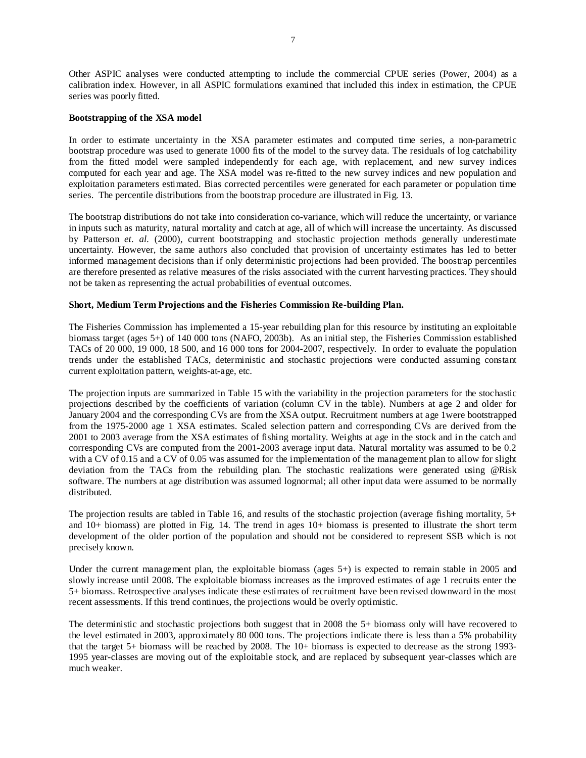Other ASPIC analyses were conducted attempting to include the commercial CPUE series (Power, 2004) as a calibration index. However, in all ASPIC formulations examined that included this index in estimation, the CPUE series was poorly fitted.

**Bootstrapping of the XSA model**

In order to estimate uncertainty in the XSA parameter estimates and computed time series, a non-parametric bootstrap procedure was used to generate 1000 fits of the model to the survey data. The residuals of log catchability from the fitted model were sampled independently for each age, with replacement, and new survey indices computed for each year and age. The XSA model was re-fitted to the new survey indices and new population and exploitation parameters estimated. Bias corrected percentiles were generated for each parameter or population time series. The percentile distributions from the bootstrap procedure are illustrated in Fig. 13.

The bootstrap distributions do not take into consideration co-variance, which will reduce the uncertainty, or variance in inputs such as maturity, natural mortality and catch at age, all of which will increase the uncertainty. As discussed by Patterson *et. al.* (2000), current bootstrapping and stochastic projection methods generally underestimate uncertainty. However, the same authors also concluded that provision of uncertainty estimates has led to better informed management decisions than if only deterministic projections had been provided. The boostrap percentiles are therefore presented as relative measures of the risks associated with the current harvesting practices. They should not be taken as representing the actual probabilities of eventual outcomes.

**Short, Medium Term Projections and the Fisheries Commission Re-building Plan.**

The Fisheries Commission has implemented a 15-year rebuilding plan for this resource by instituting an exploitable biomass target (ages 5+) of 140 000 tons (NAFO, 2003b). As an initial step, the Fisheries Commission established TACs of 20 000, 19 000, 18 500, and 16 000 tons for 2004-2007, respectively. In order to evaluate the population trends under the established TACs, deterministic and stochastic projections were conducted assuming constant current exploitation pattern, weights-at-age, etc.

The projection inputs are summarized in Table 15 with the variability in the projection parameters for the stochastic projections described by the coefficients of variation (column CV in the table). Numbers at age 2 and older for January 2004 and the corresponding CVs are from the XSA output. Recruitment numbers at age 1were bootstrapped from the 1975-2000 age 1 XSA estimates. Scaled selection pattern and corresponding CVs are derived from the 2001 to 2003 average from the XSA estimates of fishing mortality. Weights at age in the stock and in the catch and corresponding CVs are computed from the 2001-2003 average input data. Natural mortality was assumed to be 0.2 with a CV of 0.15 and a CV of 0.05 was assumed for the implementation of the management plan to allow for slight deviation from the TACs from the rebuilding plan. The stochastic realizations were generated using @Risk software. The numbers at age distribution was assumed lognormal; all other input data were assumed to be normally distributed.

The projection results are tabled in Table 16, and results of the stochastic projection (average fishing mortality, 5+ and 10+ biomass) are plotted in Fig. 14. The trend in ages 10+ biomass is presented to illustrate the short term development of the older portion of the population and should not be considered to represent SSB which is not precisely known.

Under the current management plan, the exploitable biomass (ages 5+) is expected to remain stable in 2005 and slowly increase until 2008. The exploitable biomass increases as the improved estimates of age 1 recruits enter the 5+ biomass. Retrospective analyses indicate these estimates of recruitment have been revised downward in the most recent assessments. If this trend continues, the projections would be overly optimistic.

The deterministic and stochastic projections both suggest that in 2008 the 5+ biomass only will have recovered to the level estimated in 2003, approximately 80 000 tons. The projections indicate there is less than a 5% probability that the target 5+ biomass will be reached by 2008. The 10+ biomass is expected to decrease as the strong 1993-1995 year-classes are moving out of the exploitable stock, and are replaced by subsequent year-classes which are much weaker.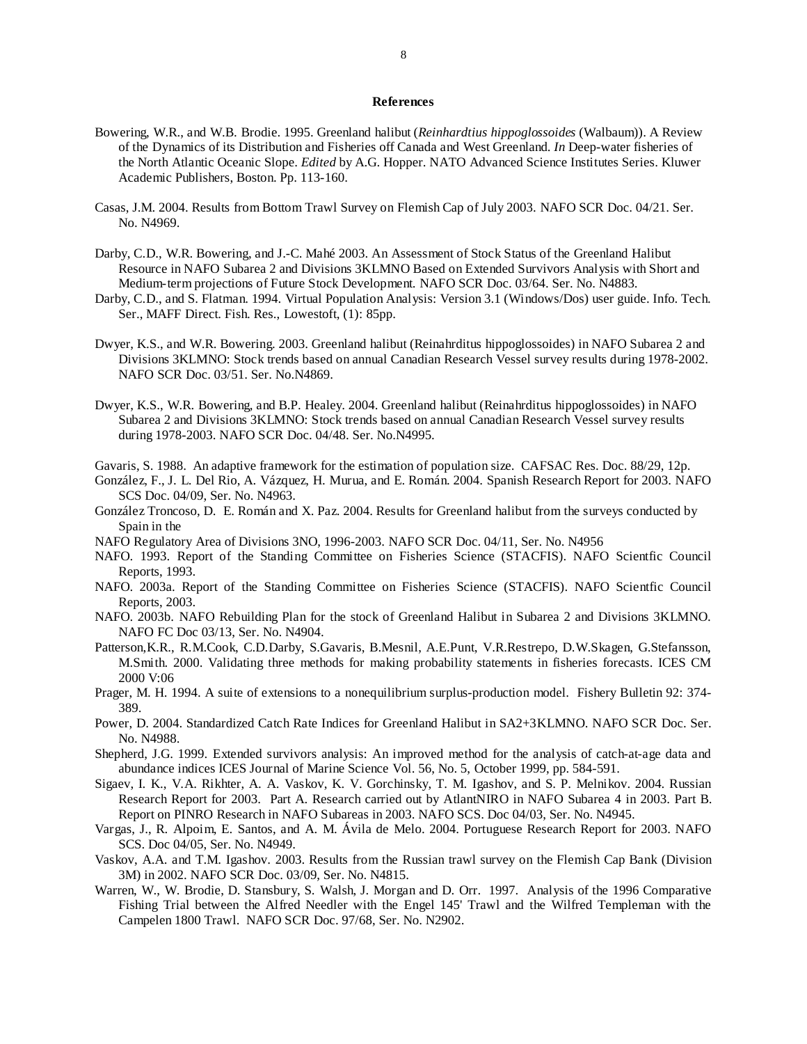## References

Bowering, W.R., and W.B. Brodie. 1995. Greenland halibut (*Reinhardtius hippoglossoides* (Walbaum)). A Review of the Dynamics of its Distribution and Fisheries off Canada and West Greenland. *In* Deep-water fisheries of the North Atlantic Oceanic Slope. *Edited* by A.G. Hopper. NATO Advanced Science Institutes Series. Kluwer Academic Publishers, Boston. Pp. 113-160.

Casas, J.M. 2004. Results from Bottom Trawl Survey on Flemish Cap of July 2003. NAFO SCR Doc. 04/21. Ser. No. N4969.

Darby, C.D., W.R. Bowering, and J.-C. Mahé 2003. An Assessment of Stock Status of the Greenland Halibut Resource in NAFO Subarea 2 and Divisions 3KLMNO Based on Extended Survivors Analysis with Short and Medium-term projections of Future Stock Development. NAFO SCR Doc. 03/64. Ser. No. N4883.

Darby, C.D., and S. Flatman. 1994. Virtual Population Analysis: Version 3.1 (Windows/Dos) user guide. Info. Tech. Ser., MAFF Direct. Fish. Res., Lowestoft, (1): 85pp.

Dwyer, K.S., and W.R. Bowering. 2003. Greenland halibut (Reinahrditus hippoglossoides) in NAFO Subarea 2 and Divisions 3KLMNO: Stock trends based on annual Canadian Research Vessel survey results during 1978-2002. NAFO SCR Doc. 03/51. Ser. No.N4869.

Dwyer, K.S., W.R. Bowering, and B.P. Healey. 2004. Greenland halibut (Reinahrditus hippoglossoides) in NAFO Subarea 2 and Divisions 3KLMNO: Stock trends based on annual Canadian Research Vessel survey results during 1978-2003. NAFO SCR Doc. 04/48. Ser. No.N4995.

Gavaris, S. 1988. An adaptive framework for the estimation of population size. CAFSAC Res. Doc. 88/29, 12p.

González, F., J. L. Del Rio, A. Vázquez, H. Murua, and E. Román. 2004. Spanish Research Report for 2003. NAFO SCS Doc. 04/09, Ser. No. N4963.

González Troncoso, D. E. Román and X. Paz. 2004. Results for Greenland halibut from the surveys conducted by Spain in the

NAFO Regulatory Area of Divisions 3NO, 1996-2003. NAFO SCR Doc. 04/11, Ser. No. N4956

NAFO. 1993. Report of the Standing Committee on Fisheries Science (STACFIS). NAFO Scientfic Council Reports, 1993.

NAFO. 2003a. Report of the Standing Committee on Fisheries Science (STACFIS). NAFO Scientfic Council Reports, 2003.

NAFO. 2003b. NAFO Rebuilding Plan for the stock of Greenland Halibut in Subarea 2 and Divisions 3KLMNO. NAFO FC Doc 03/13, Ser. No. N4904.

Patterson,K.R., R.M.Cook, C.D.Darby, S.Gavaris, B.Mesnil, A.E.Punt, V.R.Restrepo, D.W.Skagen, G.Stefansson, M.Smith. 2000. Validating three methods for making probability statements in fisheries forecasts. ICES CM 2000 V:06

Prager, M. H. 1994. A suite of extensions to a nonequilibrium surplus-production model. Fishery Bulletin 92: 374-389.

Power, D. 2004. Standardized Catch Rate Indices for Greenland Halibut in SA2+3KLMNO. NAFO SCR Doc. Ser. No. N4988.

Shepherd, J.G. 1999. Extended survivors analysis: An improved method for the analysis of catch-at-age data and abundance indices ICES Journal of Marine Science Vol. 56, No. 5, October 1999, pp. 584-591.

Sigaev, I. K., V.A. Rikhter, A. A. Vaskov, K. V. Gorchinsky, T. M. Igashov, and S. P. Melnikov. 2004. Russian Research Report for 2003. Part A. Research carried out by AtlantNIRO in NAFO Subarea 4 in 2003. Part B. Report on PINRO Research in NAFO Subareas in 2003. NAFO SCS. Doc 04/03, Ser. No. N4945.

Vargas, J., R. Alpoim, E. Santos, and A. M. Ávila de Melo. 2004. Portuguese Research Report for 2003. NAFO SCS. Doc 04/05, Ser. No. N4949.

Vaskov, A.A. and T.M. Igashov. 2003. Results from the Russian trawl survey on the Flemish Cap Bank (Division 3M) in 2002. NAFO SCR Doc. 03/09, Ser. No. N4815.

Warren, W., W. Brodie, D. Stansbury, S. Walsh, J. Morgan and D. Orr. 1997. Analysis of the 1996 Comparative Fishing Trial between the Alfred Needler with the Engel 145' Trawl and the Wilfred Templeman with the Campelen 1800 Trawl. NAFO SCR Doc. 97/68, Ser. No. N2902.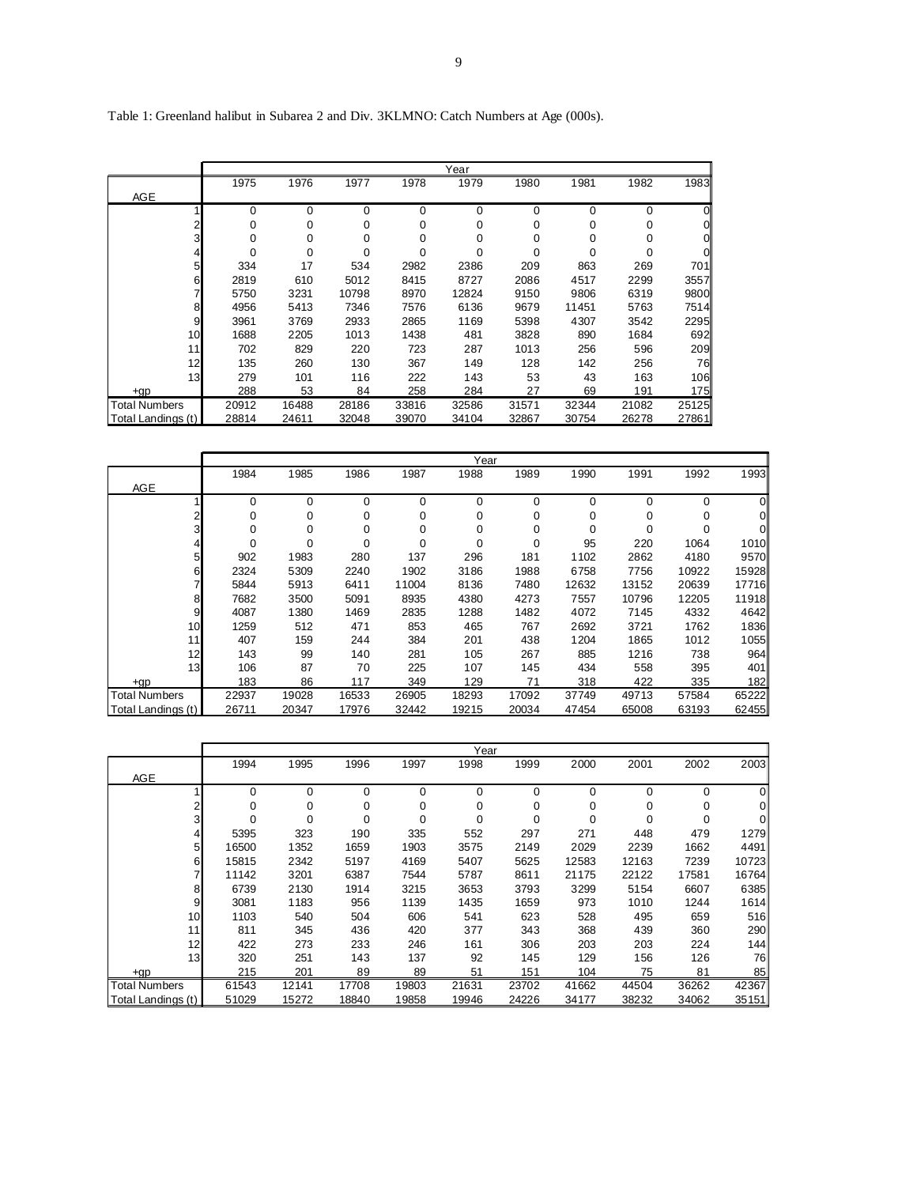Table 1: Greenland halibut in Subarea 2 and Div. 3KLMNO: Catch Numbers at Age (000s).

| | Year | | | | | | | | |
|---|---|---|---|---|---|---|---|---|---|
| AGE | 1975 | 1976 | 1977 | 1978 | 1979 | 1980 | 1981 | 1982 | 1983 |
| 1 | 0 | 0 | 0 | 0 | 0 | 0 | 0 | 0 | 0 |
| 2 | 0 | 0 | 0 | 0 | 0 | 0 | 0 | 0 | 0 |
| 3 | 0 | 0 | 0 | 0 | 0 | 0 | 0 | 0 | 0 |
| 4 | 0 | 0 | 0 | 0 | 0 | 0 | 0 | 0 | 0 |
| 5 | 334 | 17 | 534 | 2982 | 2386 | 209 | 863 | 269 | 701 |
| 6 | 2819 | 610 | 5012 | 8415 | 8727 | 2086 | 4517 | 2299 | 3557 |
| 7 | 5750 | 3231 | 10798 | 8970 | 12824 | 9150 | 9806 | 6319 | 9800 |
| 8 | 4956 | 5413 | 7346 | 7576 | 6136 | 9679 | 11451 | 5763 | 7514 |
| 9 | 3961 | 3769 | 2933 | 2865 | 1169 | 5398 | 4307 | 3542 | 2295 |
| 10 | 1688 | 2205 | 1013 | 1438 | 481 | 3828 | 890 | 1684 | 692 |
| 11 | 702 | 829 | 220 | 723 | 287 | 1013 | 256 | 596 | 209 |
| 12 | 135 | 260 | 130 | 367 | 149 | 128 | 142 | 256 | 76 |
| 13 | 279 | 101 | 116 | 222 | 143 | 53 | 43 | 163 | 106 |
| +gp | 288 | 53 | 84 | 258 | 284 | 27 | 69 | 191 | 175 |
| Total Numbers | 20912 | 16488 | 28186 | 33816 | 32586 | 31571 | 32344 | 21082 | 25125 |
| Total Landings (t) | 28814 | 24611 | 32048 | 39070 | 34104 | 32867 | 30754 | 26278 | 27861 |

| | Year | | | | | | | | | |
|---|---|---|---|---|---|---|---|---|---|---|
| AGE | 1984 | 1985 | 1986 | 1987 | 1988 | 1989 | 1990 | 1991 | 1992 | 1993 |
| 1 | 0 | 0 | 0 | 0 | 0 | 0 | 0 | 0 | 0 | 0 |
| 2 | 0 | 0 | 0 | 0 | 0 | 0 | 0 | 0 | 0 | 0 |
| 3 | 0 | 0 | 0 | 0 | 0 | 0 | 0 | 0 | 0 | 0 |
| 4 | 0 | 0 | 0 | 0 | 0 | 0 | 95 | 220 | 1064 | 1010 |
| 5 | 902 | 1983 | 280 | 137 | 296 | 181 | 1102 | 2862 | 4180 | 9570 |
| 6 | 2324 | 5309 | 2240 | 1902 | 3186 | 1988 | 6758 | 7756 | 10922 | 15928 |
| 7 | 5844 | 5913 | 6411 | 11004 | 8136 | 7480 | 12632 | 13152 | 20639 | 17716 |
| 8 | 7682 | 3500 | 5091 | 8935 | 4380 | 4273 | 7557 | 10796 | 12205 | 11918 |
| 9 | 4087 | 1380 | 1469 | 2835 | 1288 | 1482 | 4072 | 7145 | 4332 | 4642 |
| 10 | 1259 | 512 | 471 | 853 | 465 | 767 | 2692 | 3721 | 1762 | 1836 |
| 11 | 407 | 159 | 244 | 384 | 201 | 438 | 1204 | 1865 | 1012 | 1055 |
| 12 | 143 | 99 | 140 | 281 | 105 | 267 | 885 | 1216 | 738 | 964 |
| 13 | 106 | 87 | 70 | 225 | 107 | 145 | 434 | 558 | 395 | 401 |
| +gp | 183 | 86 | 117 | 349 | 129 | 71 | 318 | 422 | 335 | 182 |
| Total Numbers | 22937 | 19028 | 16533 | 26905 | 18293 | 17092 | 37749 | 49713 | 57584 | 65222 |
| Total Landings (t) | 26711 | 20347 | 17976 | 32442 | 19215 | 20034 | 47454 | 65008 | 63193 | 62455 |

| | Year | | | | | | | | | |
|---|---|---|---|---|---|---|---|---|---|---|
| AGE | 1994 | 1995 | 1996 | 1997 | 1998 | 1999 | 2000 | 2001 | 2002 | 2003 |
| 1 | 0 | 0 | 0 | 0 | 0 | 0 | 0 | 0 | 0 | 0 |
| 2 | 0 | 0 | 0 | 0 | 0 | 0 | 0 | 0 | 0 | 0 |
| 3 | 0 | 0 | 0 | 0 | 0 | 0 | 0 | 0 | 0 | 0 |
| 4 | 5395 | 323 | 190 | 335 | 552 | 297 | 271 | 448 | 479 | 1279 |
| 5 | 16500 | 1352 | 1659 | 1903 | 3575 | 2149 | 2029 | 2239 | 1662 | 4491 |
| 6 | 15815 | 2342 | 5197 | 4169 | 5407 | 5625 | 12583 | 12163 | 7239 | 10723 |
| 7 | 11142 | 3201 | 6387 | 7544 | 5787 | 8611 | 21175 | 22122 | 17581 | 16764 |
| 8 | 6739 | 2130 | 1914 | 3215 | 3653 | 3793 | 3299 | 5154 | 6607 | 6385 |
| 9 | 3081 | 1183 | 956 | 1139 | 1435 | 1659 | 973 | 1010 | 1244 | 1614 |
| 10 | 1103 | 540 | 504 | 606 | 541 | 623 | 528 | 495 | 659 | 516 |
| 11 | 811 | 345 | 436 | 420 | 377 | 343 | 368 | 439 | 360 | 290 |
| 12 | 422 | 273 | 233 | 246 | 161 | 306 | 203 | 203 | 224 | 144 |
| 13 | 320 | 251 | 143 | 137 | 92 | 145 | 129 | 156 | 126 | 76 |
| +gp | 215 | 201 | 89 | 89 | 51 | 151 | 104 | 75 | 81 | 85 |
| Total Numbers | 61543 | 12141 | 17708 | 19803 | 21631 | 23702 | 41662 | 44504 | 36262 | 42367 |
| Total Landings (t) | 51029 | 15272 | 18840 | 19858 | 19946 | 24226 | 34177 | 38232 | 34062 | 35151 |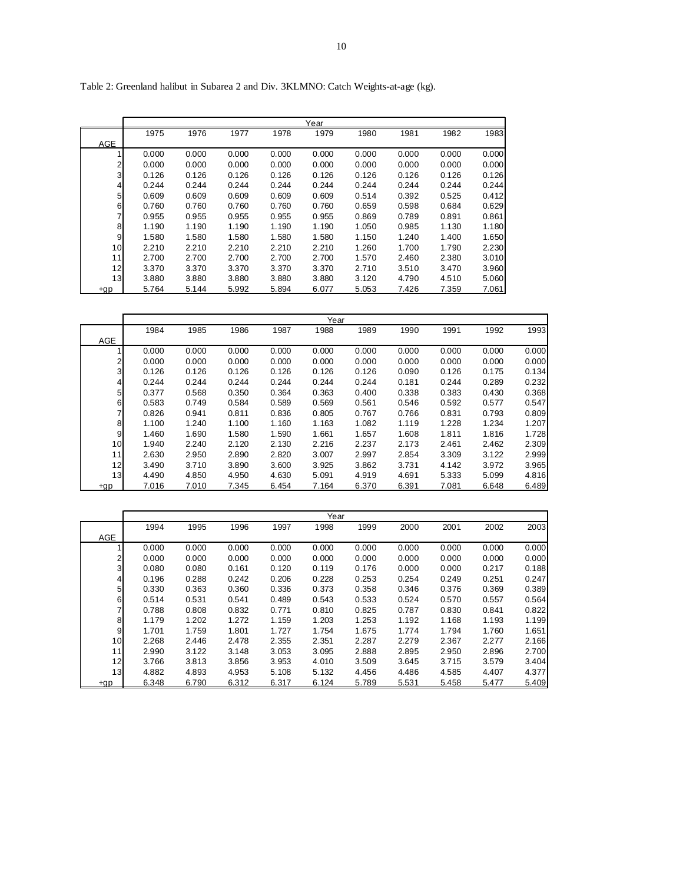Table 2: Greenland halibut in Subarea 2 and Div. 3KLMNO: Catch Weights-at-age (kg).

| AGE | Year | | | | | | | | |
|---|---|---|---|---|---|---|---|---|---|
| | 1975 | 1976 | 1977 | 1978 | 1979 | 1980 | 1981 | 1982 | 1983 |
| 1 | 0.000 | 0.000 | 0.000 | 0.000 | 0.000 | 0.000 | 0.000 | 0.000 | 0.000 |
| 2 | 0.000 | 0.000 | 0.000 | 0.000 | 0.000 | 0.000 | 0.000 | 0.000 | 0.000 |
| 3 | 0.126 | 0.126 | 0.126 | 0.126 | 0.126 | 0.126 | 0.126 | 0.126 | 0.126 |
| 4 | 0.244 | 0.244 | 0.244 | 0.244 | 0.244 | 0.244 | 0.244 | 0.244 | 0.244 |
| 5 | 0.609 | 0.609 | 0.609 | 0.609 | 0.609 | 0.514 | 0.392 | 0.525 | 0.412 |
| 6 | 0.760 | 0.760 | 0.760 | 0.760 | 0.760 | 0.659 | 0.598 | 0.684 | 0.629 |
| 7 | 0.955 | 0.955 | 0.955 | 0.955 | 0.955 | 0.869 | 0.789 | 0.891 | 0.861 |
| 8 | 1.190 | 1.190 | 1.190 | 1.190 | 1.190 | 1.050 | 0.985 | 1.130 | 1.180 |
| 9 | 1.580 | 1.580 | 1.580 | 1.580 | 1.580 | 1.150 | 1.240 | 1.400 | 1.650 |
| 10 | 2.210 | 2.210 | 2.210 | 2.210 | 2.210 | 1.260 | 1.700 | 1.790 | 2.230 |
| 11 | 2.700 | 2.700 | 2.700 | 2.700 | 2.700 | 1.570 | 2.460 | 2.380 | 3.010 |
| 12 | 3.370 | 3.370 | 3.370 | 3.370 | 3.370 | 2.710 | 3.510 | 3.470 | 3.960 |
| 13 | 3.880 | 3.880 | 3.880 | 3.880 | 3.880 | 3.120 | 4.790 | 4.510 | 5.060 |
| +gp | 5.764 | 5.144 | 5.992 | 5.894 | 6.077 | 5.053 | 7.426 | 7.359 | 7.061 |

| AGE | Year | | | | | | | | | |
|---|---|---|---|---|---|---|---|---|---|---|
| | 1984 | 1985 | 1986 | 1987 | 1988 | 1989 | 1990 | 1991 | 1992 | 1993 |
| 1 | 0.000 | 0.000 | 0.000 | 0.000 | 0.000 | 0.000 | 0.000 | 0.000 | 0.000 | 0.000 |
| 2 | 0.000 | 0.000 | 0.000 | 0.000 | 0.000 | 0.000 | 0.000 | 0.000 | 0.000 | 0.000 |
| 3 | 0.126 | 0.126 | 0.126 | 0.126 | 0.126 | 0.126 | 0.090 | 0.126 | 0.175 | 0.134 |
| 4 | 0.244 | 0.244 | 0.244 | 0.244 | 0.244 | 0.244 | 0.181 | 0.244 | 0.289 | 0.232 |
| 5 | 0.377 | 0.568 | 0.350 | 0.364 | 0.363 | 0.400 | 0.338 | 0.383 | 0.430 | 0.368 |
| 6 | 0.583 | 0.749 | 0.584 | 0.589 | 0.569 | 0.561 | 0.546 | 0.592 | 0.577 | 0.547 |
| 7 | 0.826 | 0.941 | 0.811 | 0.836 | 0.805 | 0.767 | 0.766 | 0.831 | 0.793 | 0.809 |
| 8 | 1.100 | 1.240 | 1.100 | 1.160 | 1.163 | 1.082 | 1.119 | 1.228 | 1.234 | 1.207 |
| 9 | 1.460 | 1.690 | 1.580 | 1.590 | 1.661 | 1.657 | 1.608 | 1.811 | 1.816 | 1.728 |
| 10 | 1.940 | 2.240 | 2.120 | 2.130 | 2.216 | 2.237 | 2.173 | 2.461 | 2.462 | 2.309 |
| 11 | 2.630 | 2.950 | 2.890 | 2.820 | 3.007 | 2.997 | 2.854 | 3.309 | 3.122 | 2.999 |
| 12 | 3.490 | 3.710 | 3.890 | 3.600 | 3.925 | 3.862 | 3.731 | 4.142 | 3.972 | 3.965 |
| 13 | 4.490 | 4.850 | 4.950 | 4.630 | 5.091 | 4.919 | 4.691 | 5.333 | 5.099 | 4.816 |
| +gp | 7.016 | 7.010 | 7.345 | 6.454 | 7.164 | 6.370 | 6.391 | 7.081 | 6.648 | 6.489 |

| AGE | Year | | | | | | | | | |
|---|---|---|---|---|---|---|---|---|---|---|
| | 1994 | 1995 | 1996 | 1997 | 1998 | 1999 | 2000 | 2001 | 2002 | 2003 |
| 1 | 0.000 | 0.000 | 0.000 | 0.000 | 0.000 | 0.000 | 0.000 | 0.000 | 0.000 | 0.000 |
| 2 | 0.000 | 0.000 | 0.000 | 0.000 | 0.000 | 0.000 | 0.000 | 0.000 | 0.000 | 0.000 |
| 3 | 0.080 | 0.080 | 0.161 | 0.120 | 0.119 | 0.176 | 0.000 | 0.000 | 0.217 | 0.188 |
| 4 | 0.196 | 0.288 | 0.242 | 0.206 | 0.228 | 0.253 | 0.254 | 0.249 | 0.251 | 0.247 |
| 5 | 0.330 | 0.363 | 0.360 | 0.336 | 0.373 | 0.358 | 0.346 | 0.376 | 0.369 | 0.389 |
| 6 | 0.514 | 0.531 | 0.541 | 0.489 | 0.543 | 0.533 | 0.524 | 0.570 | 0.557 | 0.564 |
| 7 | 0.788 | 0.808 | 0.832 | 0.771 | 0.810 | 0.825 | 0.787 | 0.830 | 0.841 | 0.822 |
| 8 | 1.179 | 1.202 | 1.272 | 1.159 | 1.203 | 1.253 | 1.192 | 1.168 | 1.193 | 1.199 |
| 9 | 1.701 | 1.759 | 1.801 | 1.727 | 1.754 | 1.675 | 1.774 | 1.794 | 1.760 | 1.651 |
| 10 | 2.268 | 2.446 | 2.478 | 2.355 | 2.351 | 2.287 | 2.279 | 2.367 | 2.277 | 2.166 |
| 11 | 2.990 | 3.122 | 3.148 | 3.053 | 3.095 | 2.888 | 2.895 | 2.950 | 2.896 | 2.700 |
| 12 | 3.766 | 3.813 | 3.856 | 3.953 | 4.010 | 3.509 | 3.645 | 3.715 | 3.579 | 3.404 |
| 13 | 4.882 | 4.893 | 4.953 | 5.108 | 5.132 | 4.456 | 4.486 | 4.585 | 4.407 | 4.377 |
| +gp | 6.348 | 6.790 | 6.312 | 6.317 | 6.124 | 5.789 | 5.531 | 5.458 | 5.477 | 5.409 |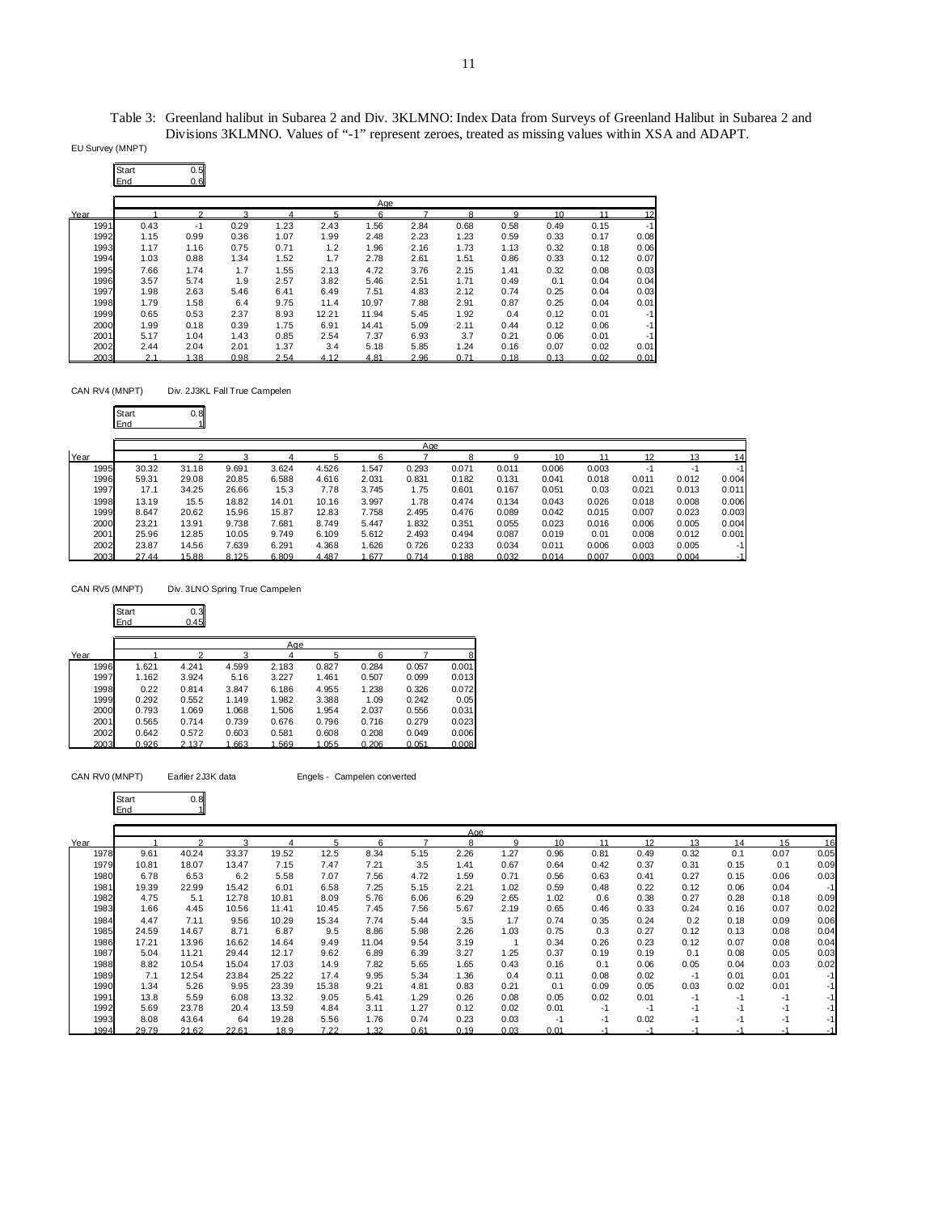Table 3: Greenland halibut in Subarea 2 and Div. 3KLMNO: Index Data from Surveys of Greenland Halibut in Subarea 2 and Divisions 3KLMNO. Values of "-1" represent zeroes, treated as missing values within XSA and ADAPT.

EU Survey (MNPT)

| Start | 0.5 |
|---|---|
| End | 0.6 |

| Year | Age 1 | 2 | 3 | 4 | 5 | 6 | 7 | 8 | 9 | 10 | 11 | 12 |
|---|---|---|---|---|---|---|---|---|---|---|---|---|
| 1991 | 0.43 | -1 | 0.29 | 1.23 | 2.43 | 1.56 | 2.84 | 0.68 | 0.58 | 0.49 | 0.15 | -1 |
| 1992 | 1.15 | 0.99 | 0.36 | 1.07 | 1.99 | 2.48 | 2.23 | 1.23 | 0.59 | 0.33 | 0.17 | 0.08 |
| 1993 | 1.17 | 1.16 | 0.75 | 0.71 | 1.2 | 1.96 | 2.16 | 1.73 | 1.13 | 0.32 | 0.18 | 0.06 |
| 1994 | 1.03 | 0.88 | 1.34 | 1.52 | 1.7 | 2.78 | 2.61 | 1.51 | 0.86 | 0.33 | 0.12 | 0.07 |
| 1995 | 7.66 | 1.74 | 1.7 | 1.55 | 2.13 | 4.72 | 3.76 | 2.15 | 1.41 | 0.32 | 0.08 | 0.03 |
| 1996 | 3.57 | 5.74 | 1.9 | 2.57 | 3.82 | 5.46 | 2.51 | 1.71 | 0.49 | 0.1 | 0.04 | 0.04 |
| 1997 | 1.98 | 2.63 | 5.46 | 6.41 | 6.49 | 7.51 | 4.83 | 2.12 | 0.74 | 0.25 | 0.04 | 0.03 |
| 1998 | 1.79 | 1.58 | 6.4 | 9.75 | 11.4 | 10.97 | 7.88 | 2.91 | 0.87 | 0.25 | 0.04 | 0.01 |
| 1999 | 0.65 | 0.53 | 2.37 | 8.93 | 12.21 | 11.94 | 5.45 | 1.92 | 0.4 | 0.12 | 0.01 | -1 |
| 2000 | 1.99 | 0.18 | 0.39 | 1.75 | 6.91 | 14.41 | 5.09 | 2.11 | 0.44 | 0.12 | 0.06 | -1 |
| 2001 | 5.17 | 1.04 | 1.43 | 0.85 | 2.54 | 7.37 | 6.93 | 3.7 | 0.21 | 0.06 | 0.01 | -1 |
| 2002 | 2.44 | 2.04 | 2.01 | 1.37 | 3.4 | 5.18 | 5.85 | 1.24 | 0.16 | 0.07 | 0.02 | 0.01 |
| 2003 | 2.1 | 1.38 | 0.98 | 2.54 | 4.12 | 4.81 | 2.96 | 0.71 | 0.18 | 0.13 | 0.02 | 0.01 |

CAN RV4 (MNPT) Div. 2J3KL Fall True Campelen

| Start | 0.8 |
|---|---|
| End | 1 |

| Year | Age 1 | 2 | 3 | 4 | 5 | 6 | 7 | 8 | 9 | 10 | 11 | 12 | 13 | 14 |
|---|---|---|---|---|---|---|---|---|---|---|---|---|---|---|
| 1995 | 30.32 | 31.18 | 9.691 | 3.624 | 4.526 | 1.547 | 0.293 | 0.071 | 0.011 | 0.006 | 0.003 | -1 | -1 | -1 |
| 1996 | 59.31 | 29.08 | 20.85 | 6.588 | 4.616 | 2.031 | 0.831 | 0.182 | 0.131 | 0.041 | 0.018 | 0.011 | 0.012 | 0.004 |
| 1997 | 17.1 | 34.25 | 26.66 | 15.3 | 7.78 | 3.745 | 1.75 | 0.601 | 0.167 | 0.051 | 0.03 | 0.021 | 0.013 | 0.011 |
| 1998 | 13.19 | 15.5 | 18.82 | 14.01 | 10.16 | 3.997 | 1.78 | 0.474 | 0.134 | 0.043 | 0.026 | 0.018 | 0.008 | 0.006 |
| 1999 | 8.647 | 20.62 | 15.96 | 15.87 | 12.83 | 7.758 | 2.495 | 0.476 | 0.089 | 0.042 | 0.015 | 0.007 | 0.023 | 0.003 |
| 2000 | 23.21 | 13.91 | 9.738 | 7.681 | 8.749 | 5.447 | 1.832 | 0.351 | 0.055 | 0.023 | 0.016 | 0.006 | 0.005 | 0.004 |
| 2001 | 25.96 | 12.85 | 10.05 | 9.749 | 6.109 | 5.612 | 2.493 | 0.494 | 0.087 | 0.019 | 0.01 | 0.008 | 0.012 | 0.001 |
| 2002 | 23.87 | 14.56 | 7.639 | 6.291 | 4.368 | 1.626 | 0.726 | 0.233 | 0.034 | 0.011 | 0.006 | 0.003 | 0.005 | -1 |
| 2003 | 27.44 | 15.88 | 8.125 | 6.809 | 4.487 | 1.677 | 0.714 | 0.188 | 0.032 | 0.014 | 0.007 | 0.003 | 0.004 | -1 |

CAN RV5 (MNPT) Div. 3LNO Spring True Campelen

| Start | 0.3 |
|---|---|
| End | 0.45 |

| Year | Age 1 | 2 | 3 | 4 | 5 | 6 | 7 | 8 |
|---|---|---|---|---|---|---|---|---|
| 1996 | 1.621 | 4.241 | 4.599 | 2.183 | 0.827 | 0.284 | 0.057 | 0.001 |
| 1997 | 1.162 | 3.924 | 5.16 | 3.227 | 1.461 | 0.507 | 0.099 | 0.013 |
| 1998 | 0.22 | 0.814 | 3.847 | 6.186 | 4.955 | 1.238 | 0.326 | 0.072 |
| 1999 | 0.292 | 0.552 | 1.149 | 1.982 | 3.388 | 1.09 | 0.242 | 0.05 |
| 2000 | 0.793 | 1.069 | 1.068 | 1.506 | 1.954 | 2.037 | 0.556 | 0.031 |
| 2001 | 0.565 | 0.714 | 0.739 | 0.676 | 0.796 | 0.716 | 0.279 | 0.023 |
| 2002 | 0.642 | 0.572 | 0.603 | 0.581 | 0.608 | 0.208 | 0.049 | 0.006 |
| 2003 | 0.926 | 2.137 | 1.663 | 1.569 | 1.055 | 0.206 | 0.051 | 0.008 |

CAN RV0 (MNPT) Earlier 2J3K data Engels - Campelen converted

| Start | 0.8 |
|---|---|
| End | 1 |

| Year | Age 1 | 2 | 3 | 4 | 5 | 6 | 7 | 8 | 9 | 10 | 11 | 12 | 13 | 14 | 15 | 16 |
|---|---|---|---|---|---|---|---|---|---|---|---|---|---|---|---|---|
| 1978 | 9.61 | 40.24 | 33.37 | 19.52 | 12.5 | 8.34 | 5.15 | 2.26 | 1.27 | 0.96 | 0.81 | 0.49 | 0.32 | 0.1 | 0.07 | 0.05 |
| 1979 | 10.81 | 18.07 | 13.47 | 7.15 | 7.47 | 7.21 | 3.5 | 1.41 | 0.67 | 0.64 | 0.42 | 0.37 | 0.31 | 0.15 | 0.1 | 0.09 |
| 1980 | 6.78 | 6.53 | 6.2 | 5.58 | 7.07 | 7.56 | 4.72 | 1.59 | 0.71 | 0.56 | 0.63 | 0.41 | 0.27 | 0.15 | 0.06 | 0.03 |
| 1981 | 19.39 | 22.99 | 15.42 | 6.01 | 6.58 | 7.25 | 5.15 | 2.21 | 1.02 | 0.59 | 0.48 | 0.22 | 0.12 | 0.06 | 0.04 | -1 |
| 1982 | 4.75 | 5.1 | 12.78 | 10.81 | 8.09 | 5.76 | 6.06 | 6.29 | 2.65 | 1.02 | 0.6 | 0.38 | 0.27 | 0.28 | 0.18 | 0.09 |
| 1983 | 1.66 | 4.45 | 10.56 | 11.41 | 10.45 | 7.45 | 7.56 | 5.67 | 2.19 | 0.65 | 0.46 | 0.33 | 0.24 | 0.16 | 0.07 | 0.02 |
| 1984 | 4.47 | 7.11 | 9.56 | 10.29 | 15.34 | 7.74 | 5.44 | 3.5 | 1.7 | 0.74 | 0.35 | 0.24 | 0.2 | 0.18 | 0.09 | 0.06 |
| 1985 | 24.59 | 14.67 | 8.71 | 6.87 | 9.5 | 8.86 | 5.98 | 2.26 | 1.03 | 0.75 | 0.3 | 0.27 | 0.12 | 0.13 | 0.08 | 0.04 |
| 1986 | 17.21 | 13.96 | 16.62 | 14.64 | 9.49 | 11.04 | 9.54 | 3.19 | 1 | 0.34 | 0.26 | 0.23 | 0.12 | 0.07 | 0.08 | 0.04 |
| 1987 | 5.04 | 11.21 | 29.44 | 12.17 | 9.62 | 6.89 | 6.39 | 3.27 | 1.25 | 0.37 | 0.19 | 0.19 | 0.1 | 0.08 | 0.05 | 0.03 |
| 1988 | 8.82 | 10.54 | 15.04 | 17.03 | 14.9 | 7.82 | 5.65 | 1.65 | 0.43 | 0.16 | 0.1 | 0.06 | 0.05 | 0.04 | 0.03 | 0.02 |
| 1989 | 7.1 | 12.54 | 23.84 | 25.22 | 17.4 | 9.95 | 5.34 | 1.36 | 0.4 | 0.11 | 0.08 | 0.02 | -1 | 0.01 | 0.01 | -1 |
| 1990 | 1.34 | 5.26 | 9.95 | 23.39 | 15.38 | 9.21 | 4.81 | 0.83 | 0.21 | 0.1 | 0.09 | 0.05 | 0.03 | 0.02 | 0.01 | -1 |
| 1991 | 13.8 | 5.59 | 6.08 | 13.32 | 9.05 | 5.41 | 1.29 | 0.26 | 0.08 | 0.05 | 0.02 | 0.01 | -1 | -1 | -1 | -1 |
| 1992 | 5.69 | 23.78 | 20.4 | 13.59 | 4.84 | 3.11 | 1.27 | 0.12 | 0.02 | 0.01 | -1 | -1 | -1 | -1 | -1 | -1 |
| 1993 | 8.08 | 43.64 | 64 | 19.28 | 5.56 | 1.76 | 0.74 | 0.23 | 0.03 | -1 | -1 | 0.02 | -1 | -1 | -1 | -1 |
| 1994 | 29.79 | 21.62 | 22.61 | 18.9 | 7.22 | 1.32 | 0.61 | 0.19 | 0.03 | 0.01 | -1 | -1 | -1 | -1 | -1 | -1 |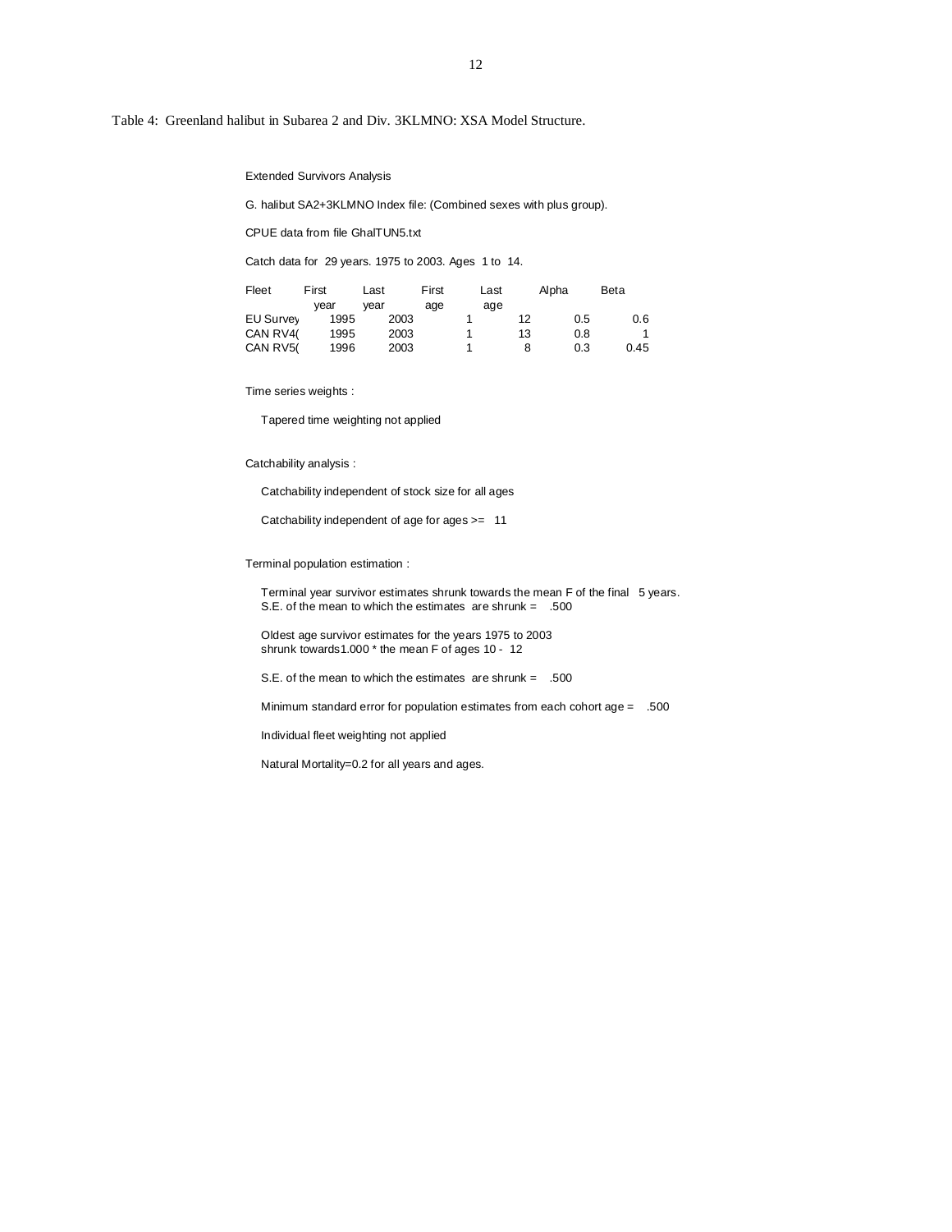Table 4: Greenland halibut in Subarea 2 and Div. 3KLMNO: XSA Model Structure.

Extended Survivors Analysis

G. halibut SA2+3KLMNO Index file: (Combined sexes with plus group).

CPUE data from file GhalTUN5.txt

Catch data for 29 years. 1975 to 2003. Ages 1 to 14.

| Fleet | First year | Last year | First age | Last age | Alpha | Beta |
|---|---|---|---|---|---|---|
| EU Survey | 1995 | 2003 | 1 | 12 | 0.5 | 0.6 |
| CAN RV4( | 1995 | 2003 | 1 | 13 | 0.8 | 1 |
| CAN RV5( | 1996 | 2003 | 1 | 8 | 0.3 | 0.45 |

Time series weights :

Tapered time weighting not applied

Catchability analysis :

Catchability independent of stock size for all ages

Catchability independent of age for ages >= 11

Terminal population estimation :

Terminal year survivor estimates shrunk towards the mean F of the final 5 years.
S.E. of the mean to which the estimates are shrunk = .500

Oldest age survivor estimates for the years 1975 to 2003
shrunk towards1.000 * the mean F of ages 10 - 12

S.E. of the mean to which the estimates are shrunk = .500

Minimum standard error for population estimates from each cohort age = .500

Individual fleet weighting not applied

Natural Mortality=0.2 for all years and ages.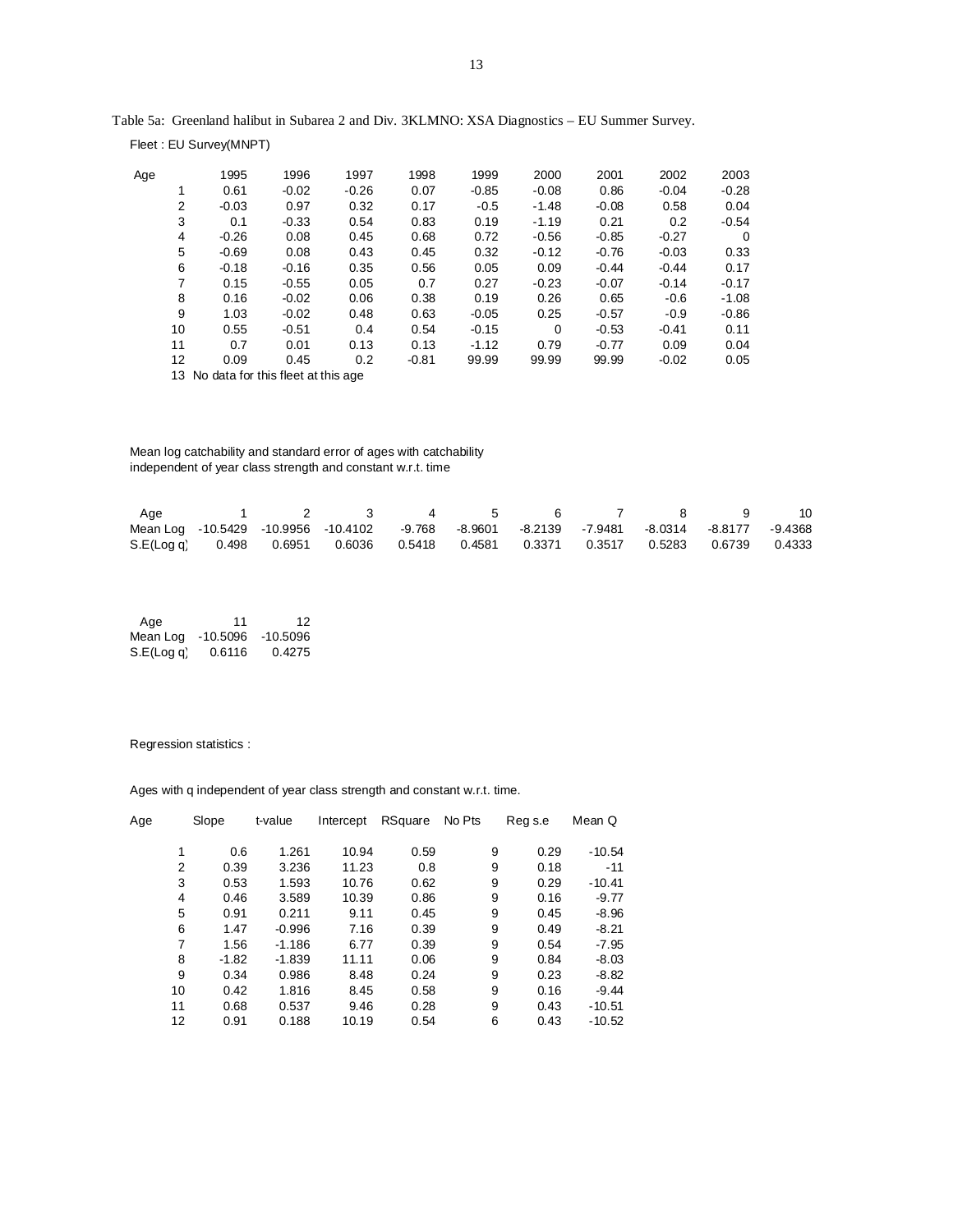Table 5a: Greenland halibut in Subarea 2 and Div. 3KLMNO: XSA Diagnostics – EU Summer Survey.

Fleet : EU Survey(MNPT)

| Age | 1995 | 1996 | 1997 | 1998 | 1999 | 2000 | 2001 | 2002 | 2003 |
|---|---|---|---|---|---|---|---|---|---|
| 1 | 0.61 | -0.02 | -0.26 | 0.07 | -0.85 | -0.08 | 0.86 | -0.04 | -0.28 |
| 2 | -0.03 | 0.97 | 0.32 | 0.17 | -0.5 | -1.48 | -0.08 | 0.58 | 0.04 |
| 3 | 0.1 | -0.33 | 0.54 | 0.83 | 0.19 | -1.19 | 0.21 | 0.2 | -0.54 |
| 4 | -0.26 | 0.08 | 0.45 | 0.68 | 0.72 | -0.56 | -0.85 | -0.27 | 0 |
| 5 | -0.69 | 0.08 | 0.43 | 0.45 | 0.32 | -0.12 | -0.76 | -0.03 | 0.33 |
| 6 | -0.18 | -0.16 | 0.35 | 0.56 | 0.05 | 0.09 | -0.44 | -0.44 | 0.17 |
| 7 | 0.15 | -0.55 | 0.05 | 0.7 | 0.27 | -0.23 | -0.07 | -0.14 | -0.17 |
| 8 | 0.16 | -0.02 | 0.06 | 0.38 | 0.19 | 0.26 | 0.65 | -0.6 | -1.08 |
| 9 | 1.03 | -0.02 | 0.48 | 0.63 | -0.05 | 0.25 | -0.57 | -0.9 | -0.86 |
| 10 | 0.55 | -0.51 | 0.4 | 0.54 | -0.15 | 0 | -0.53 | -0.41 | 0.11 |
| 11 | 0.7 | 0.01 | 0.13 | 0.13 | -1.12 | 0.79 | -0.77 | 0.09 | 0.04 |
| 12 | 0.09 | 0.45 | 0.2 | -0.81 | 99.99 | 99.99 | 99.99 | -0.02 | 0.05 |
| 13 | No data for this fleet at this age | | | | | | | | |

Mean log catchability and standard error of ages with catchability independent of year class strength and constant w.r.t. time

| Age | 1 | 2 | 3 | 4 | 5 | 6 | 7 | 8 | 9 | 10 | 11 | 12 |
|---|---|---|---|---|---|---|---|---|---|---|---|---|
| Mean Log | -10.5429 | -10.9956 | -10.4102 | -9.768 | -8.9601 | -8.2139 | -7.9481 | -8.0314 | -8.8177 | -9.4368 | -10.5096 | -10.5096 |
| S.E(Log q) | 0.498 | 0.6951 | 0.6036 | 0.5418 | 0.4581 | 0.3371 | 0.3517 | 0.5283 | 0.6739 | 0.4333 | 0.6116 | 0.4275 |

Regression statistics :

Ages with q independent of year class strength and constant w.r.t. time.

| Age | Slope | t-value | Intercept | RSquare | No Pts | Reg s.e | Mean Q |
|---|---|---|---|---|---|---|---|
| 1 | 0.6 | 1.261 | 10.94 | 0.59 | 9 | 0.29 | -10.54 |
| 2 | 0.39 | 3.236 | 11.23 | 0.8 | 9 | 0.18 | -11 |
| 3 | 0.53 | 1.593 | 10.76 | 0.62 | 9 | 0.29 | -10.41 |
| 4 | 0.46 | 3.589 | 10.39 | 0.86 | 9 | 0.16 | -9.77 |
| 5 | 0.91 | 0.211 | 9.11 | 0.45 | 9 | 0.45 | -8.96 |
| 6 | 1.47 | -0.996 | 7.16 | 0.39 | 9 | 0.49 | -8.21 |
| 7 | 1.56 | -1.186 | 6.77 | 0.39 | 9 | 0.54 | -7.95 |
| 8 | -1.82 | -1.839 | 11.11 | 0.06 | 9 | 0.84 | -8.03 |
| 9 | 0.34 | 0.986 | 8.48 | 0.24 | 9 | 0.23 | -8.82 |
| 10 | 0.42 | 1.816 | 8.45 | 0.58 | 9 | 0.16 | -9.44 |
| 11 | 0.68 | 0.537 | 9.46 | 0.28 | 9 | 0.43 | -10.51 |
| 12 | 0.91 | 0.188 | 10.19 | 0.54 | 6 | 0.43 | -10.52 |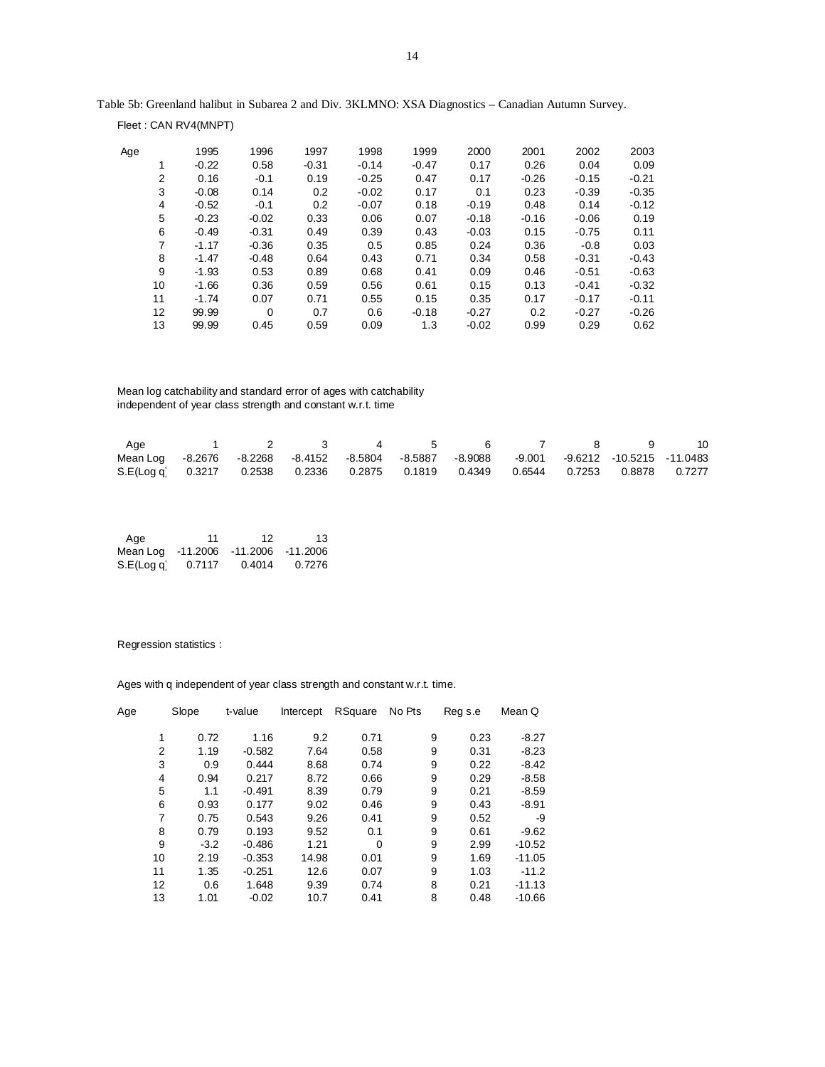Table 5b: Greenland halibut in Subarea 2 and Div. 3KLMNO: XSA Diagnostics – Canadian Autumn Survey.

Fleet : CAN RV4(MNPT)

| Age | 1995 | 1996 | 1997 | 1998 | 1999 | 2000 | 2001 | 2002 | 2003 |
|---|---|---|---|---|---|---|---|---|---|
| 1 | -0.22 | 0.58 | -0.31 | -0.14 | -0.47 | 0.17 | 0.26 | 0.04 | 0.09 |
| 2 | 0.16 | -0.1 | 0.19 | -0.25 | 0.47 | 0.17 | -0.26 | -0.15 | -0.21 |
| 3 | -0.08 | 0.14 | 0.2 | -0.02 | 0.17 | 0.1 | 0.23 | -0.39 | -0.35 |
| 4 | -0.52 | -0.1 | 0.2 | -0.07 | 0.18 | -0.19 | 0.48 | 0.14 | -0.12 |
| 5 | -0.23 | -0.02 | 0.33 | 0.06 | 0.07 | -0.18 | -0.16 | -0.06 | 0.19 |
| 6 | -0.49 | -0.31 | 0.49 | 0.39 | 0.43 | -0.03 | 0.15 | -0.75 | 0.11 |
| 7 | -1.17 | -0.36 | 0.35 | 0.5 | 0.85 | 0.24 | 0.36 | -0.8 | 0.03 |
| 8 | -1.47 | -0.48 | 0.64 | 0.43 | 0.71 | 0.34 | 0.58 | -0.31 | -0.43 |
| 9 | -1.93 | 0.53 | 0.89 | 0.68 | 0.41 | 0.09 | 0.46 | -0.51 | -0.63 |
| 10 | -1.66 | 0.36 | 0.59 | 0.56 | 0.61 | 0.15 | 0.13 | -0.41 | -0.32 |
| 11 | -1.74 | 0.07 | 0.71 | 0.55 | 0.15 | 0.35 | 0.17 | -0.17 | -0.11 |
| 12 | 99.99 | 0 | 0.7 | 0.6 | -0.18 | -0.27 | 0.2 | -0.27 | -0.26 |
| 13 | 99.99 | 0.45 | 0.59 | 0.09 | 1.3 | -0.02 | 0.99 | 0.29 | 0.62 |

Mean log catchability and standard error of ages with catchability independent of year class strength and constant w.r.t. time

| Age | 1 | 2 | 3 | 4 | 5 | 6 | 7 | 8 | 9 | 10 |
|---|---|---|---|---|---|---|---|---|---|---|
| Mean Log | -8.2676 | -8.2268 | -8.4152 | -8.5804 | -8.5887 | -8.9088 | -9.001 | -9.6212 | -10.5215 | -11.0483 |
| S.E(Log q) | 0.3217 | 0.2538 | 0.2336 | 0.2875 | 0.1819 | 0.4349 | 0.6544 | 0.7253 | 0.8878 | 0.7277 |

| Age | 11 | 12 | 13 |
|---|---|---|---|
| Mean Log | -11.2006 | -11.2006 | -11.2006 |
| S.E(Log q) | 0.7117 | 0.4014 | 0.7276 |

Regression statistics :

Ages with q independent of year class strength and constant w.r.t. time.

| Age | Slope | t-value | Intercept | RSquare | No Pts | Reg s.e | Mean Q |
|---|---|---|---|---|---|---|---|
| 1 | 0.72 | 1.16 | 9.2 | 0.71 | 9 | 0.23 | -8.27 |
| 2 | 1.19 | -0.582 | 7.64 | 0.58 | 9 | 0.31 | -8.23 |
| 3 | 0.9 | 0.444 | 8.68 | 0.74 | 9 | 0.22 | -8.42 |
| 4 | 0.94 | 0.217 | 8.72 | 0.66 | 9 | 0.29 | -8.58 |
| 5 | 1.1 | -0.491 | 8.39 | 0.79 | 9 | 0.21 | -8.59 |
| 6 | 0.93 | 0.177 | 9.02 | 0.46 | 9 | 0.43 | -8.91 |
| 7 | 0.75 | 0.543 | 9.26 | 0.41 | 9 | 0.52 | -9 |
| 8 | 0.79 | 0.193 | 9.52 | 0.1 | 9 | 0.61 | -9.62 |
| 9 | -3.2 | -0.486 | 1.21 | 0 | 9 | 2.99 | -10.52 |
| 10 | 2.19 | -0.353 | 14.98 | 0.01 | 9 | 1.69 | -11.05 |
| 11 | 1.35 | -0.251 | 12.6 | 0.07 | 9 | 1.03 | -11.2 |
| 12 | 0.6 | 1.648 | 9.39 | 0.74 | 8 | 0.21 | -11.13 |
| 13 | 1.01 | -0.02 | 10.7 | 0.41 | 8 | 0.48 | -10.66 |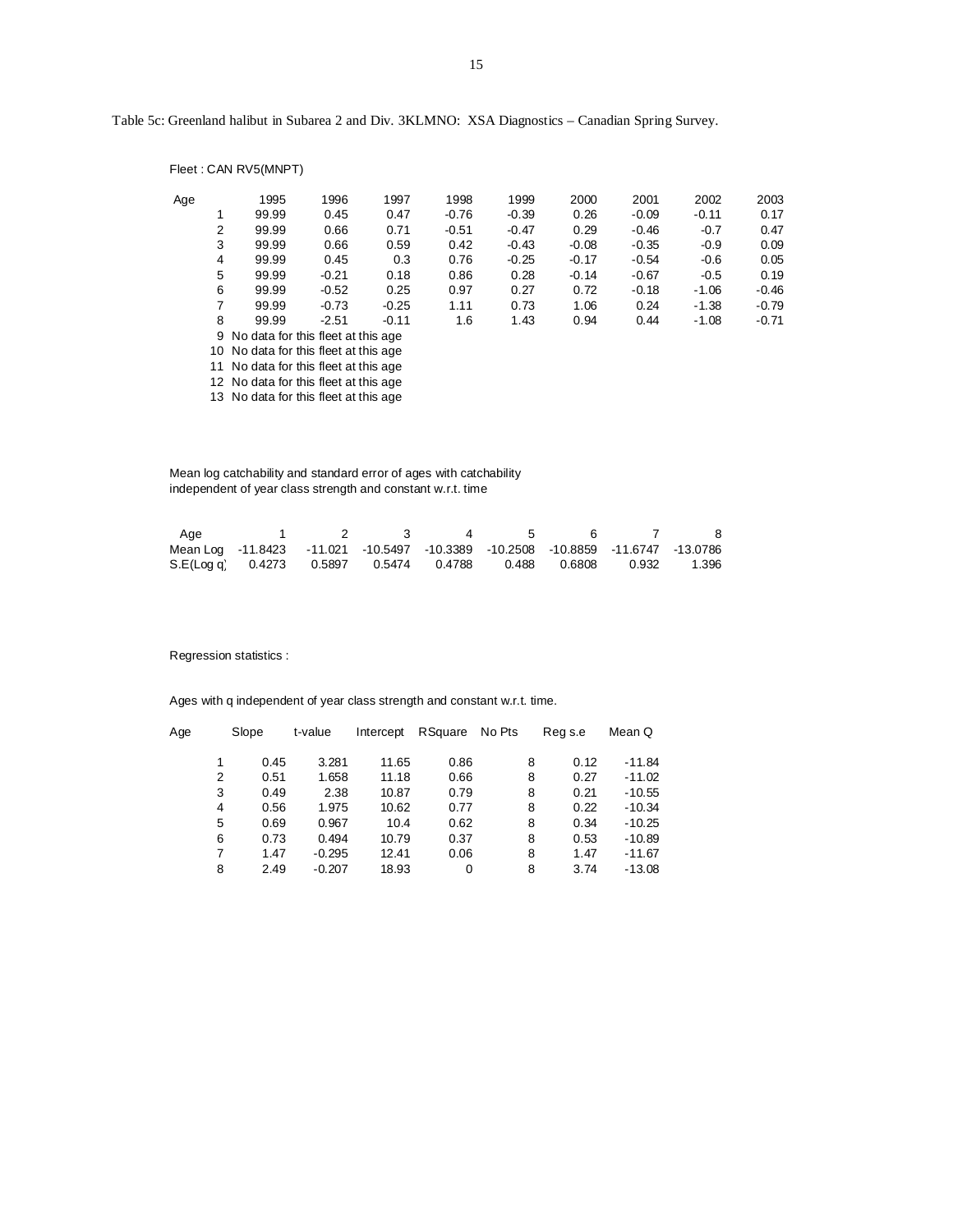Table 5c: Greenland halibut in Subarea 2 and Div. 3KLMNO: XSA Diagnostics – Canadian Spring Survey.

Fleet : CAN RV5(MNPT)

| Age | 1995 | 1996 | 1997 | 1998 | 1999 | 2000 | 2001 | 2002 | 2003 |
|---|---|---|---|---|---|---|---|---|---|
| 1 | 99.99 | 0.45 | 0.47 | -0.76 | -0.39 | 0.26 | -0.09 | -0.11 | 0.17 |
| 2 | 99.99 | 0.66 | 0.71 | -0.51 | -0.47 | 0.29 | -0.46 | -0.7 | 0.47 |
| 3 | 99.99 | 0.66 | 0.59 | 0.42 | -0.43 | -0.08 | -0.35 | -0.9 | 0.09 |
| 4 | 99.99 | 0.45 | 0.3 | 0.76 | -0.25 | -0.17 | -0.54 | -0.6 | 0.05 |
| 5 | 99.99 | -0.21 | 0.18 | 0.86 | 0.28 | -0.14 | -0.67 | -0.5 | 0.19 |
| 6 | 99.99 | -0.52 | 0.25 | 0.97 | 0.27 | 0.72 | -0.18 | -1.06 | -0.46 |
| 7 | 99.99 | -0.73 | -0.25 | 1.11 | 0.73 | 1.06 | 0.24 | -1.38 | -0.79 |
| 8 | 99.99 | -2.51 | -0.11 | 1.6 | 1.43 | 0.94 | 0.44 | -1.08 | -0.71 |
| 9 | No data for this fleet at this age | | | | | | | | |
| 10 | No data for this fleet at this age | | | | | | | | |
| 11 | No data for this fleet at this age | | | | | | | | |
| 12 | No data for this fleet at this age | | | | | | | | |
| 13 | No data for this fleet at this age | | | | | | | | |

Mean log catchability and standard error of ages with catchability independent of year class strength and constant w.r.t. time

| Age | 1 | 2 | 3 | 4 | 5 | 6 | 7 | 8 |
|---|---|---|---|---|---|---|---|---|
| Mean Log | -11.8423 | -11.021 | -10.5497 | -10.3389 | -10.2508 | -10.8859 | -11.6747 | -13.0786 |
| S.E(Log q) | 0.4273 | 0.5897 | 0.5474 | 0.4788 | 0.488 | 0.6808 | 0.932 | 1.396 |

Regression statistics :

Ages with q independent of year class strength and constant w.r.t. time.

| Age | Slope | t-value | Intercept | RSquare | No Pts | Reg s.e | Mean Q |
|---|---|---|---|---|---|---|---|
| 1 | 0.45 | 3.281 | 11.65 | 0.86 | 8 | 0.12 | -11.84 |
| 2 | 0.51 | 1.658 | 11.18 | 0.66 | 8 | 0.27 | -11.02 |
| 3 | 0.49 | 2.38 | 10.87 | 0.79 | 8 | 0.21 | -10.55 |
| 4 | 0.56 | 1.975 | 10.62 | 0.77 | 8 | 0.22 | -10.34 |
| 5 | 0.69 | 0.967 | 10.4 | 0.62 | 8 | 0.34 | -10.25 |
| 6 | 0.73 | 0.494 | 10.79 | 0.37 | 8 | 0.53 | -10.89 |
| 7 | 1.47 | -0.295 | 12.41 | 0.06 | 8 | 1.47 | -11.67 |
| 8 | 2.49 | -0.207 | 18.93 | 0 | 8 | 3.74 | -13.08 |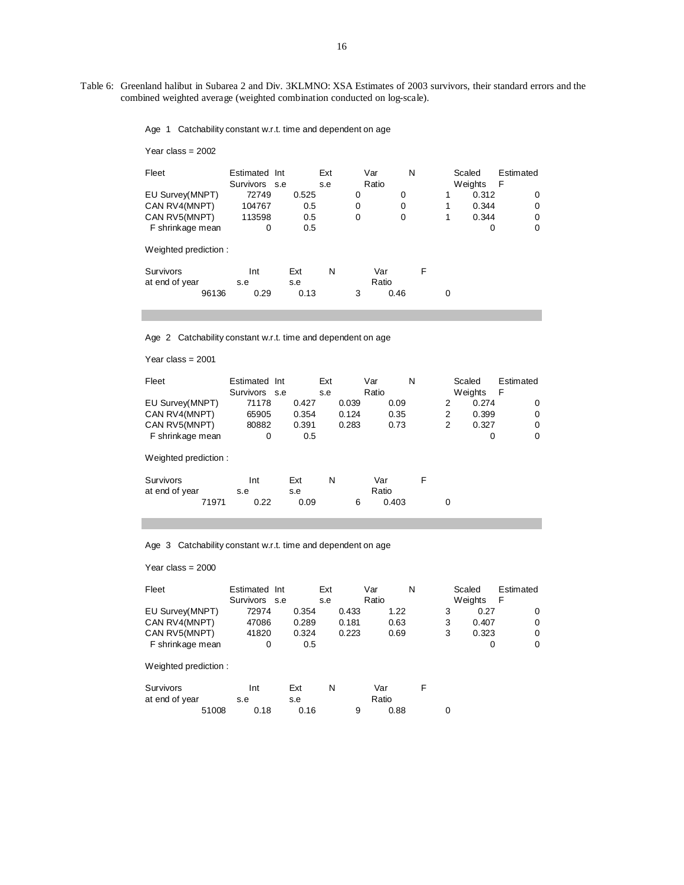Table 6: Greenland halibut in Subarea 2 and Div. 3KLMNO: XSA Estimates of 2003 survivors, their standard errors and the combined weighted average (weighted combination conducted on log-scale).

Age 1 Catchability constant w.r.t. time and dependent on age

Year class = 2002

| Fleet | Estimated Survivors | Int s.e | Ext s.e | Var Ratio | N | Scaled Weights | Estimated F |
|---|---|---|---|---|---|---|---|
| EU Survey(MNPT) | 72749 | 0.525 | 0 | 0 | 1 | 0.312 | 0 |
| CAN RV4(MNPT) | 104767 | 0.5 | 0 | 0 | 1 | 0.344 | 0 |
| CAN RV5(MNPT) | 113598 | 0.5 | 0 | 0 | 1 | 0.344 | 0 |
| F shrinkage mean | 0 | 0.5 | | | | 0 | 0 |

Weighted prediction :

| Survivors at end of year | Int s.e | Ext s.e | N | Var Ratio | F |
|---|---|---|---|---|---|
| 96136 | 0.29 | 0.13 | 3 | 0.46 | 0 |

Age 2 Catchability constant w.r.t. time and dependent on age

Year class = 2001

| Fleet | Estimated Survivors | Int s.e | Ext s.e | Var Ratio | N | Scaled Weights | Estimated F |
|---|---|---|---|---|---|---|---|
| EU Survey(MNPT) | 71178 | 0.427 | 0.039 | 0.09 | 2 | 0.274 | 0 |
| CAN RV4(MNPT) | 65905 | 0.354 | 0.124 | 0.35 | 2 | 0.399 | 0 |
| CAN RV5(MNPT) | 80882 | 0.391 | 0.283 | 0.73 | 2 | 0.327 | 0 |
| F shrinkage mean | 0 | 0.5 | | | | 0 | 0 |

Weighted prediction :

| Survivors at end of year | Int s.e | Ext s.e | N | Var Ratio | F |
|---|---|---|---|---|---|
| 71971 | 0.22 | 0.09 | 6 | 0.403 | 0 |

Age 3 Catchability constant w.r.t. time and dependent on age

Year class = 2000

| Fleet | Estimated Survivors | Int s.e | Ext s.e | Var Ratio | N | Scaled Weights | Estimated F |
|---|---|---|---|---|---|---|---|
| EU Survey(MNPT) | 72974 | 0.354 | 0.433 | 1.22 | 3 | 0.27 | 0 |
| CAN RV4(MNPT) | 47086 | 0.289 | 0.181 | 0.63 | 3 | 0.407 | 0 |
| CAN RV5(MNPT) | 41820 | 0.324 | 0.223 | 0.69 | 3 | 0.323 | 0 |
| F shrinkage mean | 0 | 0.5 | | | | 0 | 0 |

Weighted prediction :

| Survivors at end of year | Int s.e | Ext s.e | N | Var Ratio | F |
|---|---|---|---|---|---|
| 51008 | 0.18 | 0.16 | 9 | 0.88 | 0 |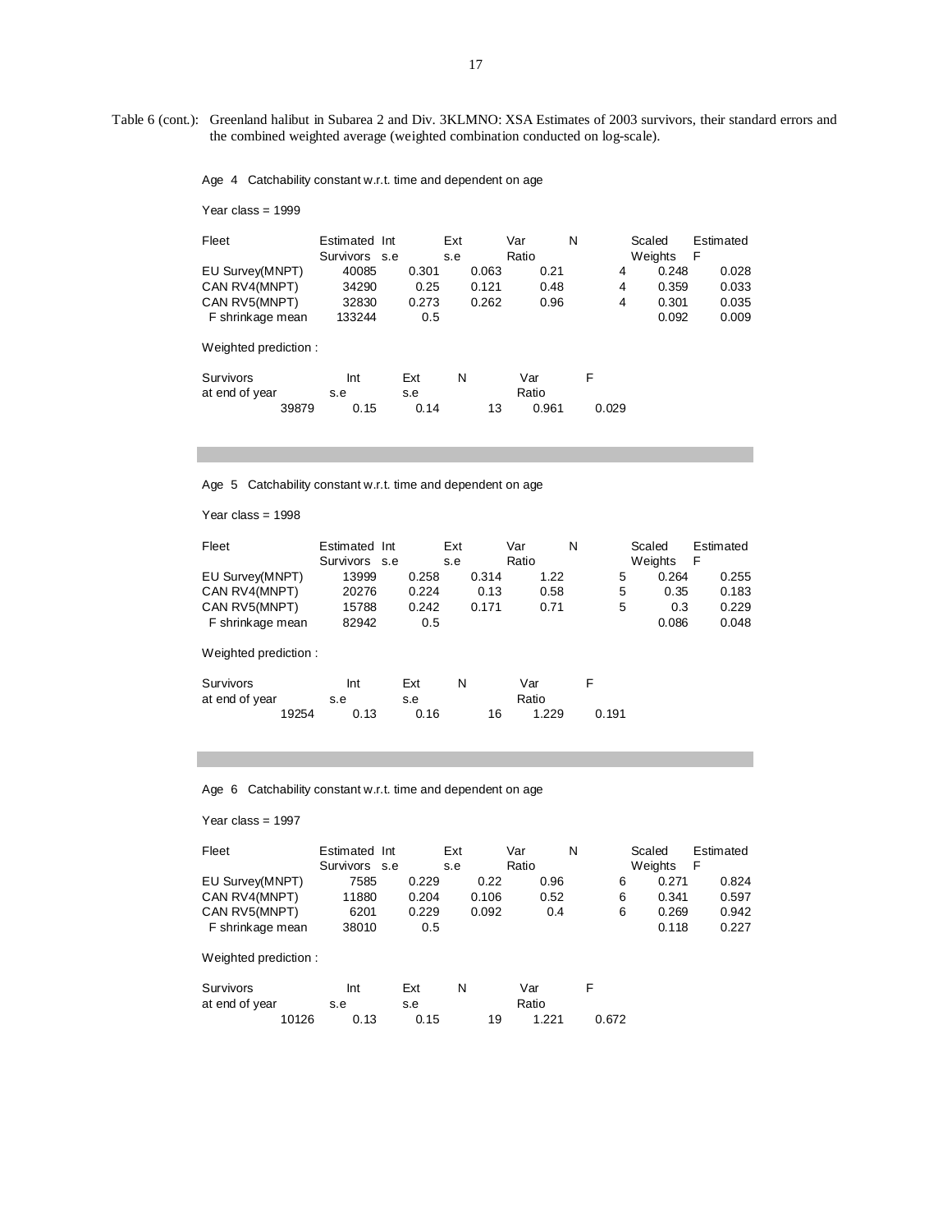Table 6 (cont.): Greenland halibut in Subarea 2 and Div. 3KLMNO: XSA Estimates of 2003 survivors, their standard errors and the combined weighted average (weighted combination conducted on log-scale).

Age 4 Catchability constant w.r.t. time and dependent on age

Year class = 1999

| Fleet | Estimated Survivors | Int s.e | Ext s.e | Var Ratio | N | Scaled Weights | Estimated F |
|---|---|---|---|---|---|---|---|
| EU Survey(MNPT) | 40085 | 0.301 | 0.063 | 0.21 | 4 | 0.248 | 0.028 |
| CAN RV4(MNPT) | 34290 | 0.25 | 0.121 | 0.48 | 4 | 0.359 | 0.033 |
| CAN RV5(MNPT) | 32830 | 0.273 | 0.262 | 0.96 | 4 | 0.301 | 0.035 |
| F shrinkage mean | 133244 | 0.5 | | | | 0.092 | 0.009 |

Weighted prediction :

| Survivors at end of year | Int s.e | Ext s.e | N | Var Ratio | F |
|---|---|---|---|---|---|
| 39879 | 0.15 | 0.14 | 13 | 0.961 | 0.029 |

Age 5 Catchability constant w.r.t. time and dependent on age

Year class = 1998

| Fleet | Estimated Survivors | Int s.e | Ext s.e | Var Ratio | N | Scaled Weights | Estimated F |
|---|---|---|---|---|---|---|---|
| EU Survey(MNPT) | 13999 | 0.258 | 0.314 | 1.22 | 5 | 0.264 | 0.255 |
| CAN RV4(MNPT) | 20276 | 0.224 | 0.13 | 0.58 | 5 | 0.35 | 0.183 |
| CAN RV5(MNPT) | 15788 | 0.242 | 0.171 | 0.71 | 5 | 0.3 | 0.229 |
| F shrinkage mean | 82942 | 0.5 | | | | 0.086 | 0.048 |

Weighted prediction :

| Survivors at end of year | Int s.e | Ext s.e | N | Var Ratio | F |
|---|---|---|---|---|---|
| 19254 | 0.13 | 0.16 | 16 | 1.229 | 0.191 |

Age 6 Catchability constant w.r.t. time and dependent on age

Year class = 1997

| Fleet | Estimated Survivors | Int s.e | Ext s.e | Var Ratio | N | Scaled Weights | Estimated F |
|---|---|---|---|---|---|---|---|
| EU Survey(MNPT) | 7585 | 0.229 | 0.22 | 0.96 | 6 | 0.271 | 0.824 |
| CAN RV4(MNPT) | 11880 | 0.204 | 0.106 | 0.52 | 6 | 0.341 | 0.597 |
| CAN RV5(MNPT) | 6201 | 0.229 | 0.092 | 0.4 | 6 | 0.269 | 0.942 |
| F shrinkage mean | 38010 | 0.5 | | | | 0.118 | 0.227 |

Weighted prediction :

| Survivors at end of year | Int s.e | Ext s.e | N | Var Ratio | F |
|---|---|---|---|---|---|
| 10126 | 0.13 | 0.15 | 19 | 1.221 | 0.672 |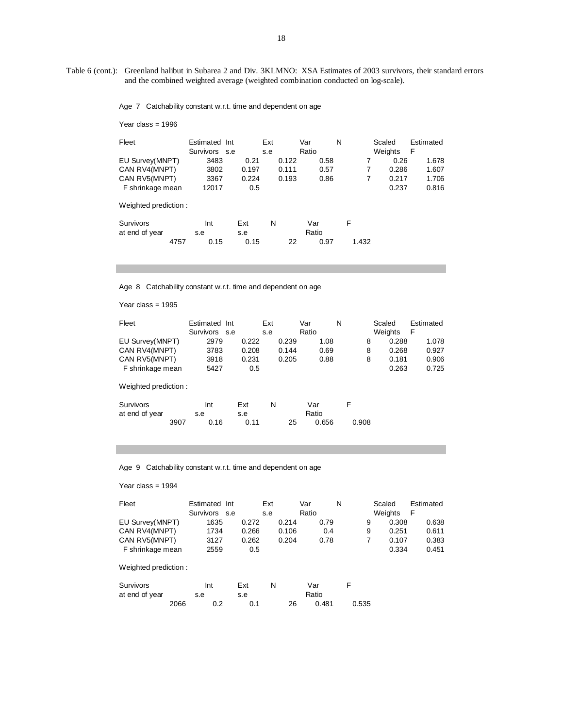Table 6 (cont.): Greenland halibut in Subarea 2 and Div. 3KLMNO: XSA Estimates of 2003 survivors, their standard errors and the combined weighted average (weighted combination conducted on log-scale).

Age 7 Catchability constant w.r.t. time and dependent on age

Year class = 1996

| Fleet | Estimated Survivors | Int s.e | Ext s.e | Var Ratio | N | Scaled Weights | Estimated F |
|---|---|---|---|---|---|---|---|
| EU Survey(MNPT) | 3483 | 0.21 | 0.122 | 0.58 | 7 | 0.26 | 1.678 |
| CAN RV4(MNPT) | 3802 | 0.197 | 0.111 | 0.57 | 7 | 0.286 | 1.607 |
| CAN RV5(MNPT) | 3367 | 0.224 | 0.193 | 0.86 | 7 | 0.217 | 1.706 |
| F shrinkage mean | 12017 | 0.5 | | | | 0.237 | 0.816 |

Weighted prediction :

| Survivors at end of year | Int s.e | Ext s.e | N | Var Ratio | F |
|---|---|---|---|---|---|
| 4757 | 0.15 | 0.15 | 22 | 0.97 | 1.432 |

Age 8 Catchability constant w.r.t. time and dependent on age

Year class = 1995

| Fleet | Estimated Survivors | Int s.e | Ext s.e | Var Ratio | N | Scaled Weights | Estimated F |
|---|---|---|---|---|---|---|---|
| EU Survey(MNPT) | 2979 | 0.222 | 0.239 | 1.08 | 8 | 0.288 | 1.078 |
| CAN RV4(MNPT) | 3783 | 0.208 | 0.144 | 0.69 | 8 | 0.268 | 0.927 |
| CAN RV5(MNPT) | 3918 | 0.231 | 0.205 | 0.88 | 8 | 0.181 | 0.906 |
| F shrinkage mean | 5427 | 0.5 | | | | 0.263 | 0.725 |

Weighted prediction :

| Survivors at end of year | Int s.e | Ext s.e | N | Var Ratio | F |
|---|---|---|---|---|---|
| 3907 | 0.16 | 0.11 | 25 | 0.656 | 0.908 |

Age 9 Catchability constant w.r.t. time and dependent on age

Year class = 1994

| Fleet | Estimated Survivors | Int s.e | Ext s.e | Var Ratio | N | Scaled Weights | Estimated F |
|---|---|---|---|---|---|---|---|
| EU Survey(MNPT) | 1635 | 0.272 | 0.214 | 0.79 | 9 | 0.308 | 0.638 |
| CAN RV4(MNPT) | 1734 | 0.266 | 0.106 | 0.4 | 9 | 0.251 | 0.611 |
| CAN RV5(MNPT) | 3127 | 0.262 | 0.204 | 0.78 | 7 | 0.107 | 0.383 |
| F shrinkage mean | 2559 | 0.5 | | | | 0.334 | 0.451 |

Weighted prediction :

| Survivors at end of year | Int s.e | Ext s.e | N | Var Ratio | F |
|---|---|---|---|---|---|
| 2066 | 0.2 | 0.1 | 26 | 0.481 | 0.535 |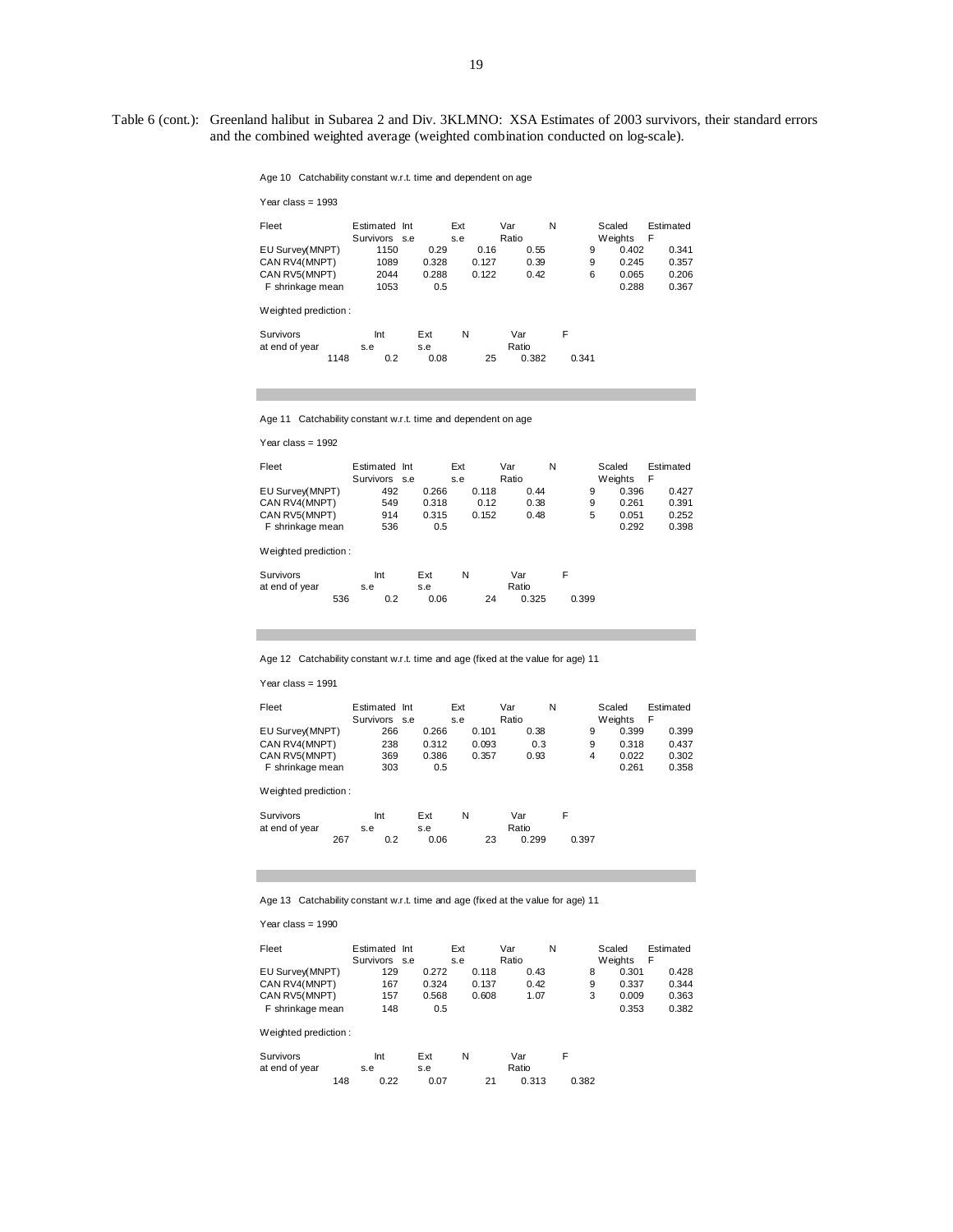Table 6 (cont.): Greenland halibut in Subarea 2 and Div. 3KLMNO: XSA Estimates of 2003 survivors, their standard errors and the combined weighted average (weighted combination conducted on log-scale).

Age 10 Catchability constant w.r.t. time and dependent on age

Year class = 1993

| Fleet | Estimated Survivors | Int s.e | Ext s.e | Var Ratio | N | Scaled Weights | Estimated F |
|---|---|---|---|---|---|---|---|
| EU Survey(MNPT) | 1150 | 0.29 | 0.16 | 0.55 | 9 | 0.402 | 0.341 |
| CAN RV4(MNPT) | 1089 | 0.328 | 0.127 | 0.39 | 9 | 0.245 | 0.357 |
| CAN RV5(MNPT) | 2044 | 0.288 | 0.122 | 0.42 | 6 | 0.065 | 0.206 |
| F shrinkage mean | 1053 | 0.5 | | | | 0.288 | 0.367 |

Weighted prediction :

| Survivors at end of year | Int s.e | Ext s.e | N | Var Ratio | F |
|---|---|---|---|---|---|
| 1148 | 0.2 | 0.08 | 25 | 0.382 | 0.341 |

Age 11 Catchability constant w.r.t. time and dependent on age

Year class = 1992

| Fleet | Estimated Survivors | Int s.e | Ext s.e | Var Ratio | N | Scaled Weights | Estimated F |
|---|---|---|---|---|---|---|---|
| EU Survey(MNPT) | 492 | 0.266 | 0.118 | 0.44 | 9 | 0.396 | 0.427 |
| CAN RV4(MNPT) | 549 | 0.318 | 0.12 | 0.38 | 9 | 0.261 | 0.391 |
| CAN RV5(MNPT) | 914 | 0.315 | 0.152 | 0.48 | 5 | 0.051 | 0.252 |
| F shrinkage mean | 536 | 0.5 | | | | 0.292 | 0.398 |

Weighted prediction :

| Survivors at end of year | Int s.e | Ext s.e | N | Var Ratio | F |
|---|---|---|---|---|---|
| 536 | 0.2 | 0.06 | 24 | 0.325 | 0.399 |

Age 12 Catchability constant w.r.t. time and age (fixed at the value for age) 11

Year class = 1991

| Fleet | Estimated Survivors | Int s.e | Ext s.e | Var Ratio | N | Scaled Weights | Estimated F |
|---|---|---|---|---|---|---|---|
| EU Survey(MNPT) | 266 | 0.266 | 0.101 | 0.38 | 9 | 0.399 | 0.399 |
| CAN RV4(MNPT) | 238 | 0.312 | 0.093 | 0.3 | 9 | 0.318 | 0.437 |
| CAN RV5(MNPT) | 369 | 0.386 | 0.357 | 0.93 | 4 | 0.022 | 0.302 |
| F shrinkage mean | 303 | 0.5 | | | | 0.261 | 0.358 |

Weighted prediction :

| Survivors at end of year | Int s.e | Ext s.e | N | Var Ratio | F |
|---|---|---|---|---|---|
| 267 | 0.2 | 0.06 | 23 | 0.299 | 0.397 |

Age 13 Catchability constant w.r.t. time and age (fixed at the value for age) 11

Year class = 1990

| Fleet | Estimated Survivors | Int s.e | Ext s.e | Var Ratio | N | Scaled Weights | Estimated F |
|---|---|---|---|---|---|---|---|
| EU Survey(MNPT) | 129 | 0.272 | 0.118 | 0.43 | 8 | 0.301 | 0.428 |
| CAN RV4(MNPT) | 167 | 0.324 | 0.137 | 0.42 | 9 | 0.337 | 0.344 |
| CAN RV5(MNPT) | 157 | 0.568 | 0.608 | 1.07 | 3 | 0.009 | 0.363 |
| F shrinkage mean | 148 | 0.5 | | | | 0.353 | 0.382 |

Weighted prediction :

| Survivors at end of year | Int s.e | Ext s.e | N | Var Ratio | F |
|---|---|---|---|---|---|
| 148 | 0.22 | 0.07 | 21 | 0.313 | 0.382 |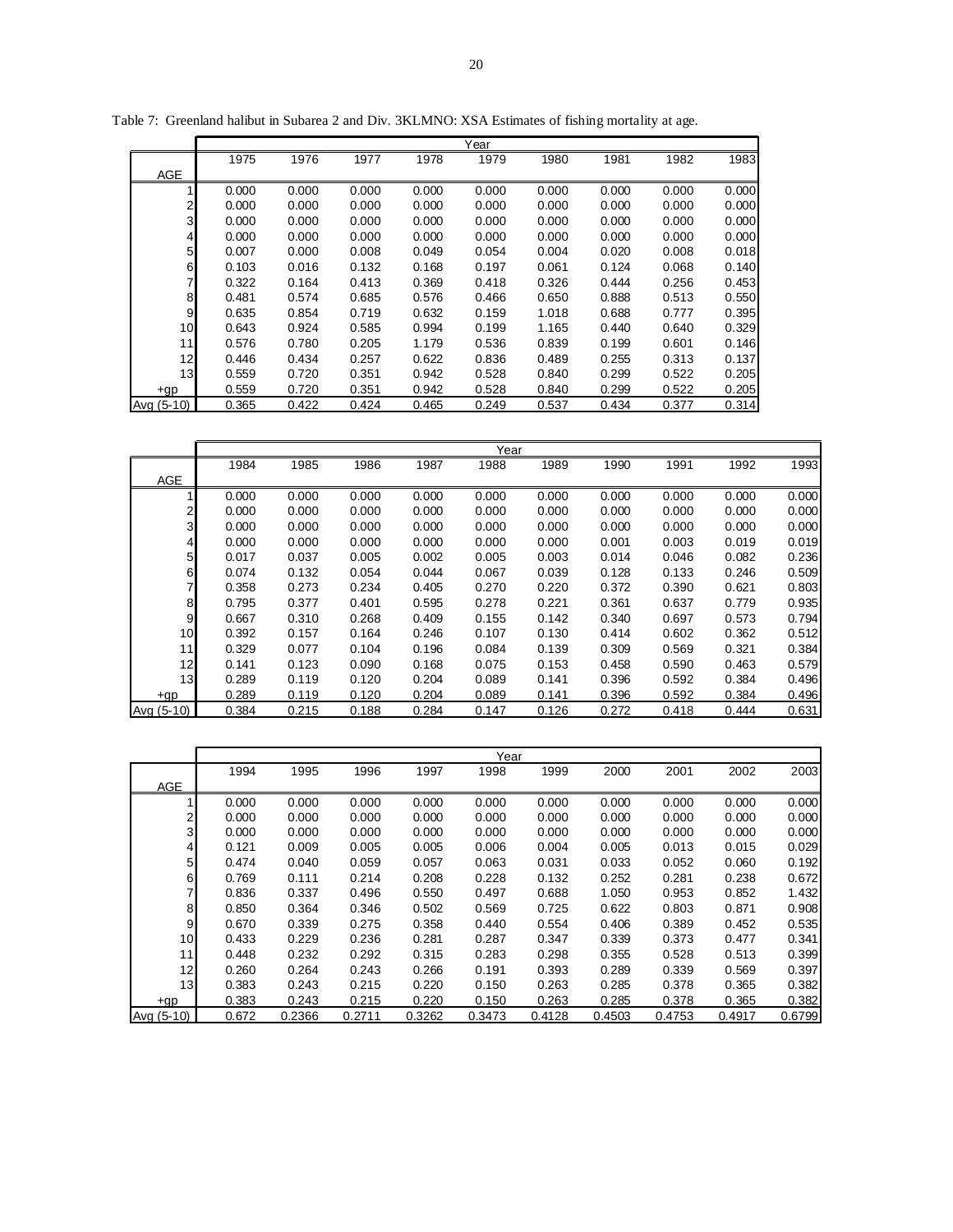Table 7: Greenland halibut in Subarea 2 and Div. 3KLMNO: XSA Estimates of fishing mortality at age.

| | Year | | | | | | | | |
|---|---|---|---|---|---|---|---|---|---|
| AGE | 1975 | 1976 | 1977 | 1978 | 1979 | 1980 | 1981 | 1982 | 1983 |
| 1 | 0.000 | 0.000 | 0.000 | 0.000 | 0.000 | 0.000 | 0.000 | 0.000 | 0.000 |
| 2 | 0.000 | 0.000 | 0.000 | 0.000 | 0.000 | 0.000 | 0.000 | 0.000 | 0.000 |
| 3 | 0.000 | 0.000 | 0.000 | 0.000 | 0.000 | 0.000 | 0.000 | 0.000 | 0.000 |
| 4 | 0.000 | 0.000 | 0.000 | 0.000 | 0.000 | 0.000 | 0.000 | 0.000 | 0.000 |
| 5 | 0.007 | 0.000 | 0.008 | 0.049 | 0.054 | 0.004 | 0.020 | 0.008 | 0.018 |
| 6 | 0.103 | 0.016 | 0.132 | 0.168 | 0.197 | 0.061 | 0.124 | 0.068 | 0.140 |
| 7 | 0.322 | 0.164 | 0.413 | 0.369 | 0.418 | 0.326 | 0.444 | 0.256 | 0.453 |
| 8 | 0.481 | 0.574 | 0.685 | 0.576 | 0.466 | 0.650 | 0.888 | 0.513 | 0.550 |
| 9 | 0.635 | 0.854 | 0.719 | 0.632 | 0.159 | 1.018 | 0.688 | 0.777 | 0.395 |
| 10 | 0.643 | 0.924 | 0.585 | 0.994 | 0.199 | 1.165 | 0.440 | 0.640 | 0.329 |
| 11 | 0.576 | 0.780 | 0.205 | 1.179 | 0.536 | 0.839 | 0.199 | 0.601 | 0.146 |
| 12 | 0.446 | 0.434 | 0.257 | 0.622 | 0.836 | 0.489 | 0.255 | 0.313 | 0.137 |
| 13 | 0.559 | 0.720 | 0.351 | 0.942 | 0.528 | 0.840 | 0.299 | 0.522 | 0.205 |
| +gp | 0.559 | 0.720 | 0.351 | 0.942 | 0.528 | 0.840 | 0.299 | 0.522 | 0.205 |
| Avg (5-10) | 0.365 | 0.422 | 0.424 | 0.465 | 0.249 | 0.537 | 0.434 | 0.377 | 0.314 |

| | Year | | | | | | | | | |
|---|---|---|---|---|---|---|---|---|---|---|
| AGE | 1984 | 1985 | 1986 | 1987 | 1988 | 1989 | 1990 | 1991 | 1992 | 1993 |
| 1 | 0.000 | 0.000 | 0.000 | 0.000 | 0.000 | 0.000 | 0.000 | 0.000 | 0.000 | 0.000 |
| 2 | 0.000 | 0.000 | 0.000 | 0.000 | 0.000 | 0.000 | 0.000 | 0.000 | 0.000 | 0.000 |
| 3 | 0.000 | 0.000 | 0.000 | 0.000 | 0.000 | 0.000 | 0.000 | 0.000 | 0.000 | 0.000 |
| 4 | 0.000 | 0.000 | 0.000 | 0.000 | 0.000 | 0.000 | 0.001 | 0.003 | 0.019 | 0.019 |
| 5 | 0.017 | 0.037 | 0.005 | 0.002 | 0.005 | 0.003 | 0.014 | 0.046 | 0.082 | 0.236 |
| 6 | 0.074 | 0.132 | 0.054 | 0.044 | 0.067 | 0.039 | 0.128 | 0.133 | 0.246 | 0.509 |
| 7 | 0.358 | 0.273 | 0.234 | 0.405 | 0.270 | 0.220 | 0.372 | 0.390 | 0.621 | 0.803 |
| 8 | 0.795 | 0.377 | 0.401 | 0.595 | 0.278 | 0.221 | 0.361 | 0.637 | 0.779 | 0.935 |
| 9 | 0.667 | 0.310 | 0.268 | 0.409 | 0.155 | 0.142 | 0.340 | 0.697 | 0.573 | 0.794 |
| 10 | 0.392 | 0.157 | 0.164 | 0.246 | 0.107 | 0.130 | 0.414 | 0.602 | 0.362 | 0.512 |
| 11 | 0.329 | 0.077 | 0.104 | 0.196 | 0.084 | 0.139 | 0.309 | 0.569 | 0.321 | 0.384 |
| 12 | 0.141 | 0.123 | 0.090 | 0.168 | 0.075 | 0.153 | 0.458 | 0.590 | 0.463 | 0.579 |
| 13 | 0.289 | 0.119 | 0.120 | 0.204 | 0.089 | 0.141 | 0.396 | 0.592 | 0.384 | 0.496 |
| +gp | 0.289 | 0.119 | 0.120 | 0.204 | 0.089 | 0.141 | 0.396 | 0.592 | 0.384 | 0.496 |
| Avg (5-10) | 0.384 | 0.215 | 0.188 | 0.284 | 0.147 | 0.126 | 0.272 | 0.418 | 0.444 | 0.631 |

| | Year | | | | | | | | | |
|---|---|---|---|---|---|---|---|---|---|---|
| AGE | 1994 | 1995 | 1996 | 1997 | 1998 | 1999 | 2000 | 2001 | 2002 | 2003 |
| 1 | 0.000 | 0.000 | 0.000 | 0.000 | 0.000 | 0.000 | 0.000 | 0.000 | 0.000 | 0.000 |
| 2 | 0.000 | 0.000 | 0.000 | 0.000 | 0.000 | 0.000 | 0.000 | 0.000 | 0.000 | 0.000 |
| 3 | 0.000 | 0.000 | 0.000 | 0.000 | 0.000 | 0.000 | 0.000 | 0.000 | 0.000 | 0.000 |
| 4 | 0.121 | 0.009 | 0.005 | 0.005 | 0.006 | 0.004 | 0.005 | 0.013 | 0.015 | 0.029 |
| 5 | 0.474 | 0.040 | 0.059 | 0.057 | 0.063 | 0.031 | 0.033 | 0.052 | 0.060 | 0.192 |
| 6 | 0.769 | 0.111 | 0.214 | 0.208 | 0.228 | 0.132 | 0.252 | 0.281 | 0.238 | 0.672 |
| 7 | 0.836 | 0.337 | 0.496 | 0.550 | 0.497 | 0.688 | 1.050 | 0.953 | 0.852 | 1.432 |
| 8 | 0.850 | 0.364 | 0.346 | 0.502 | 0.569 | 0.725 | 0.622 | 0.803 | 0.871 | 0.908 |
| 9 | 0.670 | 0.339 | 0.275 | 0.358 | 0.440 | 0.554 | 0.406 | 0.389 | 0.452 | 0.535 |
| 10 | 0.433 | 0.229 | 0.236 | 0.281 | 0.287 | 0.347 | 0.339 | 0.373 | 0.477 | 0.341 |
| 11 | 0.448 | 0.232 | 0.292 | 0.315 | 0.283 | 0.298 | 0.355 | 0.528 | 0.513 | 0.399 |
| 12 | 0.260 | 0.264 | 0.243 | 0.266 | 0.191 | 0.393 | 0.289 | 0.339 | 0.569 | 0.397 |
| 13 | 0.383 | 0.243 | 0.215 | 0.220 | 0.150 | 0.263 | 0.285 | 0.378 | 0.365 | 0.382 |
| +gp | 0.383 | 0.243 | 0.215 | 0.220 | 0.150 | 0.263 | 0.285 | 0.378 | 0.365 | 0.382 |
| Avg (5-10) | 0.672 | 0.2366 | 0.2711 | 0.3262 | 0.3473 | 0.4128 | 0.4503 | 0.4753 | 0.4917 | 0.6799 |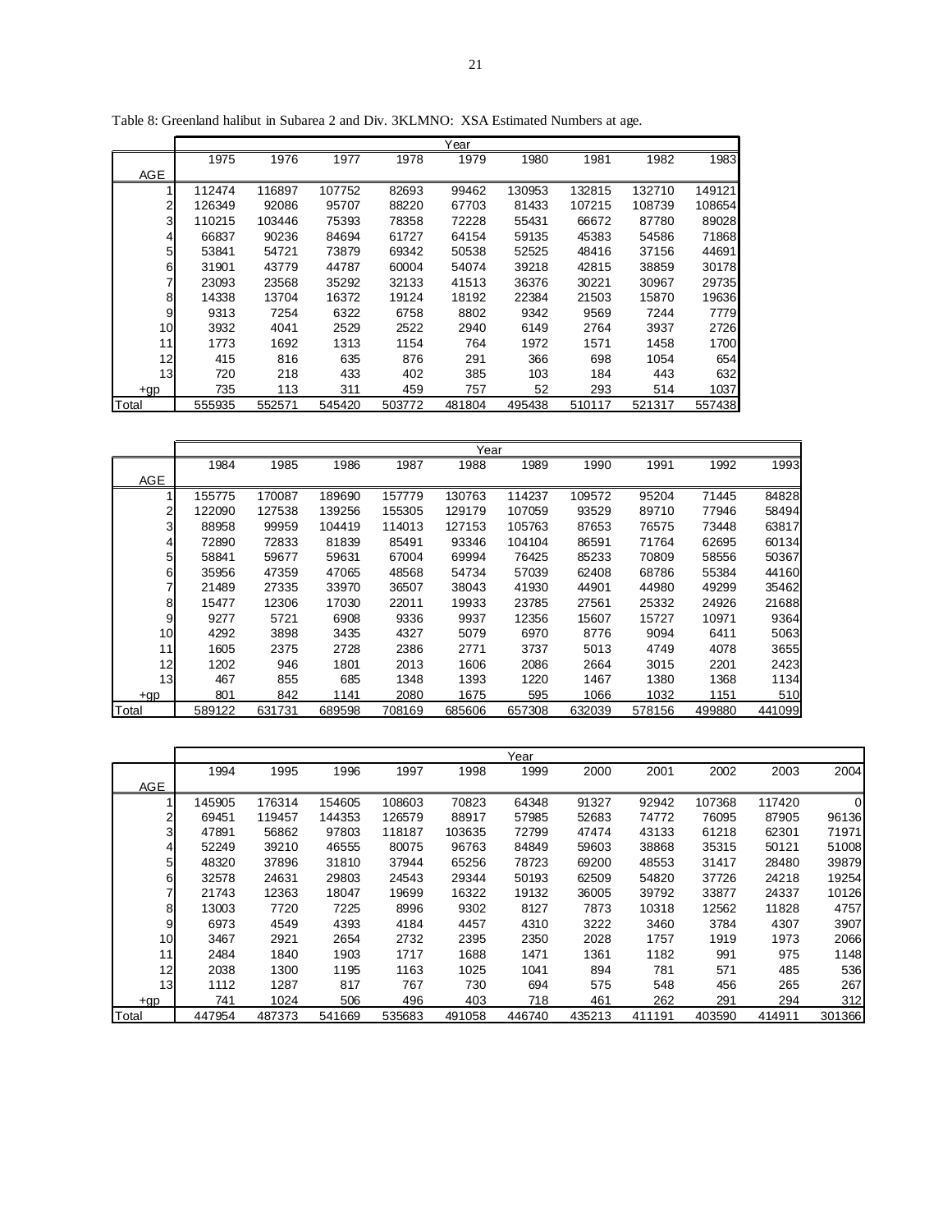Table 8: Greenland halibut in Subarea 2 and Div. 3KLMNO: XSA Estimated Numbers at age.

| | Year | | | | | | | | |
|---|---|---|---|---|---|---|---|---|---|
| AGE | 1975 | 1976 | 1977 | 1978 | 1979 | 1980 | 1981 | 1982 | 1983 |
| 1 | 112474 | 116897 | 107752 | 82693 | 99462 | 130953 | 132815 | 132710 | 149121 |
| 2 | 126349 | 92086 | 95707 | 88220 | 67703 | 81433 | 107215 | 108739 | 108654 |
| 3 | 110215 | 103446 | 75393 | 78358 | 72228 | 55431 | 66672 | 87780 | 89028 |
| 4 | 66837 | 90236 | 84694 | 61727 | 64154 | 59135 | 45383 | 54586 | 71868 |
| 5 | 53841 | 54721 | 73879 | 69342 | 50538 | 52525 | 48416 | 37156 | 44691 |
| 6 | 31901 | 43779 | 44787 | 60004 | 54074 | 39218 | 42815 | 38859 | 30178 |
| 7 | 23093 | 23568 | 35292 | 32133 | 41513 | 36376 | 30221 | 30967 | 29735 |
| 8 | 14338 | 13704 | 16372 | 19124 | 18192 | 22384 | 21503 | 15870 | 19636 |
| 9 | 9313 | 7254 | 6322 | 6758 | 8802 | 9342 | 9569 | 7244 | 7779 |
| 10 | 3932 | 4041 | 2529 | 2522 | 2940 | 6149 | 2764 | 3937 | 2726 |
| 11 | 1773 | 1692 | 1313 | 1154 | 764 | 1972 | 1571 | 1458 | 1700 |
| 12 | 415 | 816 | 635 | 876 | 291 | 366 | 698 | 1054 | 654 |
| 13 | 720 | 218 | 433 | 402 | 385 | 103 | 184 | 443 | 632 |
| +gp | 735 | 113 | 311 | 459 | 757 | 52 | 293 | 514 | 1037 |
| Total | 555935 | 552571 | 545420 | 503772 | 481804 | 495438 | 510117 | 521317 | 557438 |

| | Year | | | | | | | | | |
|---|---|---|---|---|---|---|---|---|---|---|
| AGE | 1984 | 1985 | 1986 | 1987 | 1988 | 1989 | 1990 | 1991 | 1992 | 1993 |
| 1 | 155775 | 170087 | 189690 | 157779 | 130763 | 114237 | 109572 | 95204 | 71445 | 84828 |
| 2 | 122090 | 127538 | 139256 | 155305 | 129179 | 107059 | 93529 | 89710 | 77946 | 58494 |
| 3 | 88958 | 99959 | 104419 | 114013 | 127153 | 105763 | 87653 | 76575 | 73448 | 63817 |
| 4 | 72890 | 72833 | 81839 | 85491 | 93346 | 104104 | 86591 | 71764 | 62695 | 60134 |
| 5 | 58841 | 59677 | 59631 | 67004 | 69994 | 76425 | 85233 | 70809 | 58556 | 50367 |
| 6 | 35956 | 47359 | 47065 | 48568 | 54734 | 57039 | 62408 | 68786 | 55384 | 44160 |
| 7 | 21489 | 27335 | 33970 | 36507 | 38043 | 41930 | 44901 | 44980 | 49299 | 35462 |
| 8 | 15477 | 12306 | 17030 | 22011 | 19933 | 23785 | 27561 | 25332 | 24926 | 21688 |
| 9 | 9277 | 5721 | 6908 | 9336 | 9937 | 12356 | 15607 | 15727 | 10971 | 9364 |
| 10 | 4292 | 3898 | 3435 | 4327 | 5079 | 6970 | 8776 | 9094 | 6411 | 5063 |
| 11 | 1605 | 2375 | 2728 | 2386 | 2771 | 3737 | 5013 | 4749 | 4078 | 3655 |
| 12 | 1202 | 946 | 1801 | 2013 | 1606 | 2086 | 2664 | 3015 | 2201 | 2423 |
| 13 | 467 | 855 | 685 | 1348 | 1393 | 1220 | 1467 | 1380 | 1368 | 1134 |
| +gp | 801 | 842 | 1141 | 2080 | 1675 | 595 | 1066 | 1032 | 1151 | 510 |
| Total | 589122 | 631731 | 689598 | 708169 | 685606 | 657308 | 632039 | 578156 | 499880 | 441099 |

| | Year | | | | | | | | | | |
|---|---|---|---|---|---|---|---|---|---|---|---|
| AGE | 1994 | 1995 | 1996 | 1997 | 1998 | 1999 | 2000 | 2001 | 2002 | 2003 | 2004 |
| 1 | 145905 | 176314 | 154605 | 108603 | 70823 | 64348 | 91327 | 92942 | 107368 | 117420 | 0 |
| 2 | 69451 | 119457 | 144353 | 126579 | 88917 | 57985 | 52683 | 74772 | 76095 | 87905 | 96136 |
| 3 | 47891 | 56862 | 97803 | 118187 | 103635 | 72799 | 47474 | 43133 | 61218 | 62301 | 71971 |
| 4 | 52249 | 39210 | 46555 | 80075 | 96763 | 84849 | 59603 | 38868 | 35315 | 50121 | 51008 |
| 5 | 48320 | 37896 | 31810 | 37944 | 65256 | 78723 | 69200 | 48553 | 31417 | 28480 | 39879 |
| 6 | 32578 | 24631 | 29803 | 24543 | 29344 | 50193 | 62509 | 54820 | 37726 | 24218 | 19254 |
| 7 | 21743 | 12363 | 18047 | 19699 | 16322 | 19132 | 36005 | 39792 | 33877 | 24337 | 10126 |
| 8 | 13003 | 7720 | 7225 | 8996 | 9302 | 8127 | 7873 | 10318 | 12562 | 11828 | 4757 |
| 9 | 6973 | 4549 | 4393 | 4184 | 4457 | 4310 | 3222 | 3460 | 3784 | 4307 | 3907 |
| 10 | 3467 | 2921 | 2654 | 2732 | 2395 | 2350 | 2028 | 1757 | 1919 | 1973 | 2066 |
| 11 | 2484 | 1840 | 1903 | 1717 | 1688 | 1471 | 1361 | 1182 | 991 | 975 | 1148 |
| 12 | 2038 | 1300 | 1195 | 1163 | 1025 | 1041 | 894 | 781 | 571 | 485 | 536 |
| 13 | 1112 | 1287 | 817 | 767 | 730 | 694 | 575 | 548 | 456 | 265 | 267 |
| +gp | 741 | 1024 | 506 | 496 | 403 | 718 | 461 | 262 | 291 | 294 | 312 |
| Total | 447954 | 487373 | 541669 | 535683 | 491058 | 446740 | 435213 | 411191 | 403590 | 414911 | 301366 |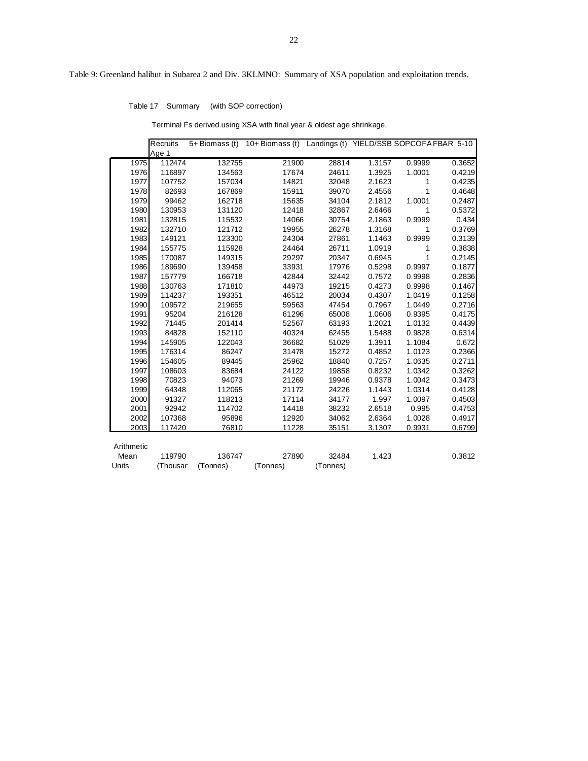Table 9: Greenland halibut in Subarea 2 and Div. 3KLMNO: Summary of XSA population and exploitation trends.

Table 17 Summary (with SOP correction)

Terminal Fs derived using XSA with final year & oldest age shrinkage.

| | Recruits Age 1 | 5+ Biomass (t) | 10+ Biomass (t) | Landings (t) | YIELD/SSB | SOPCOFAC | FBAR 5-10 |
|---|---|---|---|---|---|---|---|
| 1975 | 112474 | 132755 | 21900 | 28814 | 1.3157 | 0.9999 | 0.3652 |
| 1976 | 116897 | 134563 | 17674 | 24611 | 1.3925 | 1.0001 | 0.4219 |
| 1977 | 107752 | 157034 | 14821 | 32048 | 2.1623 | 1 | 0.4235 |
| 1978 | 82693 | 167869 | 15911 | 39070 | 2.4556 | 1 | 0.4648 |
| 1979 | 99462 | 162718 | 15635 | 34104 | 2.1812 | 1.0001 | 0.2487 |
| 1980 | 130953 | 131120 | 12418 | 32867 | 2.6466 | 1 | 0.5372 |
| 1981 | 132815 | 115532 | 14066 | 30754 | 2.1863 | 0.9999 | 0.434 |
| 1982 | 132710 | 121712 | 19955 | 26278 | 1.3168 | 1 | 0.3769 |
| 1983 | 149121 | 123300 | 24304 | 27861 | 1.1463 | 0.9999 | 0.3139 |
| 1984 | 155775 | 115928 | 24464 | 26711 | 1.0919 | 1 | 0.3838 |
| 1985 | 170087 | 149315 | 29297 | 20347 | 0.6945 | 1 | 0.2145 |
| 1986 | 189690 | 139458 | 33931 | 17976 | 0.5298 | 0.9997 | 0.1877 |
| 1987 | 157779 | 166718 | 42844 | 32442 | 0.7572 | 0.9998 | 0.2836 |
| 1988 | 130763 | 171810 | 44973 | 19215 | 0.4273 | 0.9998 | 0.1467 |
| 1989 | 114237 | 193351 | 46512 | 20034 | 0.4307 | 1.0419 | 0.1258 |
| 1990 | 109572 | 219655 | 59563 | 47454 | 0.7967 | 1.0449 | 0.2716 |
| 1991 | 95204 | 216128 | 61296 | 65008 | 1.0606 | 0.9395 | 0.4175 |
| 1992 | 71445 | 201414 | 52567 | 63193 | 1.2021 | 1.0132 | 0.4439 |
| 1993 | 84828 | 152110 | 40324 | 62455 | 1.5488 | 0.9828 | 0.6314 |
| 1994 | 145905 | 122043 | 36682 | 51029 | 1.3911 | 1.1084 | 0.672 |
| 1995 | 176314 | 86247 | 31478 | 15272 | 0.4852 | 1.0123 | 0.2366 |
| 1996 | 154605 | 89445 | 25962 | 18840 | 0.7257 | 1.0635 | 0.2711 |
| 1997 | 108603 | 83684 | 24122 | 19858 | 0.8232 | 1.0342 | 0.3262 |
| 1998 | 70823 | 94073 | 21269 | 19946 | 0.9378 | 1.0042 | 0.3473 |
| 1999 | 64348 | 112065 | 21172 | 24226 | 1.1443 | 1.0314 | 0.4128 |
| 2000 | 91327 | 118213 | 17114 | 34177 | 1.997 | 1.0097 | 0.4503 |
| 2001 | 92942 | 114702 | 14418 | 38232 | 2.6518 | 0.995 | 0.4753 |
| 2002 | 107368 | 95896 | 12920 | 34062 | 2.6364 | 1.0028 | 0.4917 |
| 2003 | 117420 | 76810 | 11228 | 35151 | 3.1307 | 0.9931 | 0.6799 |
| Arithmetic Mean | 119790 | 136747 | 27890 | 32484 | 1.423 | | 0.3812 |
| Units | (Thousar | (Tonnes) | (Tonnes) | (Tonnes) | | | |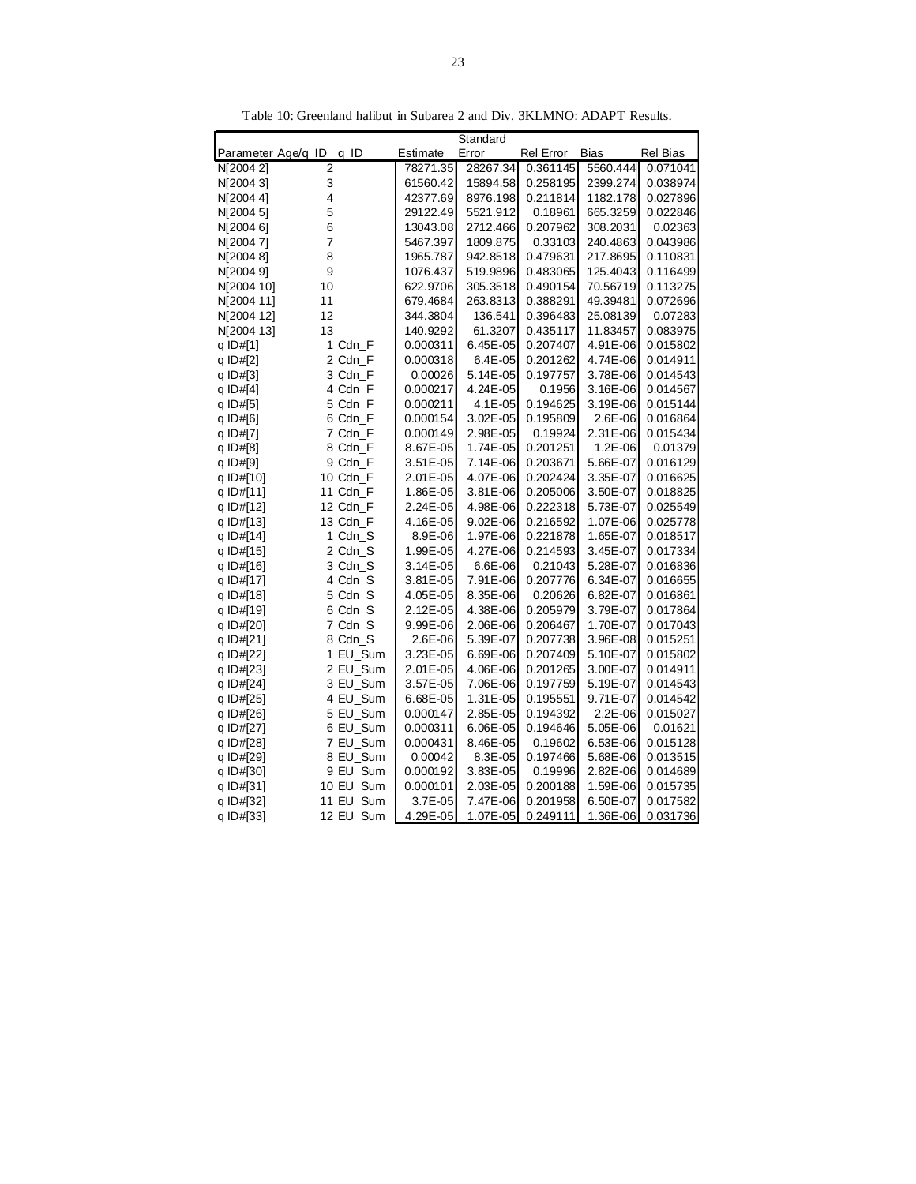Table 10: Greenland halibut in Subarea 2 and Div. 3KLMNO: ADAPT Results.

| Parameter | Age/q_ID | q_ID | Estimate | Standard Error | Rel Error | Bias | Rel Bias |
|---|---|---|---|---|---|---|---|
| N[2004 2] | 2 | | 78271.35 | 28267.34 | 0.361145 | 5560.444 | 0.071041 |
| N[2004 3] | 3 | | 61560.42 | 15894.58 | 0.258195 | 2399.274 | 0.038974 |
| N[2004 4] | 4 | | 42377.69 | 8976.198 | 0.211814 | 1182.178 | 0.027896 |
| N[2004 5] | 5 | | 29122.49 | 5521.912 | 0.18961 | 665.3259 | 0.022846 |
| N[2004 6] | 6 | | 13043.08 | 2712.466 | 0.207962 | 308.2031 | 0.02363 |
| N[2004 7] | 7 | | 5467.397 | 1809.875 | 0.33103 | 240.4863 | 0.043986 |
| N[2004 8] | 8 | | 1965.787 | 942.8518 | 0.479631 | 217.8695 | 0.110831 |
| N[2004 9] | 9 | | 1076.437 | 519.9896 | 0.483065 | 125.4043 | 0.116499 |
| N[2004 10] | 10 | | 622.9706 | 305.3518 | 0.490154 | 70.56719 | 0.113275 |
| N[2004 11] | 11 | | 679.4684 | 263.8313 | 0.388291 | 49.39481 | 0.072696 |
| N[2004 12] | 12 | | 344.3804 | 136.541 | 0.396483 | 25.08139 | 0.07283 |
| N[2004 13] | 13 | | 140.9292 | 61.3207 | 0.435117 | 11.83457 | 0.083975 |
| q ID#[1] | 1 | Cdn_F | 0.000311 | 6.45E-05 | 0.207407 | 4.91E-06 | 0.015802 |
| q ID#[2] | 2 | Cdn_F | 0.000318 | 6.4E-05 | 0.201262 | 4.74E-06 | 0.014911 |
| q ID#[3] | 3 | Cdn_F | 0.00026 | 5.14E-05 | 0.197757 | 3.78E-06 | 0.014543 |
| q ID#[4] | 4 | Cdn_F | 0.000217 | 4.24E-05 | 0.1956 | 3.16E-06 | 0.014567 |
| q ID#[5] | 5 | Cdn_F | 0.000211 | 4.1E-05 | 0.194625 | 3.19E-06 | 0.015144 |
| q ID#[6] | 6 | Cdn_F | 0.000154 | 3.02E-05 | 0.195809 | 2.6E-06 | 0.016864 |
| q ID#[7] | 7 | Cdn_F | 0.000149 | 2.98E-05 | 0.19924 | 2.31E-06 | 0.015434 |
| q ID#[8] | 8 | Cdn_F | 8.67E-05 | 1.74E-05 | 0.201251 | 1.2E-06 | 0.01379 |
| q ID#[9] | 9 | Cdn_F | 3.51E-05 | 7.14E-06 | 0.203671 | 5.66E-07 | 0.016129 |
| q ID#[10] | 10 | Cdn_F | 2.01E-05 | 4.07E-06 | 0.202424 | 3.35E-07 | 0.016625 |
| q ID#[11] | 11 | Cdn_F | 1.86E-05 | 3.81E-06 | 0.205006 | 3.50E-07 | 0.018825 |
| q ID#[12] | 12 | Cdn_F | 2.24E-05 | 4.98E-06 | 0.222318 | 5.73E-07 | 0.025549 |
| q ID#[13] | 13 | Cdn_F | 4.16E-05 | 9.02E-06 | 0.216592 | 1.07E-06 | 0.025778 |
| q ID#[14] | 1 | Cdn_S | 8.9E-06 | 1.97E-06 | 0.221878 | 1.65E-07 | 0.018517 |
| q ID#[15] | 2 | Cdn_S | 1.99E-05 | 4.27E-06 | 0.214593 | 3.45E-07 | 0.017334 |
| q ID#[16] | 3 | Cdn_S | 3.14E-05 | 6.6E-06 | 0.21043 | 5.28E-07 | 0.016836 |
| q ID#[17] | 4 | Cdn_S | 3.81E-05 | 7.91E-06 | 0.207776 | 6.34E-07 | 0.016655 |
| q ID#[18] | 5 | Cdn_S | 4.05E-05 | 8.35E-06 | 0.20626 | 6.82E-07 | 0.016861 |
| q ID#[19] | 6 | Cdn_S | 2.12E-05 | 4.38E-06 | 0.205979 | 3.79E-07 | 0.017864 |
| q ID#[20] | 7 | Cdn_S | 9.99E-06 | 2.06E-06 | 0.206467 | 1.70E-07 | 0.017043 |
| q ID#[21] | 8 | Cdn_S | 2.6E-06 | 5.39E-07 | 0.207738 | 3.96E-08 | 0.015251 |
| q ID#[22] | 1 | EU_Sum | 3.23E-05 | 6.69E-06 | 0.207409 | 5.10E-07 | 0.015802 |
| q ID#[23] | 2 | EU_Sum | 2.01E-05 | 4.06E-06 | 0.201265 | 3.00E-07 | 0.014911 |
| q ID#[24] | 3 | EU_Sum | 3.57E-05 | 7.06E-06 | 0.197759 | 5.19E-07 | 0.014543 |
| q ID#[25] | 4 | EU_Sum | 6.68E-05 | 1.31E-05 | 0.195551 | 9.71E-07 | 0.014542 |
| q ID#[26] | 5 | EU_Sum | 0.000147 | 2.85E-05 | 0.194392 | 2.2E-06 | 0.015027 |
| q ID#[27] | 6 | EU_Sum | 0.000311 | 6.06E-05 | 0.194646 | 5.05E-06 | 0.01621 |
| q ID#[28] | 7 | EU_Sum | 0.000431 | 8.46E-05 | 0.19602 | 6.53E-06 | 0.015128 |
| q ID#[29] | 8 | EU_Sum | 0.00042 | 8.3E-05 | 0.197466 | 5.68E-06 | 0.013515 |
| q ID#[30] | 9 | EU_Sum | 0.000192 | 3.83E-05 | 0.19996 | 2.82E-06 | 0.014689 |
| q ID#[31] | 10 | EU_Sum | 0.000101 | 2.03E-05 | 0.200188 | 1.59E-06 | 0.015735 |
| q ID#[32] | 11 | EU_Sum | 3.7E-05 | 7.47E-06 | 0.201958 | 6.50E-07 | 0.017582 |
| q ID#[33] | 12 | EU_Sum | 4.29E-05 | 1.07E-05 | 0.249111 | 1.36E-06 | 0.031736 |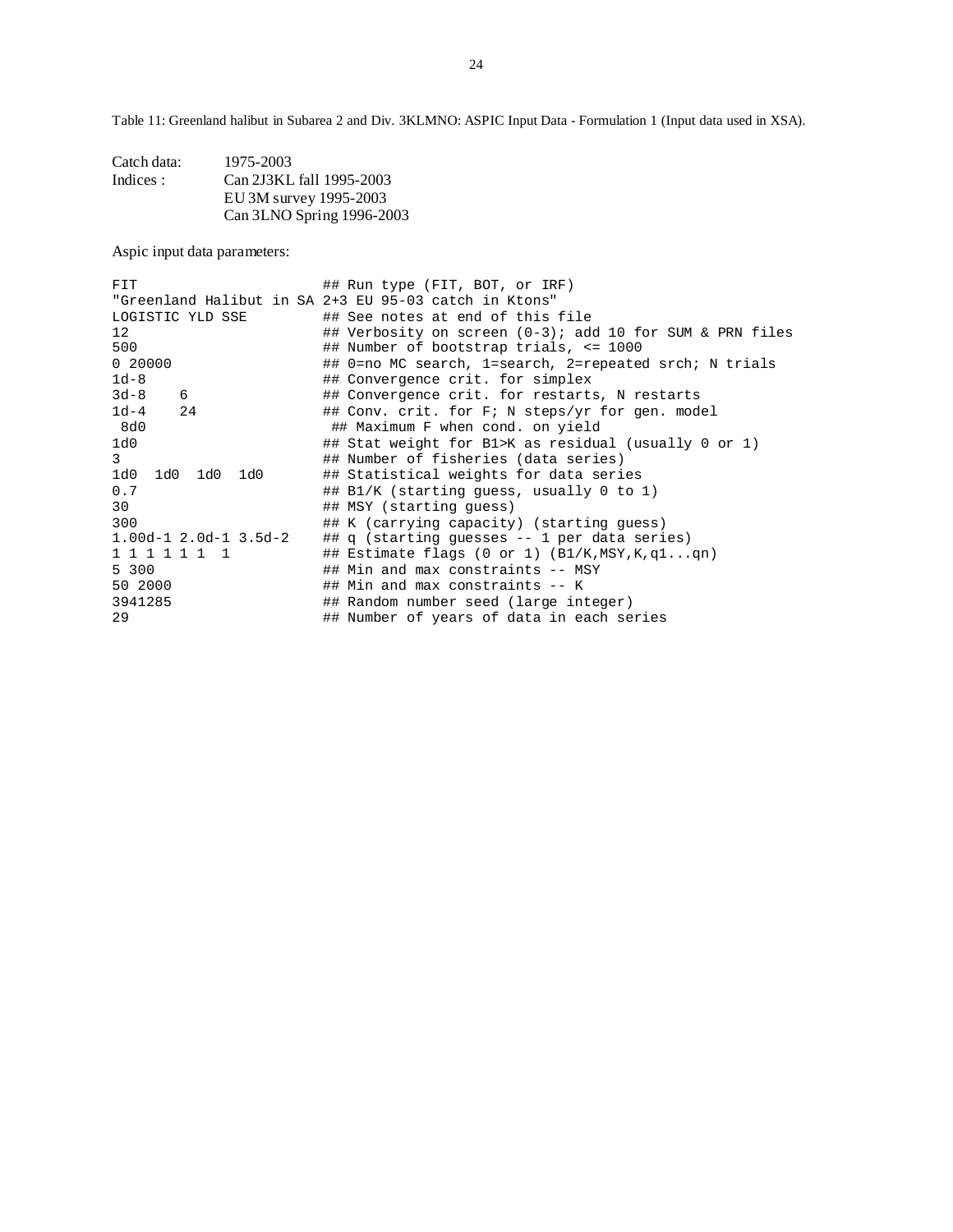Table 11: Greenland halibut in Subarea 2 and Div. 3KLMNO: ASPIC Input Data - Formulation 1 (Input data used in XSA).

| | |
|---|---|
| Catch data: | 1975-2003 |
| Indices : | Can 2J3KL fall 1995-2003 |
| | EU 3M survey 1995-2003 |
| | Can 3LNO Spring 1996-2003 |

Aspic input data parameters:

```
FIT                        ## Run type (FIT, BOT, or IRF)
"Greenland Halibut in SA 2+3 EU 95-03 catch in Ktons"
LOGISTIC YLD SSE           ## See notes at end of this file
12                         ## Verbosity on screen (0-3); add 10 for SUM & PRN files
500                        ## Number of bootstrap trials, <= 1000
0 20000                    ## 0=no MC search, 1=search, 2=repeated srch; N trials
1d-8                       ## Convergence crit. for simplex
3d-8    6                  ## Convergence crit. for restarts, N restarts
1d-4    24                 ## Conv. crit. for F; N steps/yr for gen. model
 8d0                        ## Maximum F when cond. on yield
1d0                        ## Stat weight for B1>K as residual (usually 0 or 1)
3                          ## Number of fisheries (data series)
1d0  1d0  1d0  1d0         ## Statistical weights for data series
0.7                        ## B1/K (starting guess, usually 0 to 1)
30                         ## MSY (starting guess)
300                        ## K (carrying capacity) (starting guess)
1.00d-1 2.0d-1 3.5d-2      ## q (starting guesses -- 1 per data series)
1 1 1 1 1 1  1             ## Estimate flags (0 or 1) (B1/K,MSY,K,q1...qn)
5 300                      ## Min and max constraints -- MSY
50 2000                    ## Min and max constraints -- K
3941285                    ## Random number seed (large integer)
29                         ## Number of years of data in each series
```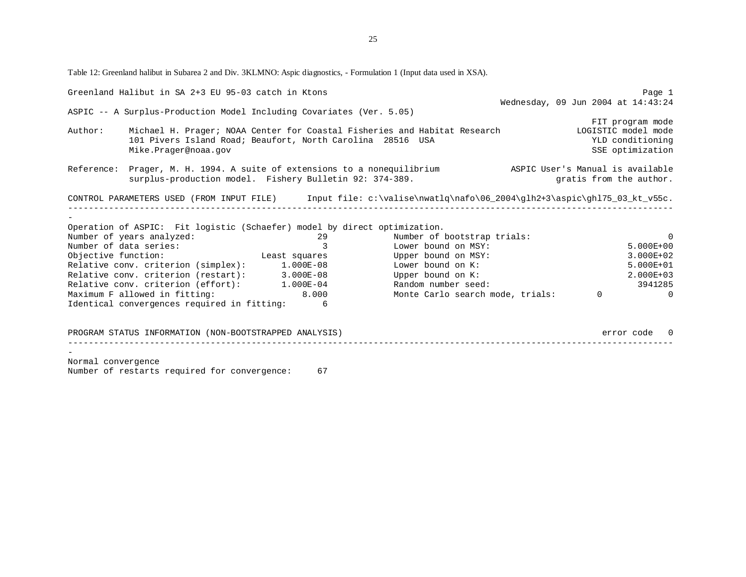Table 12: Greenland halibut in Subarea 2 and Div. 3KLMNO: Aspic diagnostics, - Formulation 1 (Input data used in XSA).

```
Greenland Halibut in SA 2+3 EU 95-03 catch in Ktons                                                      Page 1
                                                                            Wednesday, 09 Jun 2004 at 14:43:24
ASPIC -- A Surplus-Production Model Including Covariates (Ver. 5.05)
                                                                                             FIT program mode
Author:     Michael H. Prager; NOAA Center for Coastal Fisheries and Habitat Research       LOGISTIC model mode
            101 Pivers Island Road; Beaufort, North Carolina  28516  USA                      YLD conditioning
            Mike.Prager@noaa.gov                                                               SSE optimization

Reference:  Prager, M. H. 1994. A suite of extensions to a nonequilibrium           ASPIC User's Manual is available
            surplus-production model.  Fishery Bulletin 92: 374-389.                        gratis from the author.

CONTROL PARAMETERS USED (FROM INPUT FILE)     Input file: c:\valise\nwatlq\nafo\06_2004\glh2+3\aspic\ghl75_03_kt_v55c.
-----------------------------------------------------------------------------------------------------------------------
-
Operation of ASPIC:  Fit logistic (Schaefer) model by direct optimization.
Number of years analyzed:                       29            Number of bootstrap trials:                          0
Number of data series:                           3            Lower bound on MSY:                          5.000E+00
Objective function:                  Least squares            Upper bound on MSY:                          3.000E+02
Relative conv. criterion (simplex):      1.000E-08            Lower bound on K:                            5.000E+01
Relative conv. criterion (restart):      3.000E-08            Upper bound on K:                            2.000E+03
Relative conv. criterion (effort):       1.000E-04            Random number seed:                            3941285
Maximum F allowed in fitting:                8.000            Monte Carlo search mode, trials:       0             0
Identical convergences required in fitting:      6

PROGRAM STATUS INFORMATION (NON-BOOTSTRAPPED ANALYSIS)                                                  error code   0
-----------------------------------------------------------------------------------------------------------------------
-
Normal convergence
Number of restarts required for convergence:     67
```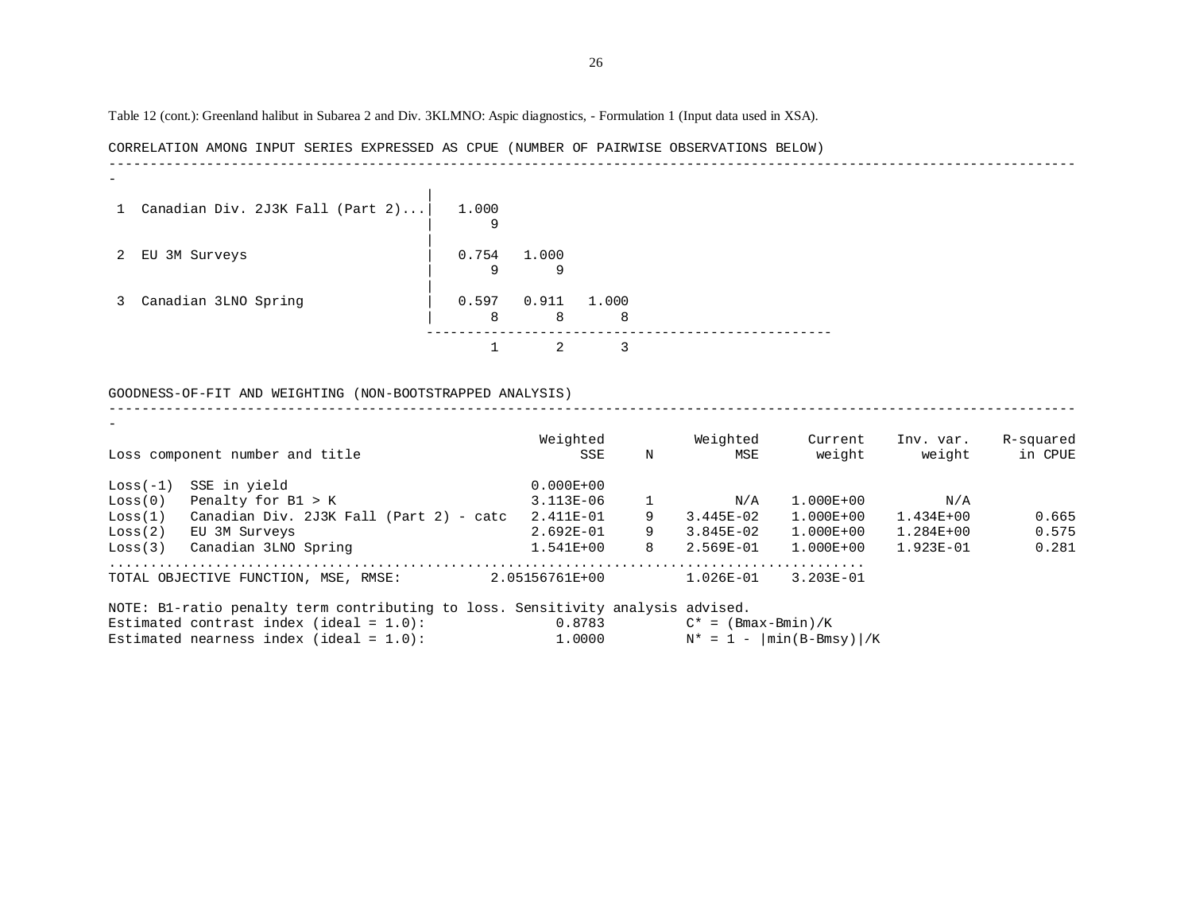Table 12 (cont.): Greenland halibut in Subarea 2 and Div. 3KLMNO: Aspic diagnostics, - Formulation 1 (Input data used in XSA).

CORRELATION AMONG INPUT SERIES EXPRESSED AS CPUE (NUMBER OF PAIRWISE OBSERVATIONS BELOW)

| | | 1 | 2 | 3 |
|---|---|---|---|---|
| 1 | Canadian Div. 2J3K Fall (Part 2)... | 1.000<br>9 | | |
| 2 | EU 3M Surveys | 0.754<br>9 | 1.000<br>9 | |
| 3 | Canadian 3LNO Spring | 0.597<br>8 | 0.911<br>8 | 1.000<br>8 |

GOODNESS-OF-FIT AND WEIGHTING (NON-BOOTSTRAPPED ANALYSIS)

| Loss component number and title | | Weighted SSE | N | Weighted MSE | Current weight | Inv. var. weight | R-squared in CPUE |
|---|---|---|---|---|---|---|---|
| Loss(-1) | SSE in yield | 0.000E+00 | | | | | |
| Loss(0) | Penalty for B1 > K | 3.113E-06 | 1 | N/A | 1.000E+00 | N/A | |
| Loss(1) | Canadian Div. 2J3K Fall (Part 2) - catc | 2.411E-01 | 9 | 3.445E-02 | 1.000E+00 | 1.434E+00 | 0.665 |
| Loss(2) | EU 3M Surveys | 2.692E-01 | 9 | 3.845E-02 | 1.000E+00 | 1.284E+00 | 0.575 |
| Loss(3) | Canadian 3LNO Spring | 1.541E+00 | 8 | 2.569E-01 | 1.000E+00 | 1.923E-01 | 0.281 |
| TOTAL OBJECTIVE FUNCTION, MSE, RMSE: | | 2.05156761E+00 | | 1.026E-01 | 3.203E-01 | | |

NOTE: B1-ratio penalty term contributing to loss. Sensitivity analysis advised.

Estimated contrast index (ideal = 1.0): 0.8783 $C^* = (Bmax-Bmin)/K$

Estimated nearness index (ideal = 1.0): 1.0000 $N^* = 1 - |min(B-Bmsy)|/K$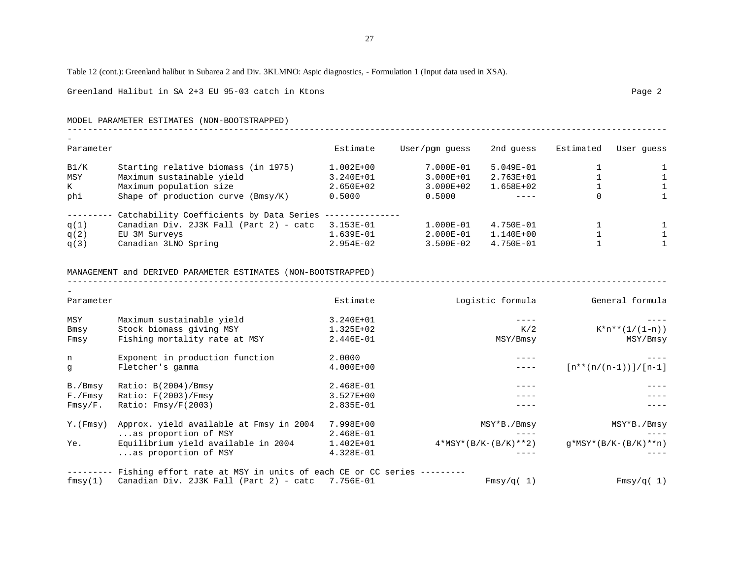Table 12 (cont.): Greenland halibut in Subarea 2 and Div. 3KLMNO: Aspic diagnostics, - Formulation 1 (Input data used in XSA).

Greenland Halibut in SA 2+3 EU 95-03 catch in Ktons

Page 2

MODEL PARAMETER ESTIMATES (NON-BOOTSTRAPPED)

| Parameter | | Estimate | User/pgm guess | 2nd guess | Estimated | User guess |
|---|---|---|---|---|---|---|
| B1/K | Starting relative biomass (in 1975) | 1.002E+00 | 7.000E-01 | 5.049E-01 | 1 | 1 |
| MSY | Maximum sustainable yield | 3.240E+01 | 3.000E+01 | 2.763E+01 | 1 | 1 |
| K | Maximum population size | 2.650E+02 | 3.000E+02 | 1.658E+02 | 1 | 1 |
| phi | Shape of production curve (Bmsy/K) | 0.5000 | 0.5000 | ---- | 0 | 1 |
| --------- | Catchability Coefficients by Data Series --------------- | | | | | |
| q(1) | Canadian Div. 2J3K Fall (Part 2) - catc | 3.153E-01 | 1.000E-01 | 4.750E-01 | 1 | 1 |
| q(2) | EU 3M Surveys | 1.639E-01 | 2.000E-01 | 1.140E+00 | 1 | 1 |
| q(3) | Canadian 3LNO Spring | 2.954E-02 | 3.500E-02 | 4.750E-01 | 1 | 1 |

MANAGEMENT and DERIVED PARAMETER ESTIMATES (NON-BOOTSTRAPPED)

| Parameter | | Estimate | Logistic formula | General formula |
|---|---|---|---|---|
| MSY | Maximum sustainable yield | 3.240E+01 | ---- | ---- |
| Bmsy | Stock biomass giving MSY | 1.325E+02 | K/2 | K*n**(1/(1-n)) |
| Fmsy | Fishing mortality rate at MSY | 2.446E-01 | MSY/Bmsy | MSY/Bmsy |
| n | Exponent in production function | 2.0000 | ---- | ---- |
| g | Fletcher's gamma | 4.000E+00 | ---- | [n**(n/(n-1))]/[n-1] |
| B./Bmsy | Ratio: B(2004)/Bmsy | 2.468E-01 | ---- | ---- |
| F./Fmsy | Ratio: F(2003)/Fmsy | 3.527E+00 | ---- | ---- |
| Fmsy/F. | Ratio: Fmsy/F(2003) | 2.835E-01 | ---- | ---- |
| Y.(Fmsy) | Approx. yield available at Fmsy in 2004 | 7.998E+00 | MSY*B./Bmsy | MSY*B./Bmsy |
| | ...as proportion of MSY | 2.468E-01 | ---- | ---- |
| Ye. | Equilibrium yield available in 2004 | 1.402E+01 | 4*MSY*(B/K-(B/K)**2) | g*MSY*(B/K-(B/K)**n) |
| | ...as proportion of MSY | 4.328E-01 | ---- | ---- |
| --------- | Fishing effort rate at MSY in units of each CE or CC series --------- | | | |
| fmsy(1) | Canadian Div. 2J3K Fall (Part 2) - catc | 7.756E-01 | Fmsy/q( 1) | Fmsy/q( 1) |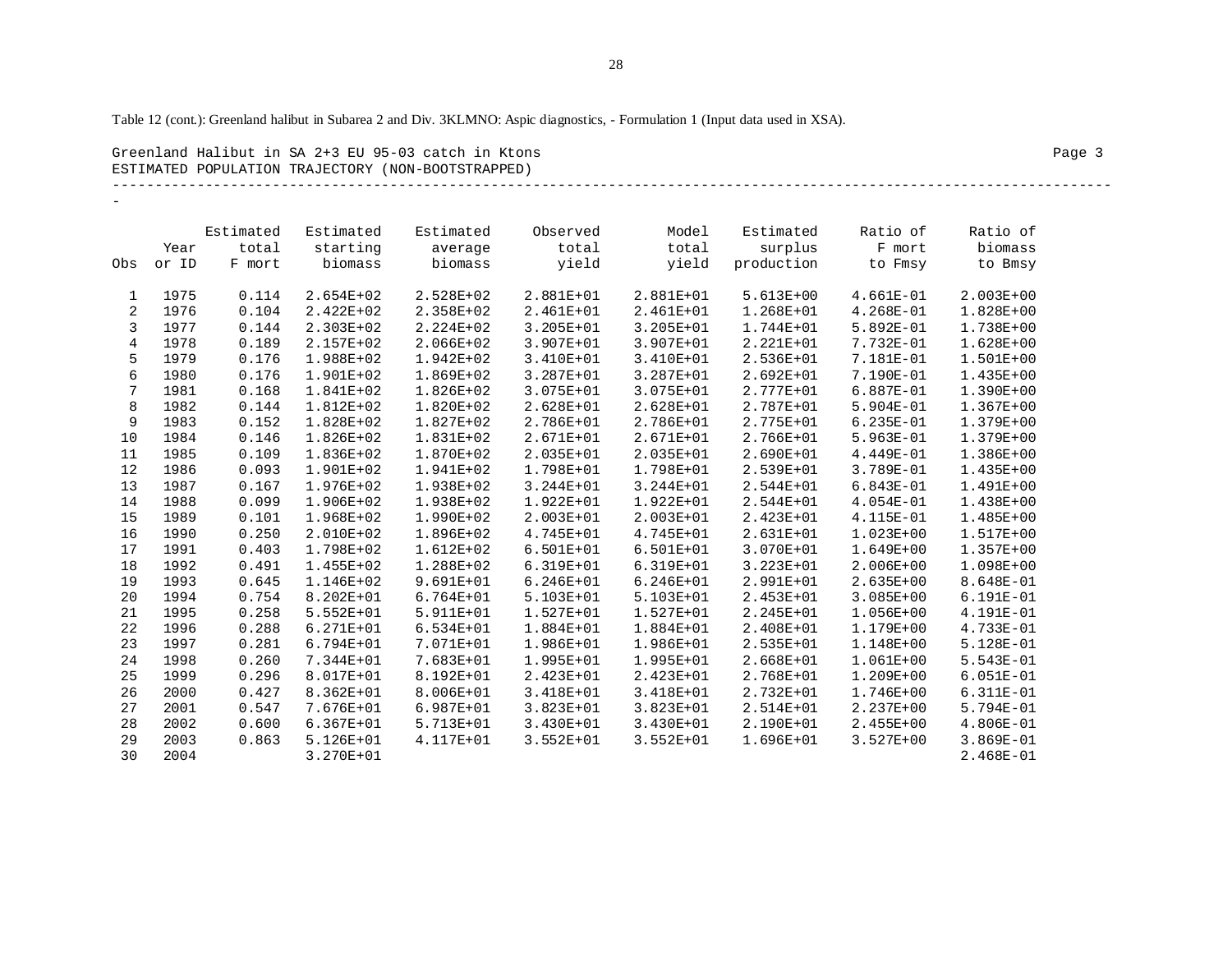Table 12 (cont.): Greenland halibut in Subarea 2 and Div. 3KLMNO: Aspic diagnostics, - Formulation 1 (Input data used in XSA).

Greenland Halibut in SA 2+3 EU 95-03 catch in Ktons

ESTIMATED POPULATION TRAJECTORY (NON-BOOTSTRAPPED)

| Obs | Year or ID | Estimated total F mort | Estimated starting biomass | Estimated average biomass | Observed total yield | Model total yield | Estimated surplus production | Ratio of F mort to Fmsy | Ratio of biomass to Bmsy |
|---|---|---|---|---|---|---|---|---|---|
| 1 | 1975 | 0.114 | 2.654E+02 | 2.528E+02 | 2.881E+01 | 2.881E+01 | 5.613E+00 | 4.661E-01 | 2.003E+00 |
| 2 | 1976 | 0.104 | 2.422E+02 | 2.358E+02 | 2.461E+01 | 2.461E+01 | 1.268E+01 | 4.268E-01 | 1.828E+00 |
| 3 | 1977 | 0.144 | 2.303E+02 | 2.224E+02 | 3.205E+01 | 3.205E+01 | 1.744E+01 | 5.892E-01 | 1.738E+00 |
| 4 | 1978 | 0.189 | 2.157E+02 | 2.066E+02 | 3.907E+01 | 3.907E+01 | 2.221E+01 | 7.732E-01 | 1.628E+00 |
| 5 | 1979 | 0.176 | 1.988E+02 | 1.942E+02 | 3.410E+01 | 3.410E+01 | 2.536E+01 | 7.181E-01 | 1.501E+00 |
| 6 | 1980 | 0.176 | 1.901E+02 | 1.869E+02 | 3.287E+01 | 3.287E+01 | 2.692E+01 | 7.190E-01 | 1.435E+00 |
| 7 | 1981 | 0.168 | 1.841E+02 | 1.826E+02 | 3.075E+01 | 3.075E+01 | 2.777E+01 | 6.887E-01 | 1.390E+00 |
| 8 | 1982 | 0.144 | 1.812E+02 | 1.820E+02 | 2.628E+01 | 2.628E+01 | 2.787E+01 | 5.904E-01 | 1.367E+00 |
| 9 | 1983 | 0.152 | 1.828E+02 | 1.827E+02 | 2.786E+01 | 2.786E+01 | 2.775E+01 | 6.235E-01 | 1.379E+00 |
| 10 | 1984 | 0.146 | 1.826E+02 | 1.831E+02 | 2.671E+01 | 2.671E+01 | 2.766E+01 | 5.963E-01 | 1.379E+00 |
| 11 | 1985 | 0.109 | 1.836E+02 | 1.870E+02 | 2.035E+01 | 2.035E+01 | 2.690E+01 | 4.449E-01 | 1.386E+00 |
| 12 | 1986 | 0.093 | 1.901E+02 | 1.941E+02 | 1.798E+01 | 1.798E+01 | 2.539E+01 | 3.789E-01 | 1.435E+00 |
| 13 | 1987 | 0.167 | 1.976E+02 | 1.938E+02 | 3.244E+01 | 3.244E+01 | 2.544E+01 | 6.843E-01 | 1.491E+00 |
| 14 | 1988 | 0.099 | 1.906E+02 | 1.938E+02 | 1.922E+01 | 1.922E+01 | 2.544E+01 | 4.054E-01 | 1.438E+00 |
| 15 | 1989 | 0.101 | 1.968E+02 | 1.990E+02 | 2.003E+01 | 2.003E+01 | 2.423E+01 | 4.115E-01 | 1.485E+00 |
| 16 | 1990 | 0.250 | 2.010E+02 | 1.896E+02 | 4.745E+01 | 4.745E+01 | 2.631E+01 | 1.023E+00 | 1.517E+00 |
| 17 | 1991 | 0.403 | 1.798E+02 | 1.612E+02 | 6.501E+01 | 6.501E+01 | 3.070E+01 | 1.649E+00 | 1.357E+00 |
| 18 | 1992 | 0.491 | 1.455E+02 | 1.288E+02 | 6.319E+01 | 6.319E+01 | 3.223E+01 | 2.006E+00 | 1.098E+00 |
| 19 | 1993 | 0.645 | 1.146E+02 | 9.691E+01 | 6.246E+01 | 6.246E+01 | 2.991E+01 | 2.635E+00 | 8.648E-01 |
| 20 | 1994 | 0.754 | 8.202E+01 | 6.764E+01 | 5.103E+01 | 5.103E+01 | 2.453E+01 | 3.085E+00 | 6.191E-01 |
| 21 | 1995 | 0.258 | 5.552E+01 | 5.911E+01 | 1.527E+01 | 1.527E+01 | 2.245E+01 | 1.056E+00 | 4.191E-01 |
| 22 | 1996 | 0.288 | 6.271E+01 | 6.534E+01 | 1.884E+01 | 1.884E+01 | 2.408E+01 | 1.179E+00 | 4.733E-01 |
| 23 | 1997 | 0.281 | 6.794E+01 | 7.071E+01 | 1.986E+01 | 1.986E+01 | 2.535E+01 | 1.148E+00 | 5.128E-01 |
| 24 | 1998 | 0.260 | 7.344E+01 | 7.683E+01 | 1.995E+01 | 1.995E+01 | 2.668E+01 | 1.061E+00 | 5.543E-01 |
| 25 | 1999 | 0.296 | 8.017E+01 | 8.192E+01 | 2.423E+01 | 2.423E+01 | 2.768E+01 | 1.209E+00 | 6.051E-01 |
| 26 | 2000 | 0.427 | 8.362E+01 | 8.006E+01 | 3.418E+01 | 3.418E+01 | 2.732E+01 | 1.746E+00 | 6.311E-01 |
| 27 | 2001 | 0.547 | 7.676E+01 | 6.987E+01 | 3.823E+01 | 3.823E+01 | 2.514E+01 | 2.237E+00 | 5.794E-01 |
| 28 | 2002 | 0.600 | 6.367E+01 | 5.713E+01 | 3.430E+01 | 3.430E+01 | 2.190E+01 | 2.455E+00 | 4.806E-01 |
| 29 | 2003 | 0.863 | 5.126E+01 | 4.117E+01 | 3.552E+01 | 3.552E+01 | 1.696E+01 | 3.527E+00 | 3.869E-01 |
| 30 | 2004 | | 3.270E+01 | | | | | | 2.468E-01 |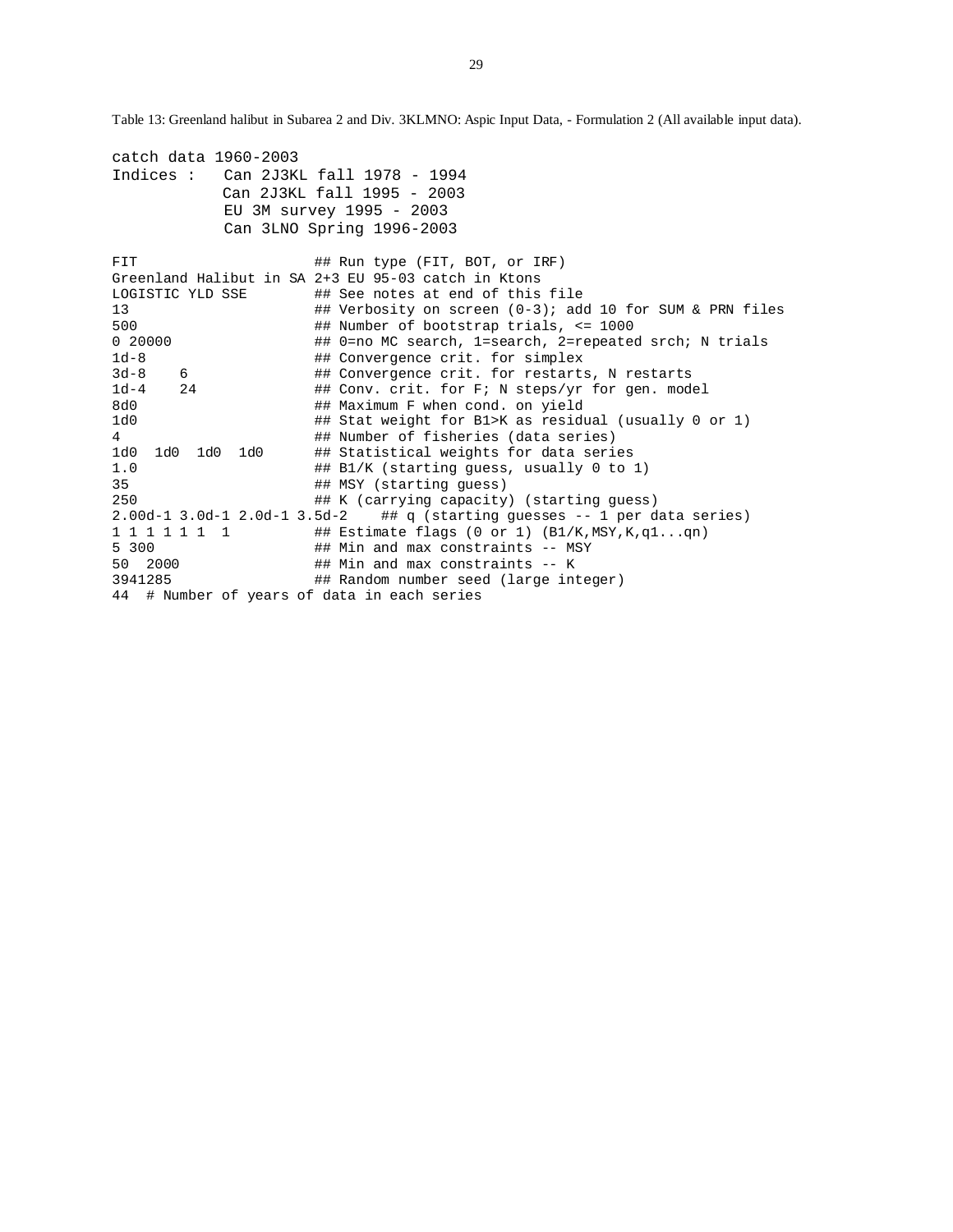Table 13: Greenland halibut in Subarea 2 and Div. 3KLMNO: Aspic Input Data, - Formulation 2 (All available input data).

```
catch data 1960-2003
Indices :   Can 2J3KL fall 1978 - 1994
            Can 2J3KL fall 1995 - 2003
            EU 3M survey 1995 - 2003
            Can 3LNO Spring 1996-2003

FIT                     ## Run type (FIT, BOT, or IRF)
Greenland Halibut in SA 2+3 EU 95-03 catch in Ktons
LOGISTIC YLD SSE        ## See notes at end of this file
13                      ## Verbosity on screen (0-3); add 10 for SUM & PRN files
500                     ## Number of bootstrap trials, <= 1000
0 20000                 ## 0=no MC search, 1=search, 2=repeated srch; N trials
1d-8                    ## Convergence crit. for simplex
3d-8   6                ## Convergence crit. for restarts, N restarts
1d-4   24               ## Conv. crit. for F; N steps/yr for gen. model
8d0                     ## Maximum F when cond. on yield
1d0                     ## Stat weight for B1>K as residual (usually 0 or 1)
4                       ## Number of fisheries (data series)
1d0  1d0  1d0  1d0      ## Statistical weights for data series
1.0                     ## B1/K (starting guess, usually 0 to 1)
35                      ## MSY (starting guess)
250                     ## K (carrying capacity) (starting guess)
2.00d-1 3.0d-1 2.0d-1 3.5d-2    ## q (starting guesses -- 1 per data series)
1 1 1 1 1 1  1          ## Estimate flags (0 or 1) (B1/K,MSY,K,q1...qn)
5 300                   ## Min and max constraints -- MSY
50  2000                ## Min and max constraints -- K
3941285                 ## Random number seed (large integer)
44  # Number of years of data in each series
```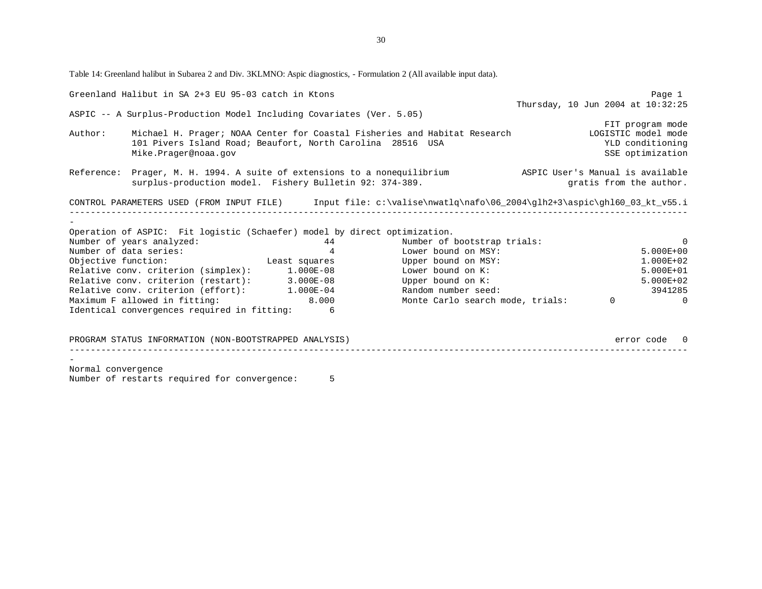Table 14: Greenland halibut in Subarea 2 and Div. 3KLMNO: Aspic diagnostics, - Formulation 2 (All available input data).

```
Greenland Halibut in SA 2+3 EU 95-03 catch in Ktons                                                   Page 1
                                                                              Thursday, 10 Jun 2004 at 10:32:25
ASPIC -- A Surplus-Production Model Including Covariates (Ver. 5.05)
                                                                                              FIT program mode
Author:    Michael H. Prager; NOAA Center for Coastal Fisheries and Habitat Research       LOGISTIC model mode
           101 Pivers Island Road; Beaufort, North Carolina  28516  USA                       YLD conditioning
           Mike.Prager@noaa.gov                                                               SSE optimization

Reference: Prager, M. H. 1994. A suite of extensions to a nonequilibrium          ASPIC User's Manual is available
           surplus-production model.  Fishery Bulletin 92: 374-389.                      gratis from the author.

CONTROL PARAMETERS USED (FROM INPUT FILE)     Input file: c:\valise\nwatlq\nafo\06_2004\glh2+3\aspic\ghl60_03_kt_v55.i
-----------------------------------------------------------------------------------------------------------------------
-
Operation of ASPIC:  Fit logistic (Schaefer) model by direct optimization.
Number of years analyzed:                       44          Number of bootstrap trials:                           0
Number of data series:                           4          Lower bound on MSY:                           5.000E+00
Objective function:                  Least squares          Upper bound on MSY:                           1.000E+02
Relative conv. criterion (simplex):      1.000E-08          Lower bound on K:                             5.000E+01
Relative conv. criterion (restart):      3.000E-08          Upper bound on K:                             5.000E+02
Relative conv. criterion (effort):       1.000E-04          Random number seed:                             3941285
Maximum F allowed in fitting:                8.000          Monte Carlo search mode, trials:       0              0
Identical convergences required in fitting:      6

PROGRAM STATUS INFORMATION (NON-BOOTSTRAPPED ANALYSIS)                                                error code   0
-----------------------------------------------------------------------------------------------------------------------
-
Normal convergence
Number of restarts required for convergence:     5
```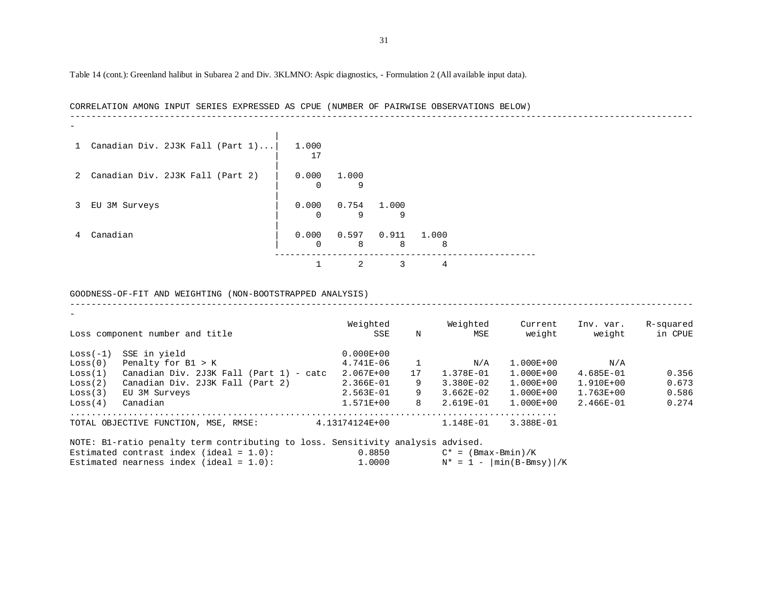Table 14 (cont.): Greenland halibut in Subarea 2 and Div. 3KLMNO: Aspic diagnostics, - Formulation 2 (All available input data).

CORRELATION AMONG INPUT SERIES EXPRESSED AS CPUE (NUMBER OF PAIRWISE OBSERVATIONS BELOW)

| | 1 | 2 | 3 | 4 |
|---|---|---|---|---|
| 1 Canadian Div. 2J3K Fall (Part 1)... | 1.000<br>17 | | | |
| 2 Canadian Div. 2J3K Fall (Part 2) | 0.000<br>0 | 1.000<br>9 | | |
| 3 EU 3M Surveys | 0.000<br>0 | 0.754<br>9 | 1.000<br>9 | |
| 4 Canadian | 0.000<br>0 | 0.597<br>8 | 0.911<br>8 | 1.000<br>8 |

GOODNESS-OF-FIT AND WEIGHTING (NON-BOOTSTRAPPED ANALYSIS)

| Loss component number and title | Weighted SSE | N | Weighted MSE | Current weight | Inv. var. weight | R-squared in CPUE |
|---|---|---|---|---|---|---|
| Loss(-1) SSE in yield | 0.000E+00 | | | | | |
| Loss(0) Penalty for B1 > K | 4.741E-06 | 1 | N/A | 1.000E+00 | N/A | |
| Loss(1) Canadian Div. 2J3K Fall (Part 1) - catc | 2.067E+00 | 17 | 1.378E-01 | 1.000E+00 | 4.685E-01 | 0.356 |
| Loss(2) Canadian Div. 2J3K Fall (Part 2) | 2.366E-01 | 9 | 3.380E-02 | 1.000E+00 | 1.910E+00 | 0.673 |
| Loss(3) EU 3M Surveys | 2.563E-01 | 9 | 3.662E-02 | 1.000E+00 | 1.763E+00 | 0.586 |
| Loss(4) Canadian | 1.571E+00 | 8 | 2.619E-01 | 1.000E+00 | 2.466E-01 | 0.274 |
| TOTAL OBJECTIVE FUNCTION, MSE, RMSE: | 4.13174124E+00 | | 1.148E-01 | 3.388E-01 | | |

```
NOTE: B1-ratio penalty term contributing to loss. Sensitivity analysis advised.
Estimated contrast index (ideal = 1.0):          0.8850        C* = (Bmax-Bmin)/K
Estimated nearness index (ideal = 1.0):          1.0000        N* = 1 - |min(B-Bmsy)|/K
```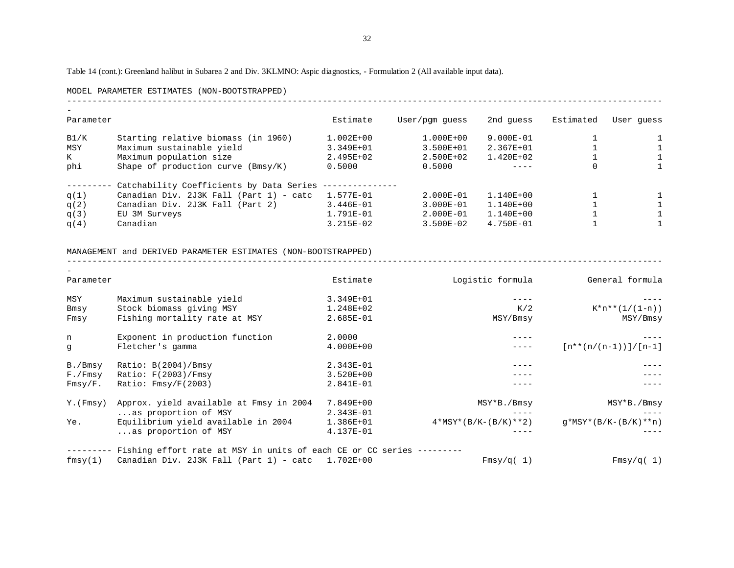Table 14 (cont.): Greenland halibut in Subarea 2 and Div. 3KLMNO: Aspic diagnostics, - Formulation 2 (All available input data).

MODEL PARAMETER ESTIMATES (NON-BOOTSTRAPPED)

| Parameter | | Estimate | User/pgm guess | 2nd guess | Estimated | User guess |
|---|---|---|---|---|---|---|
| B1/K | Starting relative biomass (in 1960) | 1.002E+00 | 1.000E+00 | 9.000E-01 | 1 | 1 |
| MSY | Maximum sustainable yield | 3.349E+01 | 3.500E+01 | 2.367E+01 | 1 | 1 |
| K | Maximum population size | 2.495E+02 | 2.500E+02 | 1.420E+02 | 1 | 1 |
| phi | Shape of production curve (Bmsy/K) | 0.5000 | 0.5000 | ---- | 0 | 1 |
| --------- | Catchability Coefficients by Data Series --------------- | | | | | |
| q(1) | Canadian Div. 2J3K Fall (Part 1) - catc | 1.577E-01 | 2.000E-01 | 1.140E+00 | 1 | 1 |
| q(2) | Canadian Div. 2J3K Fall (Part 2) | 3.446E-01 | 3.000E-01 | 1.140E+00 | 1 | 1 |
| q(3) | EU 3M Surveys | 1.791E-01 | 2.000E-01 | 1.140E+00 | 1 | 1 |
| q(4) | Canadian | 3.215E-02 | 3.500E-02 | 4.750E-01 | 1 | 1 |

MANAGEMENT and DERIVED PARAMETER ESTIMATES (NON-BOOTSTRAPPED)

| Parameter | | Estimate | Logistic formula | General formula |
|---|---|---|---|---|
| MSY | Maximum sustainable yield | 3.349E+01 | ---- | ---- |
| Bmsy | Stock biomass giving MSY | 1.248E+02 | K/2 | K*n**(1/(1-n)) |
| Fmsy | Fishing mortality rate at MSY | 2.685E-01 | MSY/Bmsy | MSY/Bmsy |
| n | Exponent in production function | 2.0000 | ---- | ---- |
| g | Fletcher's gamma | 4.000E+00 | ---- | [n**(n/(n-1))]/[n-1] |
| B./Bmsy | Ratio: B(2004)/Bmsy | 2.343E-01 | ---- | ---- |
| F./Fmsy | Ratio: F(2003)/Fmsy | 3.520E+00 | ---- | ---- |
| Fmsy/F. | Ratio: Fmsy/F(2003) | 2.841E-01 | ---- | ---- |
| Y.(Fmsy) | Approx. yield available at Fmsy in 2004 | 7.849E+00 | MSY*B./Bmsy | MSY*B./Bmsy |
| | ...as proportion of MSY | 2.343E-01 | ---- | ---- |
| Ye. | Equilibrium yield available in 2004 | 1.386E+01 | 4*MSY*(B/K-(B/K)**2) | g*MSY*(B/K-(B/K)**n) |
| | ...as proportion of MSY | 4.137E-01 | ---- | ---- |
| --------- | Fishing effort rate at MSY in units of each CE or CC series --------- | | | |
| fmsy(1) | Canadian Div. 2J3K Fall (Part 1) - catc | 1.702E+00 | Fmsy/q( 1) | Fmsy/q( 1) |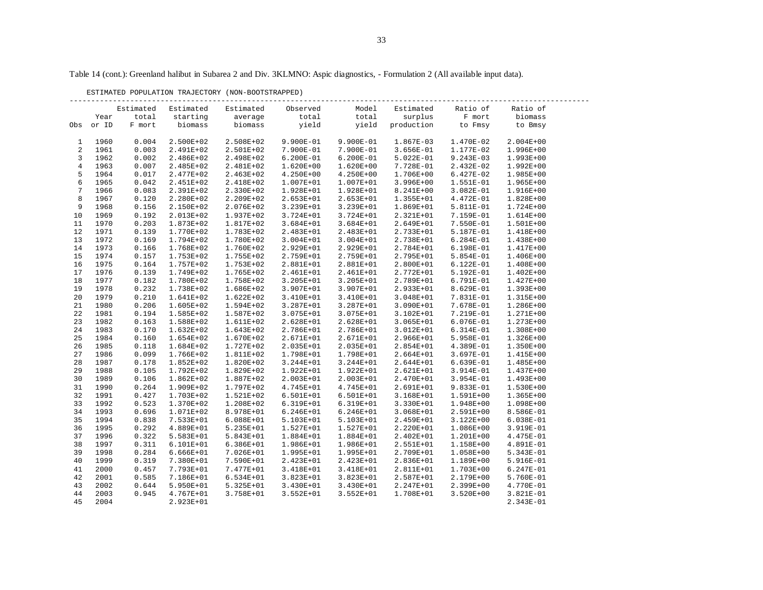Table 14 (cont.): Greenland halibut in Subarea 2 and Div. 3KLMNO: Aspic diagnostics, - Formulation 2 (All available input data).

ESTIMATED POPULATION TRAJECTORY (NON-BOOTSTRAPPED)

| Obs | Year or ID | Estimated total F mort | Estimated starting biomass | Estimated average biomass | Observed total yield | Model total yield | Estimated surplus production | Ratio of F mort to Fmsy | Ratio of biomass to Bmsy |
|---|---|---|---|---|---|---|---|---|---|
| 1 | 1960 | 0.004 | 2.500E+02 | 2.508E+02 | 9.900E-01 | 9.900E-01 | 1.867E-03 | 1.470E-02 | 2.004E+00 |
| 2 | 1961 | 0.003 | 2.491E+02 | 2.501E+02 | 7.900E-01 | 7.900E-01 | 3.656E-01 | 1.177E-02 | 1.996E+00 |
| 3 | 1962 | 0.002 | 2.486E+02 | 2.498E+02 | 6.200E-01 | 6.200E-01 | 5.022E-01 | 9.243E-03 | 1.993E+00 |
| 4 | 1963 | 0.007 | 2.485E+02 | 2.481E+02 | 1.620E+00 | 1.620E+00 | 7.728E-01 | 2.432E-02 | 1.992E+00 |
| 5 | 1964 | 0.017 | 2.477E+02 | 2.463E+02 | 4.250E+00 | 4.250E+00 | 1.706E+00 | 6.427E-02 | 1.985E+00 |
| 6 | 1965 | 0.042 | 2.451E+02 | 2.418E+02 | 1.007E+01 | 1.007E+01 | 3.996E+00 | 1.551E-01 | 1.965E+00 |
| 7 | 1966 | 0.083 | 2.391E+02 | 2.330E+02 | 1.928E+01 | 1.928E+01 | 8.241E+00 | 3.082E-01 | 1.916E+00 |
| 8 | 1967 | 0.120 | 2.280E+02 | 2.209E+02 | 2.653E+01 | 2.653E+01 | 1.355E+01 | 4.472E-01 | 1.828E+00 |
| 9 | 1968 | 0.156 | 2.150E+02 | 2.076E+02 | 3.239E+01 | 3.239E+01 | 1.869E+01 | 5.811E-01 | 1.724E+00 |
| 10 | 1969 | 0.192 | 2.013E+02 | 1.937E+02 | 3.724E+01 | 3.724E+01 | 2.321E+01 | 7.159E-01 | 1.614E+00 |
| 11 | 1970 | 0.203 | 1.873E+02 | 1.817E+02 | 3.684E+01 | 3.684E+01 | 2.649E+01 | 7.550E-01 | 1.501E+00 |
| 12 | 1971 | 0.139 | 1.770E+02 | 1.783E+02 | 2.483E+01 | 2.483E+01 | 2.733E+01 | 5.187E-01 | 1.418E+00 |
| 13 | 1972 | 0.169 | 1.794E+02 | 1.780E+02 | 3.004E+01 | 3.004E+01 | 2.738E+01 | 6.284E-01 | 1.438E+00 |
| 14 | 1973 | 0.166 | 1.768E+02 | 1.760E+02 | 2.929E+01 | 2.929E+01 | 2.784E+01 | 6.198E-01 | 1.417E+00 |
| 15 | 1974 | 0.157 | 1.753E+02 | 1.755E+02 | 2.759E+01 | 2.759E+01 | 2.795E+01 | 5.854E-01 | 1.406E+00 |
| 16 | 1975 | 0.164 | 1.757E+02 | 1.753E+02 | 2.881E+01 | 2.881E+01 | 2.800E+01 | 6.122E-01 | 1.408E+00 |
| 17 | 1976 | 0.139 | 1.749E+02 | 1.765E+02 | 2.461E+01 | 2.461E+01 | 2.772E+01 | 5.192E-01 | 1.402E+00 |
| 18 | 1977 | 0.182 | 1.780E+02 | 1.758E+02 | 3.205E+01 | 3.205E+01 | 2.789E+01 | 6.791E-01 | 1.427E+00 |
| 19 | 1978 | 0.232 | 1.738E+02 | 1.686E+02 | 3.907E+01 | 3.907E+01 | 2.933E+01 | 8.629E-01 | 1.393E+00 |
| 20 | 1979 | 0.210 | 1.641E+02 | 1.622E+02 | 3.410E+01 | 3.410E+01 | 3.048E+01 | 7.831E-01 | 1.315E+00 |
| 21 | 1980 | 0.206 | 1.605E+02 | 1.594E+02 | 3.287E+01 | 3.287E+01 | 3.090E+01 | 7.678E-01 | 1.286E+00 |
| 22 | 1981 | 0.194 | 1.585E+02 | 1.587E+02 | 3.075E+01 | 3.075E+01 | 3.102E+01 | 7.219E-01 | 1.271E+00 |
| 23 | 1982 | 0.163 | 1.588E+02 | 1.611E+02 | 2.628E+01 | 2.628E+01 | 3.065E+01 | 6.076E-01 | 1.273E+00 |
| 24 | 1983 | 0.170 | 1.632E+02 | 1.643E+02 | 2.786E+01 | 2.786E+01 | 3.012E+01 | 6.314E-01 | 1.308E+00 |
| 25 | 1984 | 0.160 | 1.654E+02 | 1.670E+02 | 2.671E+01 | 2.671E+01 | 2.966E+01 | 5.958E-01 | 1.326E+00 |
| 26 | 1985 | 0.118 | 1.684E+02 | 1.727E+02 | 2.035E+01 | 2.035E+01 | 2.854E+01 | 4.389E-01 | 1.350E+00 |
| 27 | 1986 | 0.099 | 1.766E+02 | 1.811E+02 | 1.798E+01 | 1.798E+01 | 2.664E+01 | 3.697E-01 | 1.415E+00 |
| 28 | 1987 | 0.178 | 1.852E+02 | 1.820E+02 | 3.244E+01 | 3.244E+01 | 2.644E+01 | 6.639E-01 | 1.485E+00 |
| 29 | 1988 | 0.105 | 1.792E+02 | 1.829E+02 | 1.922E+01 | 1.922E+01 | 2.621E+01 | 3.914E-01 | 1.437E+00 |
| 30 | 1989 | 0.106 | 1.862E+02 | 1.887E+02 | 2.003E+01 | 2.003E+01 | 2.470E+01 | 3.954E-01 | 1.493E+00 |
| 31 | 1990 | 0.264 | 1.909E+02 | 1.797E+02 | 4.745E+01 | 4.745E+01 | 2.691E+01 | 9.833E-01 | 1.530E+00 |
| 32 | 1991 | 0.427 | 1.703E+02 | 1.521E+02 | 6.501E+01 | 6.501E+01 | 3.168E+01 | 1.591E+00 | 1.365E+00 |
| 33 | 1992 | 0.523 | 1.370E+02 | 1.208E+02 | 6.319E+01 | 6.319E+01 | 3.330E+01 | 1.948E+00 | 1.098E+00 |
| 34 | 1993 | 0.696 | 1.071E+02 | 8.978E+01 | 6.246E+01 | 6.246E+01 | 3.068E+01 | 2.591E+00 | 8.586E-01 |
| 35 | 1994 | 0.838 | 7.533E+01 | 6.088E+01 | 5.103E+01 | 5.103E+01 | 2.459E+01 | 3.122E+00 | 6.038E-01 |
| 36 | 1995 | 0.292 | 4.889E+01 | 5.235E+01 | 1.527E+01 | 1.527E+01 | 2.220E+01 | 1.086E+00 | 3.919E-01 |
| 37 | 1996 | 0.322 | 5.583E+01 | 5.843E+01 | 1.884E+01 | 1.884E+01 | 2.402E+01 | 1.201E+00 | 4.475E-01 |
| 38 | 1997 | 0.311 | 6.101E+01 | 6.386E+01 | 1.986E+01 | 1.986E+01 | 2.551E+01 | 1.158E+00 | 4.891E-01 |
| 39 | 1998 | 0.284 | 6.666E+01 | 7.026E+01 | 1.995E+01 | 1.995E+01 | 2.709E+01 | 1.058E+00 | 5.343E-01 |
| 40 | 1999 | 0.319 | 7.380E+01 | 7.590E+01 | 2.423E+01 | 2.423E+01 | 2.836E+01 | 1.189E+00 | 5.916E-01 |
| 41 | 2000 | 0.457 | 7.793E+01 | 7.477E+01 | 3.418E+01 | 3.418E+01 | 2.811E+01 | 1.703E+00 | 6.247E-01 |
| 42 | 2001 | 0.585 | 7.186E+01 | 6.534E+01 | 3.823E+01 | 3.823E+01 | 2.587E+01 | 2.179E+00 | 5.760E-01 |
| 43 | 2002 | 0.644 | 5.950E+01 | 5.325E+01 | 3.430E+01 | 3.430E+01 | 2.247E+01 | 2.399E+00 | 4.770E-01 |
| 44 | 2003 | 0.945 | 4.767E+01 | 3.758E+01 | 3.552E+01 | 3.552E+01 | 1.708E+01 | 3.520E+00 | 3.821E-01 |
| 45 | 2004 | | 2.923E+01 | | | | | | 2.343E-01 |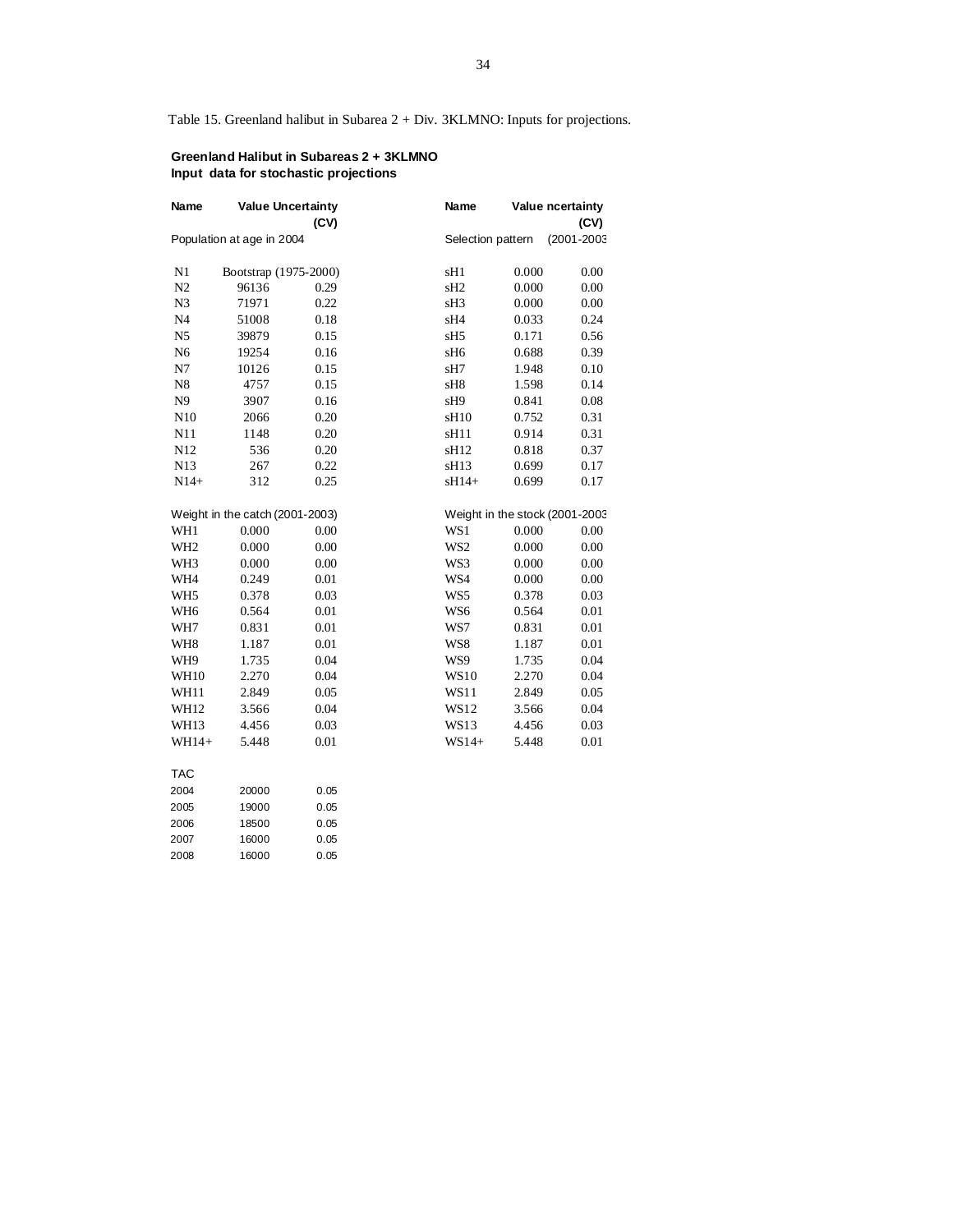Table 15. Greenland halibut in Subarea 2 + Div. 3KLMNO: Inputs for projections.

**Greenland Halibut in Subareas 2 + 3KLMNO**
**Input data for stochastic projections**

| Name | Value | Uncertainty (CV) | Name | Value | ncertainty (CV) |
|---|---|---|---|---|---|
| Population at age in 2004 | | | Selection pattern | | (2001-2003 |
| N1 | Bootstrap (1975-2000) | | sH1 | 0.000 | 0.00 |
| N2 | 96136 | 0.29 | sH2 | 0.000 | 0.00 |
| N3 | 71971 | 0.22 | sH3 | 0.000 | 0.00 |
| N4 | 51008 | 0.18 | sH4 | 0.033 | 0.24 |
| N5 | 39879 | 0.15 | sH5 | 0.171 | 0.56 |
| N6 | 19254 | 0.16 | sH6 | 0.688 | 0.39 |
| N7 | 10126 | 0.15 | sH7 | 1.948 | 0.10 |
| N8 | 4757 | 0.15 | sH8 | 1.598 | 0.14 |
| N9 | 3907 | 0.16 | sH9 | 0.841 | 0.08 |
| N10 | 2066 | 0.20 | sH10 | 0.752 | 0.31 |
| N11 | 1148 | 0.20 | sH11 | 0.914 | 0.31 |
| N12 | 536 | 0.20 | sH12 | 0.818 | 0.37 |
| N13 | 267 | 0.22 | sH13 | 0.699 | 0.17 |
| N14+ | 312 | 0.25 | sH14+ | 0.699 | 0.17 |
| Weight in the catch (2001-2003) | | | Weight in the stock (2001-2003 | | |
| WH1 | 0.000 | 0.00 | WS1 | 0.000 | 0.00 |
| WH2 | 0.000 | 0.00 | WS2 | 0.000 | 0.00 |
| WH3 | 0.000 | 0.00 | WS3 | 0.000 | 0.00 |
| WH4 | 0.249 | 0.01 | WS4 | 0.000 | 0.00 |
| WH5 | 0.378 | 0.03 | WS5 | 0.378 | 0.03 |
| WH6 | 0.564 | 0.01 | WS6 | 0.564 | 0.01 |
| WH7 | 0.831 | 0.01 | WS7 | 0.831 | 0.01 |
| WH8 | 1.187 | 0.01 | WS8 | 1.187 | 0.01 |
| WH9 | 1.735 | 0.04 | WS9 | 1.735 | 0.04 |
| WH10 | 2.270 | 0.04 | WS10 | 2.270 | 0.04 |
| WH11 | 2.849 | 0.05 | WS11 | 2.849 | 0.05 |
| WH12 | 3.566 | 0.04 | WS12 | 3.566 | 0.04 |
| WH13 | 4.456 | 0.03 | WS13 | 4.456 | 0.03 |
| WH14+ | 5.448 | 0.01 | WS14+ | 5.448 | 0.01 |

| TAC | | |
|---|---|---|
| 2004 | 20000 | 0.05 |
| 2005 | 19000 | 0.05 |
| 2006 | 18500 | 0.05 |
| 2007 | 16000 | 0.05 |
| 2008 | 16000 | 0.05 |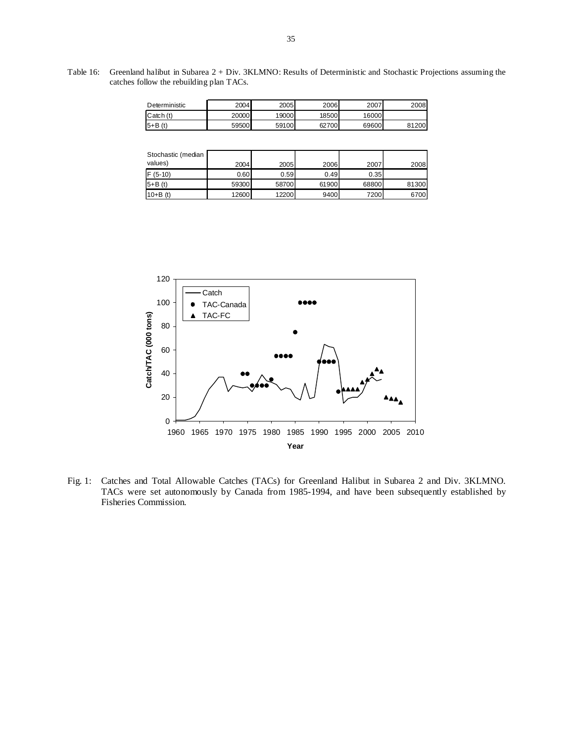Table 16: Greenland halibut in Subarea 2 + Div. 3KLMNO: Results of Deterministic and Stochastic Projections assuming the catches follow the rebuilding plan TACs.

| Deterministic | 2004 | 2005 | 2006 | 2007 | 2008 |
|---|---|---|---|---|---|
| Catch (t) | 20000 | 19000 | 18500 | 16000 | |
| 5+B (t) | 59500 | 59100 | 62700 | 69600 | 81200 |

| Stochastic (median values) | 2004 | 2005 | 2006 | 2007 | 2008 |
|---|---|---|---|---|---|
| F (5-10) | 0.60 | 0.59 | 0.49 | 0.35 | |
| 5+B (t) | 59300 | 58700 | 61900 | 68800 | 81300 |
| 10+B (t) | 12600 | 12200 | 9400 | 7200 | 6700 |

Fig. 1: Catches and Total Allowable Catches (TACs) for Greenland Halibut in Subarea 2 and Div. 3KLMNO. TACs were set autonomously by Canada from 1985-1994, and have been subsequently established by Fisheries Commission.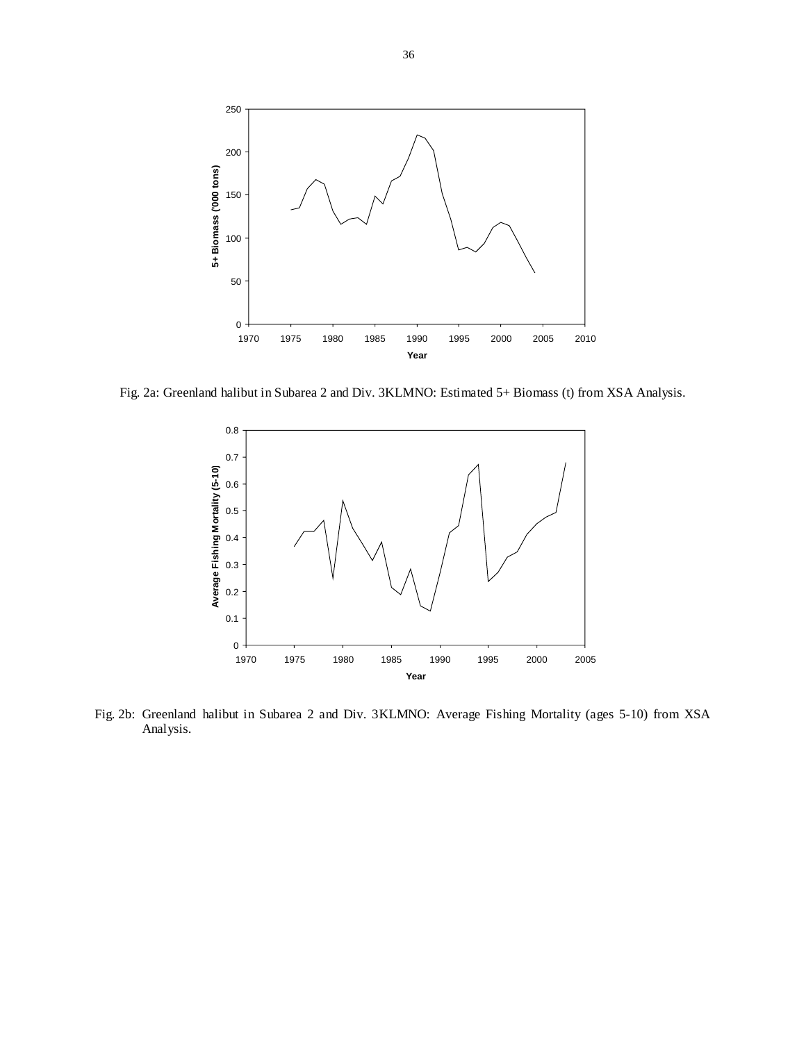Fig. 2a: Greenland halibut in Subarea 2 and Div. 3KLMNO: Estimated 5+ Biomass (t) from XSA Analysis.

Fig. 2b: Greenland halibut in Subarea 2 and Div. 3KLMNO: Average Fishing Mortality (ages 5-10) from XSA Analysis.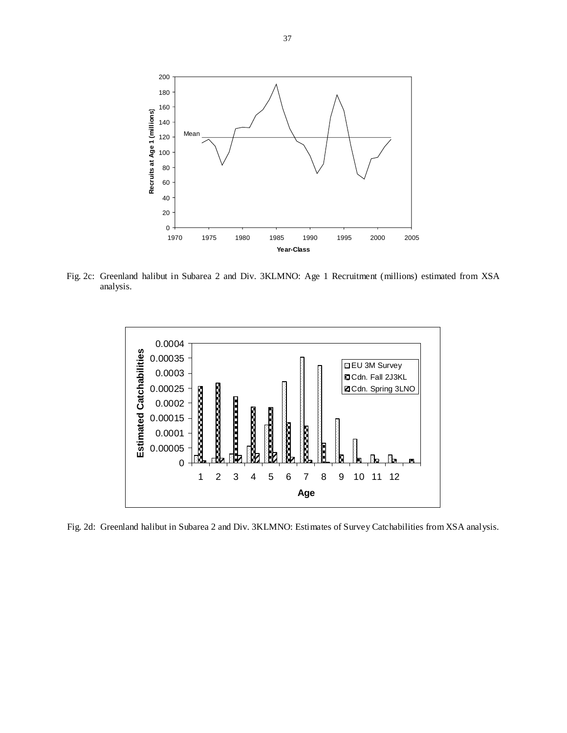Fig. 2c: Greenland halibut in Subarea 2 and Div. 3KLMNO: Age 1 Recruitment (millions) estimated from XSA analysis.

Fig. 2d: Greenland halibut in Subarea 2 and Div. 3KLMNO: Estimates of Survey Catchabilities from XSA analysis.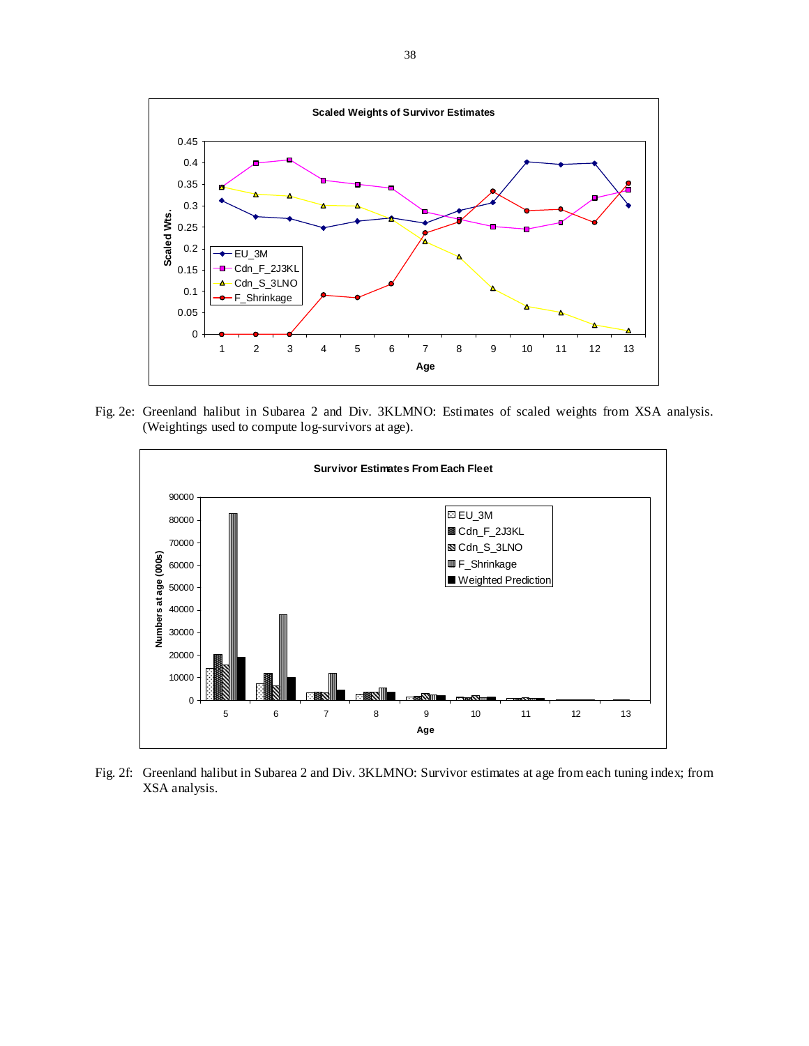Fig. 2e: Greenland halibut in Subarea 2 and Div. 3KLMNO: Estimates of scaled weights from XSA analysis. (Weightings used to compute log-survivors at age).

Fig. 2f: Greenland halibut in Subarea 2 and Div. 3KLMNO: Survivor estimates at age from each tuning index; from XSA analysis.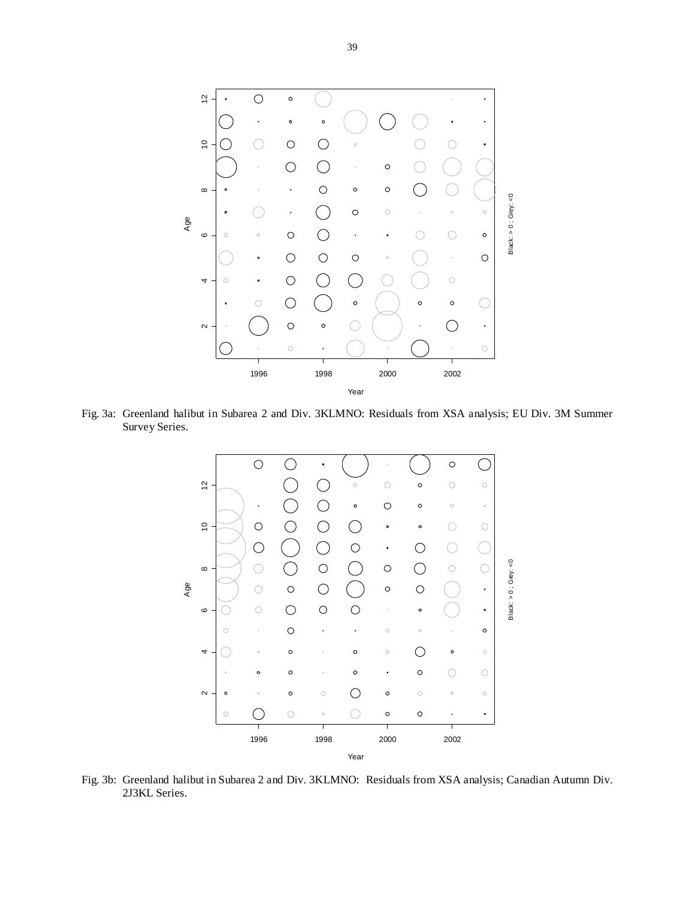Fig. 3a: Greenland halibut in Subarea 2 and Div. 3KLMNO: Residuals from XSA analysis; EU Div. 3M Summer Survey Series.

Fig. 3b: Greenland halibut in Subarea 2 and Div. 3KLMNO: Residuals from XSA analysis; Canadian Autumn Div. 2J3KL Series.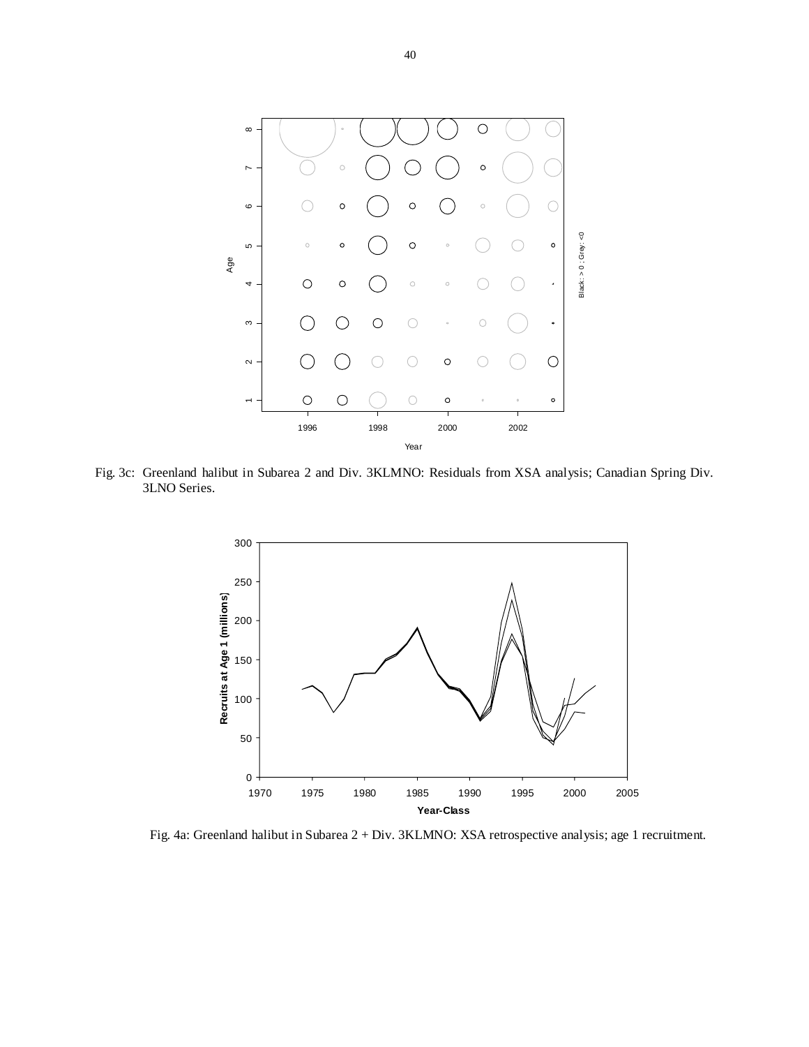Fig. 3c: Greenland halibut in Subarea 2 and Div. 3KLMNO: Residuals from XSA analysis; Canadian Spring Div. 3LNO Series.

Fig. 4a: Greenland halibut in Subarea 2 + Div. 3KLMNO: XSA retrospective analysis; age 1 recruitment.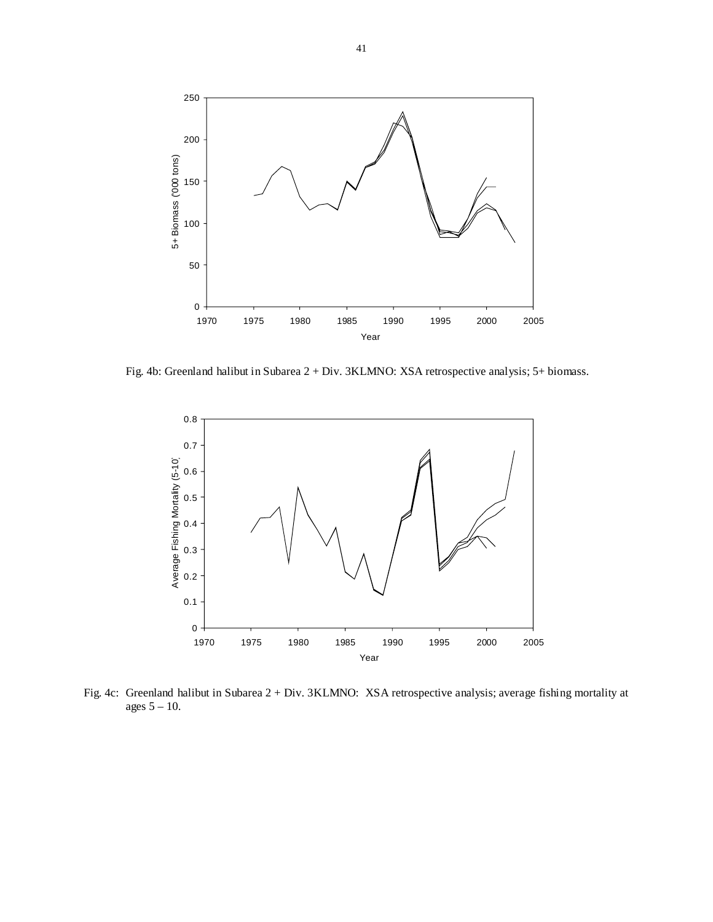Fig. 4b: Greenland halibut in Subarea 2 + Div. 3KLMNO: XSA retrospective analysis; 5+ biomass.

Fig. 4c: Greenland halibut in Subarea 2 + Div. 3KLMNO: XSA retrospective analysis; average fishing mortality at ages 5 – 10.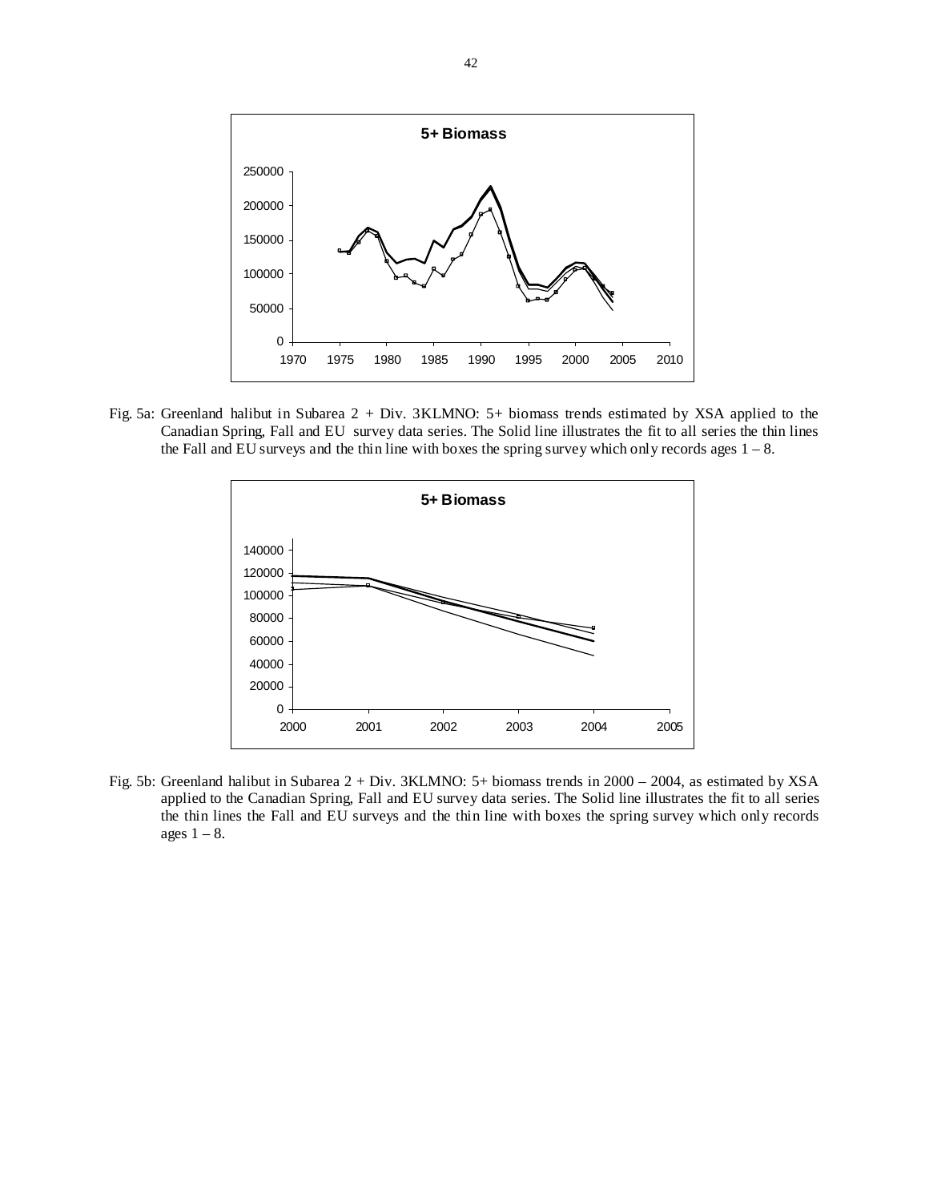Fig. 5a: Greenland halibut in Subarea 2 + Div. 3KLMNO: 5+ biomass trends estimated by XSA applied to the Canadian Spring, Fall and EU survey data series. The Solid line illustrates the fit to all series the thin lines the Fall and EU surveys and the thin line with boxes the spring survey which only records ages 1 – 8.

Fig. 5b: Greenland halibut in Subarea 2 + Div. 3KLMNO: 5+ biomass trends in 2000 – 2004, as estimated by XSA applied to the Canadian Spring, Fall and EU survey data series. The Solid line illustrates the fit to all series the thin lines the Fall and EU surveys and the thin line with boxes the spring survey which only records ages 1 – 8.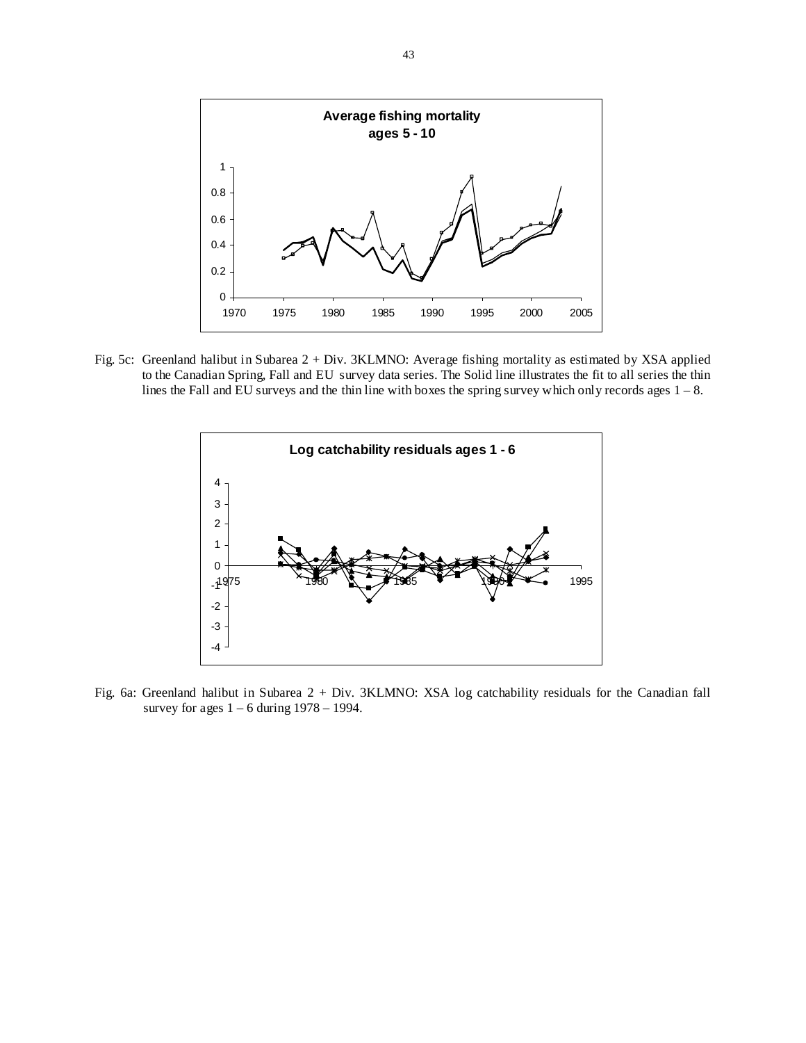Fig. 5c: Greenland halibut in Subarea 2 + Div. 3KLMNO: Average fishing mortality as estimated by XSA applied to the Canadian Spring, Fall and EU survey data series. The Solid line illustrates the fit to all series the thin lines the Fall and EU surveys and the thin line with boxes the spring survey which only records ages 1 – 8.

Fig. 6a: Greenland halibut in Subarea 2 + Div. 3KLMNO: XSA log catchability residuals for the Canadian fall survey for ages 1 – 6 during 1978 – 1994.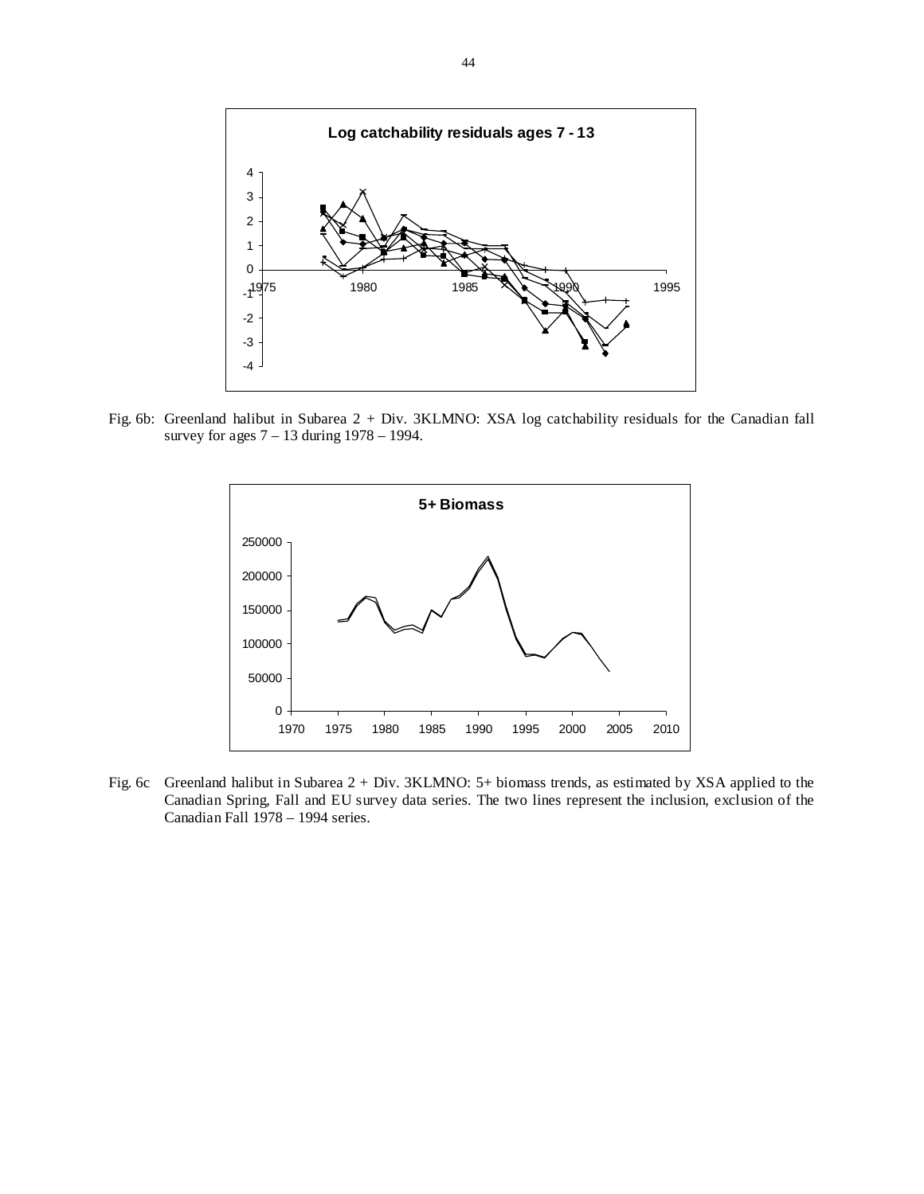Fig. 6b: Greenland halibut in Subarea 2 + Div. 3KLMNO: XSA log catchability residuals for the Canadian fall survey for ages 7 – 13 during 1978 – 1994.

Fig. 6c Greenland halibut in Subarea 2 + Div. 3KLMNO: 5+ biomass trends, as estimated by XSA applied to the Canadian Spring, Fall and EU survey data series. The two lines represent the inclusion, exclusion of the Canadian Fall 1978 – 1994 series.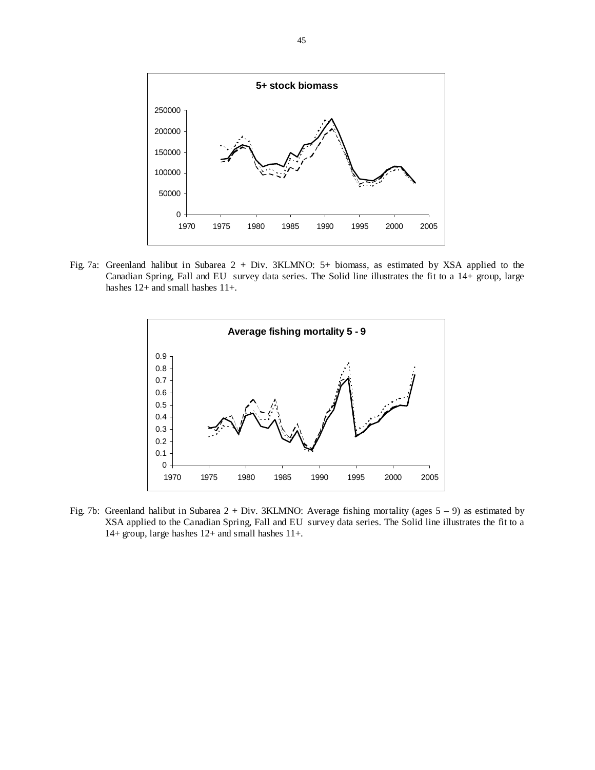Fig. 7a: Greenland halibut in Subarea 2 + Div. 3KLMNO: 5+ biomass, as estimated by XSA applied to the Canadian Spring, Fall and EU survey data series. The Solid line illustrates the fit to a 14+ group, large hashes 12+ and small hashes 11+.

Fig. 7b: Greenland halibut in Subarea 2 + Div. 3KLMNO: Average fishing mortality (ages 5 – 9) as estimated by XSA applied to the Canadian Spring, Fall and EU survey data series. The Solid line illustrates the fit to a 14+ group, large hashes 12+ and small hashes 11+.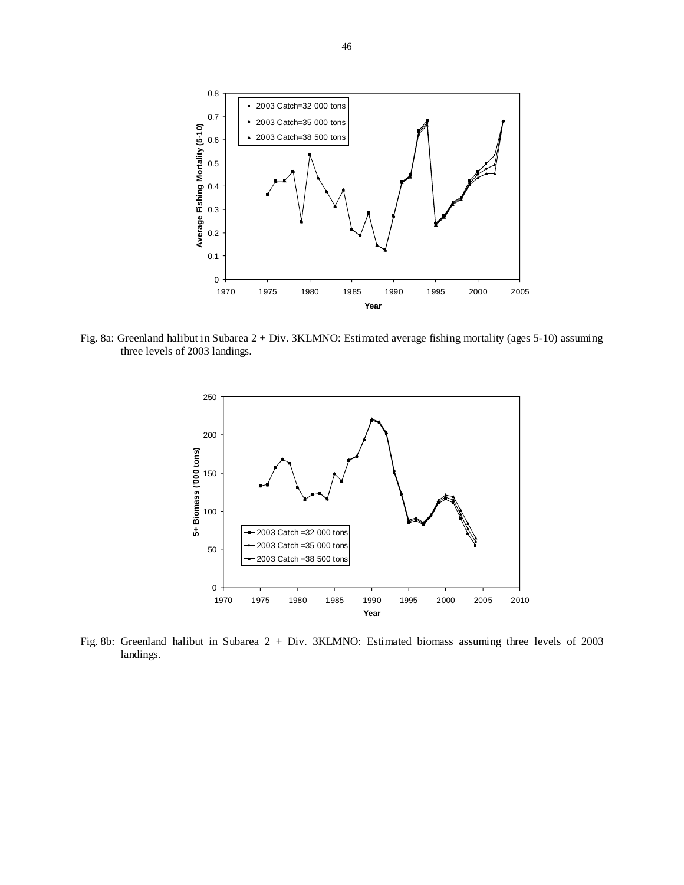Fig. 8a: Greenland halibut in Subarea 2 + Div. 3KLMNO: Estimated average fishing mortality (ages 5-10) assuming three levels of 2003 landings.

Fig. 8b: Greenland halibut in Subarea 2 + Div. 3KLMNO: Estimated biomass assuming three levels of 2003 landings.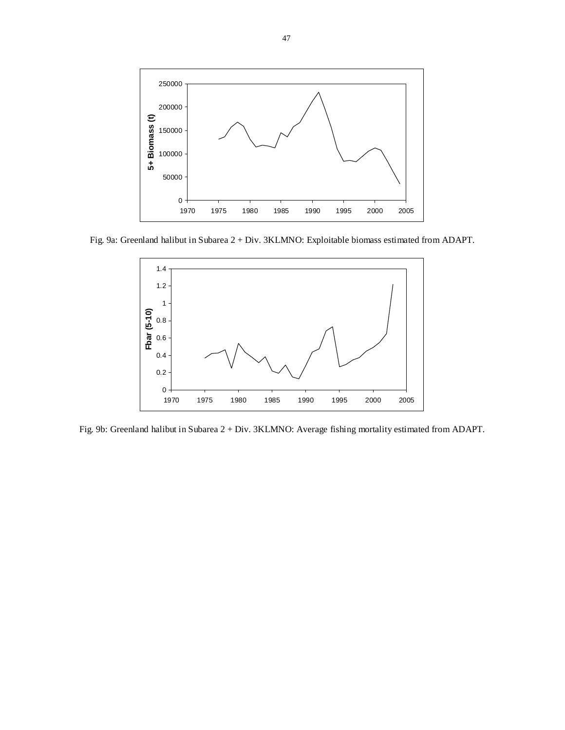Fig. 9a: Greenland halibut in Subarea 2 + Div. 3KLMNO: Exploitable biomass estimated from ADAPT.

Fig. 9b: Greenland halibut in Subarea 2 + Div. 3KLMNO: Average fishing mortality estimated from ADAPT.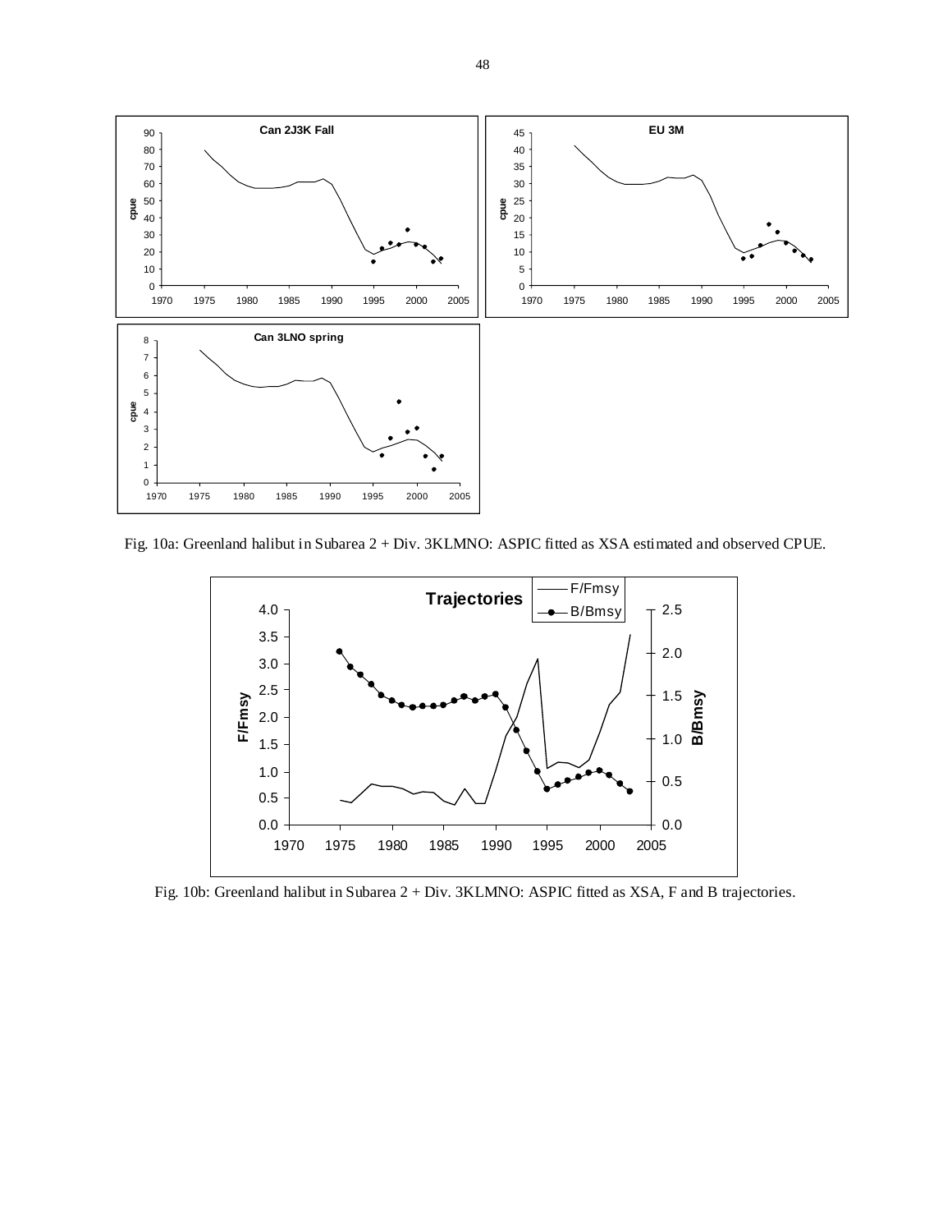Fig. 10a: Greenland halibut in Subarea 2 + Div. 3KLMNO: ASPIC fitted as XSA estimated and observed CPUE.

Fig. 10b: Greenland halibut in Subarea 2 + Div. 3KLMNO: ASPIC fitted as XSA, F and B trajectories.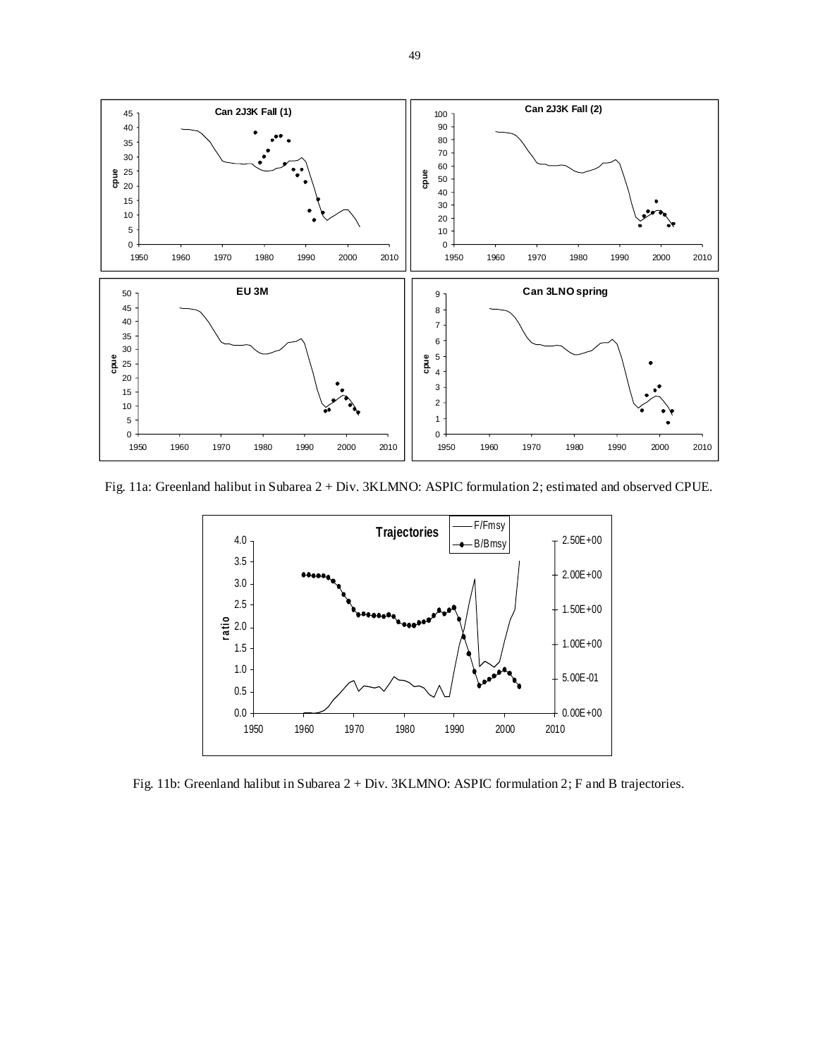Fig. 11a: Greenland halibut in Subarea 2 + Div. 3KLMNO: ASPIC formulation 2; estimated and observed CPUE.

Fig. 11b: Greenland halibut in Subarea 2 + Div. 3KLMNO: ASPIC formulation 2; F and B trajectories.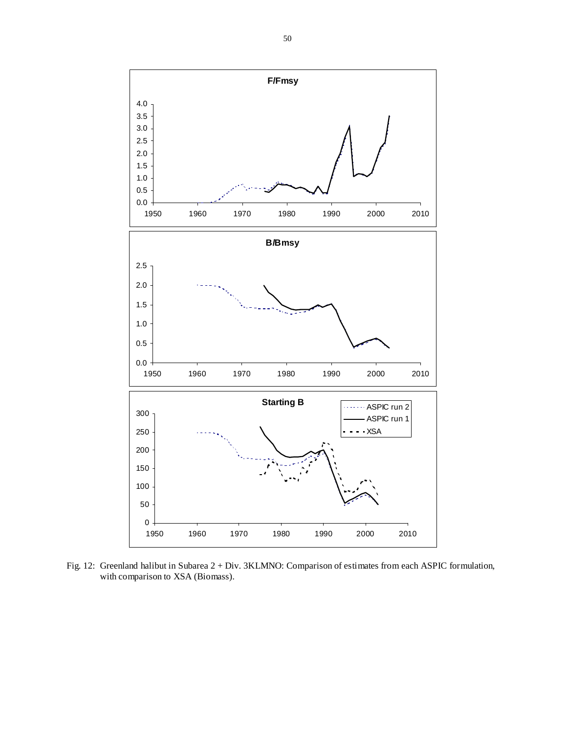Fig. 12: Greenland halibut in Subarea 2 + Div. 3KLMNO: Comparison of estimates from each ASPIC formulation, with comparison to XSA (Biomass).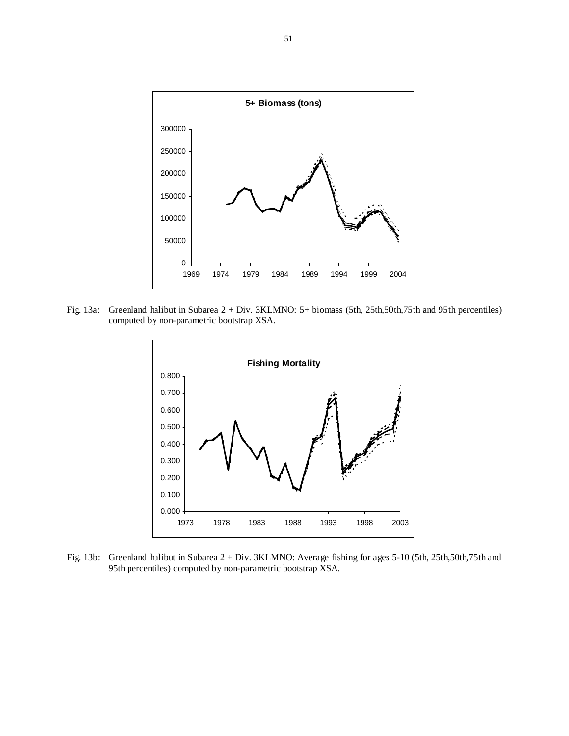Fig. 13a: Greenland halibut in Subarea 2 + Div. 3KLMNO: 5+ biomass (5th, 25th,50th,75th and 95th percentiles) computed by non-parametric bootstrap XSA.

Fig. 13b: Greenland halibut in Subarea 2 + Div. 3KLMNO: Average fishing for ages 5-10 (5th, 25th,50th,75th and 95th percentiles) computed by non-parametric bootstrap XSA.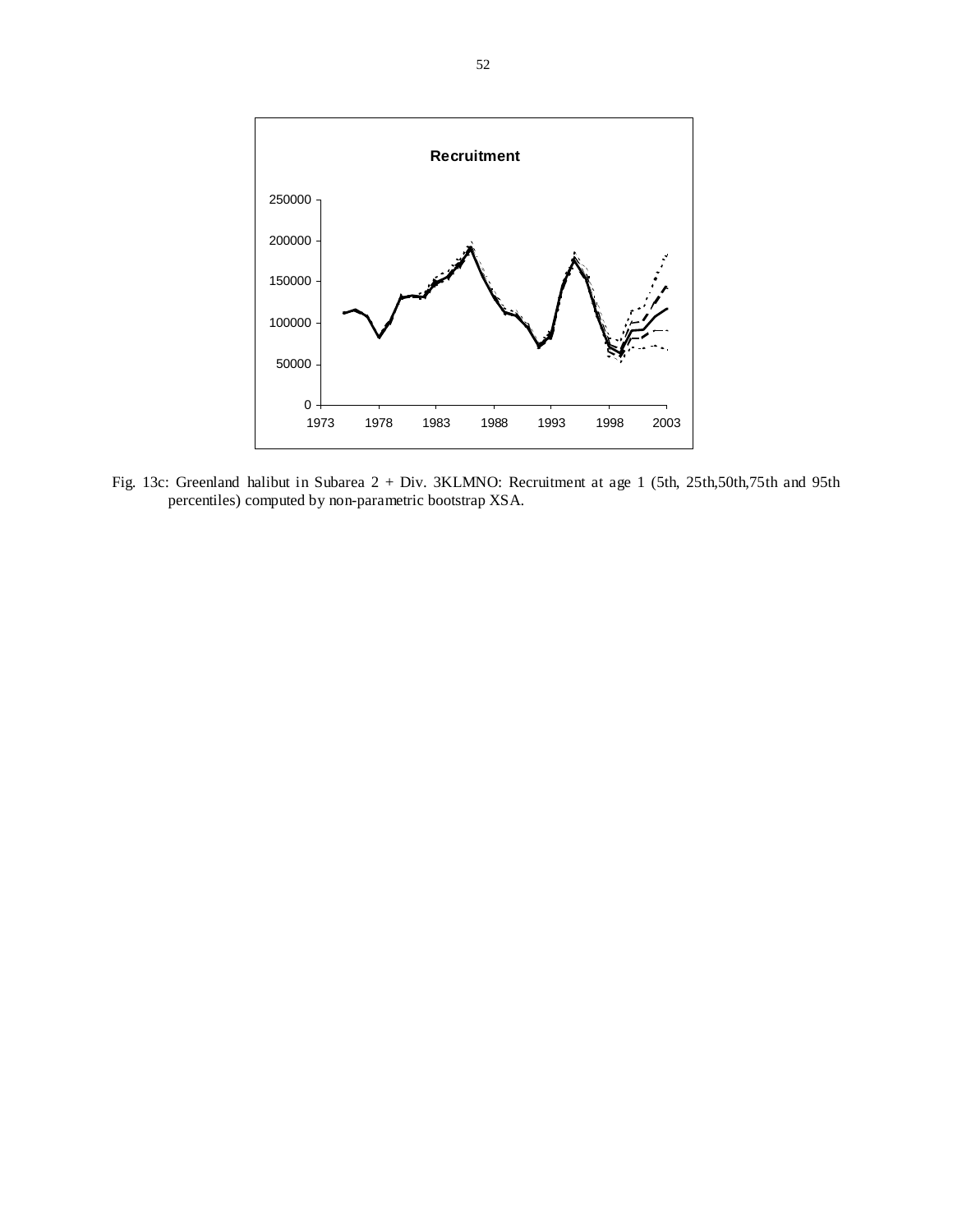Fig. 13c: Greenland halibut in Subarea 2 + Div. 3KLMNO: Recruitment at age 1 (5th, 25th,50th,75th and 95th percentiles) computed by non-parametric bootstrap XSA.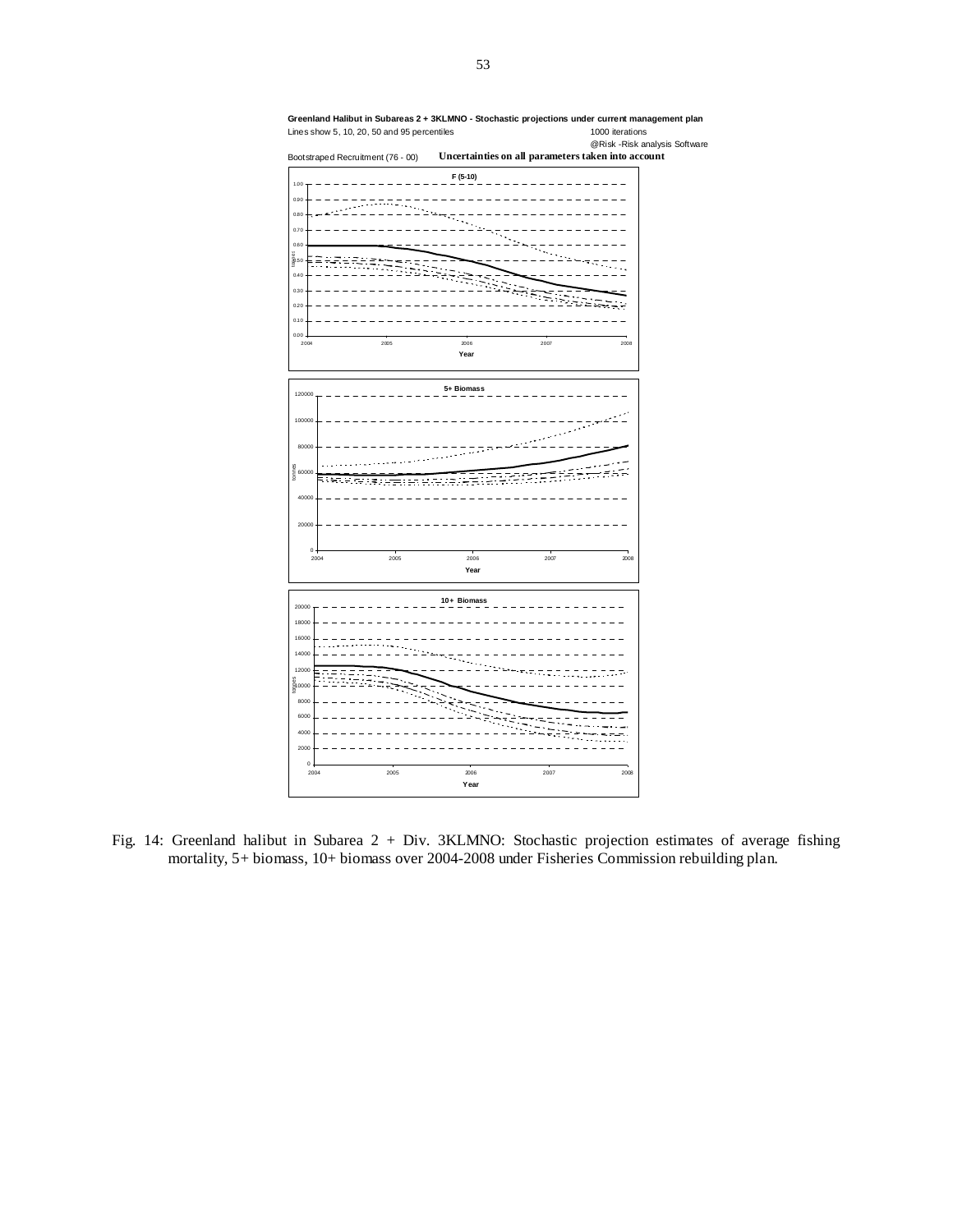Greenland Halibut in Subareas 2 + 3KLMNO - Stochastic projections under current management plan

Lines show 5, 10, 20, 50 and 95 percentiles

1000 iterations

@Risk -Risk analysis Software

Bootstraped Recruitment (76 - 00)

**Uncertainties on all parameters taken into account**

F (5-10)

1.00
0.90
0.80
0.70
0.60
0.50
0.40
0.30
0.20
0.10
0.00

tonnes

2004 2005 2006 2007 2008

Year

5+ Biomass

120000
100000
80000
60000
40000
20000
0

tonnes

2004 2005 2006 2007 2008

Year

10+ Biomass

20000
18000
16000
14000
12000
10000
8000
6000
4000
2000
0

tonnes

2004 2005 2006 2007 2008

Year

Fig. 14: Greenland halibut in Subarea 2 + Div. 3KLMNO: Stochastic projection estimates of average fishing mortality, 5+ biomass, 10+ biomass over 2004-2008 under Fisheries Commission rebuilding plan.